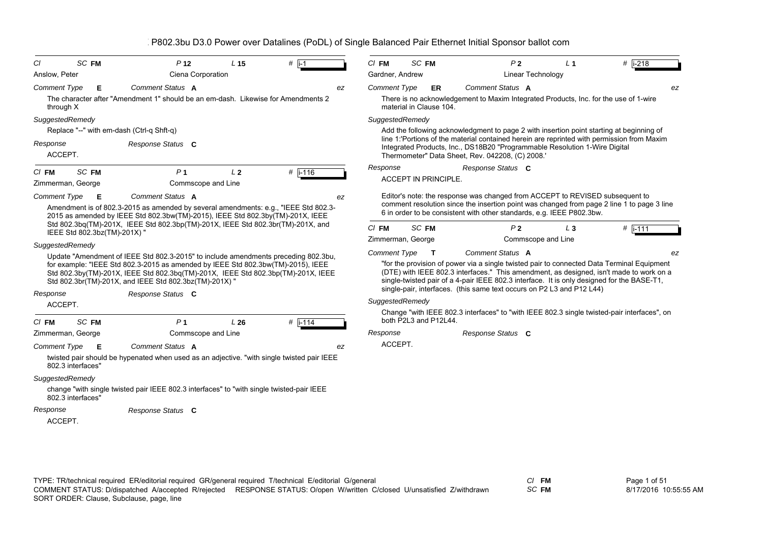# P802.3bu D3.0 Power over Datalines (PoDL) of Single Balanced Pair Ethernet Initial Sponsor ballot com

---

*Cl* **FM** *SC* **FM** *P* **12** *L* **15** # i-1

Anslow, Peter — Ciena Corporation

*Comment Type* **E** *Comment Status* **A** — ez

The character after "Amendment 1" should be an em-dash. Likewise for Amendments 2 through X

*SuggestedRemedy*

Replace "--" with em-dash (Ctrl-q Shft-q)

*Response* — *Response Status* **C**

ACCEPT.

---

*Cl* **FM** *SC* **FM** *P* **1** *L* **2** # i-116

Zimmerman, George — Commscope and Line

*Comment Type* **E** *Comment Status* **A** — ez

Amendment is of 802.3-2015 as amended by several amendments: e.g., "IEEE Std 802.3-2015 as amended by IEEE Std 802.3bw(TM)-2015), IEEE Std 802.3by(TM)-201X, IEEE Std 802.3bq(TM)-201X, IEEE Std 802.3bp(TM)-201X, IEEE Std 802.3br(TM)-201X, and IEEE Std 802.3bz(TM)-201X) "

*SuggestedRemedy*

Update "Amendment of IEEE Std 802.3-2015" to include amendments preceding 802.3bu, for example: "IEEE Std 802.3-2015 as amended by IEEE Std 802.3bw(TM)-2015), IEEE Std 802.3by(TM)-201X, IEEE Std 802.3bq(TM)-201X, IEEE Std 802.3bp(TM)-201X, IEEE Std 802.3br(TM)-201X, and IEEE Std 802.3bz(TM)-201X) "

*Response* — *Response Status* **C**

ACCEPT.

---

*Cl* **FM** *SC* **FM** *P* **1** *L* **26** # i-114

Zimmerman, George — Commscope and Line

*Comment Type* **E** *Comment Status* **A** — ez

twisted pair should be hypenated when used as an adjective. "with single twisted pair IEEE 802.3 interfaces"

*SuggestedRemedy*

change "with single twisted pair IEEE 802.3 interfaces" to "with single twisted-pair IEEE 802.3 interfaces"

*Response* — *Response Status* **C**

ACCEPT.

---

*Cl* **FM** *SC* **FM** *P* **2** *L* **1** # i-218

Gardner, Andrew — Linear Technology

*Comment Type* **ER** *Comment Status* **A** — ez

There is no acknowledgement to Maxim Integrated Products, Inc. for the use of 1-wire material in Clause 104.

*SuggestedRemedy*

Add the following acknowledgment to page 2 with insertion point starting at beginning of line 1:'Portions of the material contained herein are reprinted with permission from Maxim Integrated Products, Inc., DS18B20 "Programmable Resolution 1-Wire Digital Thermometer" Data Sheet, Rev. 042208, (C) 2008.'

*Response* — *Response Status* **C**

ACCEPT IN PRINCIPLE.

Editor's note: the response was changed from ACCEPT to REVISED subsequent to comment resolution since the insertion point was changed from page 2 line 1 to page 3 line 6 in order to be consistent with other standards, e.g. IEEE P802.3bw.

---

*Cl* **FM** *SC* **FM** *P* **2** *L* **3** # i-111

Zimmerman, George — Commscope and Line

*Comment Type* **T** *Comment Status* **A** — ez

"for the provision of power via a single twisted pair to connected Data Terminal Equipment (DTE) with IEEE 802.3 interfaces." This amendment, as designed, isn't made to work on a single-twisted pair of a 4-pair IEEE 802.3 interface. It is only designed for the BASE-T1, single-pair, interfaces. (this same text occurs on P2 L3 and P12 L44)

*SuggestedRemedy*

Change "with IEEE 802.3 interfaces" to "with IEEE 802.3 single twisted-pair interfaces", on both P2L3 and P12L44.

*Response* — *Response Status* **C**

ACCEPT.

---

TYPE: TR/technical required ER/editorial required GR/general required T/technical E/editorial G/general
COMMENT STATUS: D/dispatched A/accepted R/rejected RESPONSE STATUS: O/open W/written C/closed U/unsatisfied Z/withdrawn
SORT ORDER: Clause, Subclause, page, line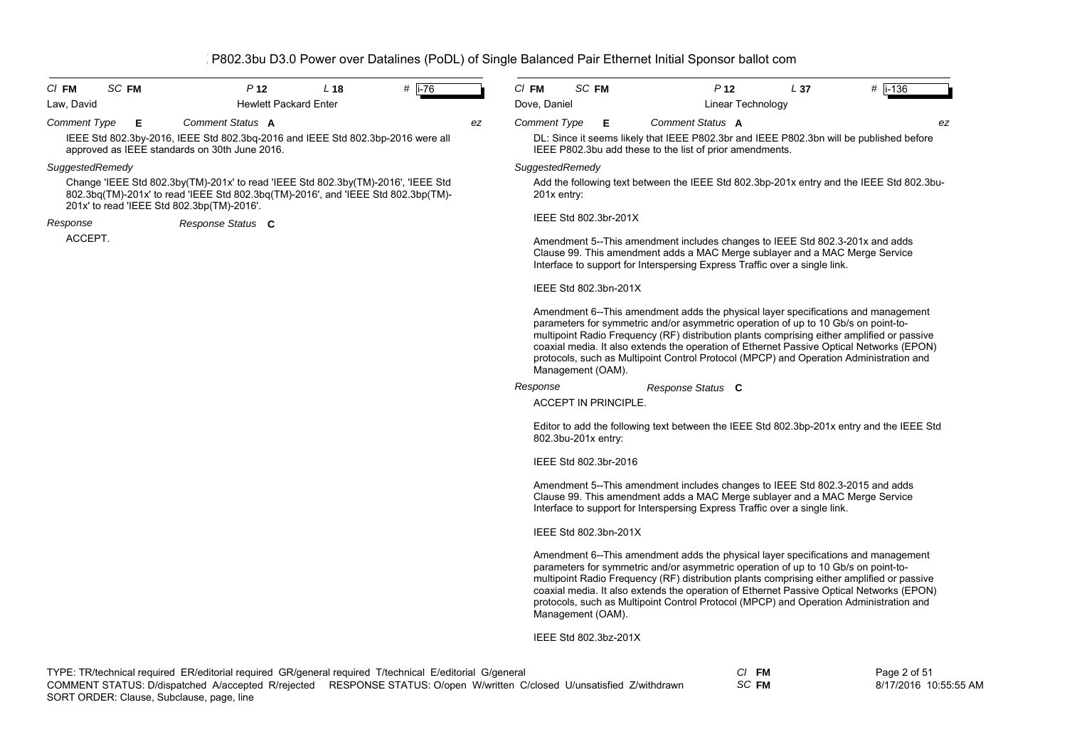P802.3bu D3.0 Power over Datalines (PoDL) of Single Balanced Pair Ethernet Initial Sponsor ballot com

**Cl** FM **SC** FM **P** 12 **L** 18 **#** i-76

Law, David — Hewlett Packard Enter

*Comment Type* **E** *Comment Status* **A** ez

IEEE Std 802.3by-2016, IEEE Std 802.3bq-2016 and IEEE Std 802.3bp-2016 were all approved as IEEE standards on 30th June 2016.

*SuggestedRemedy*

Change 'IEEE Std 802.3by(TM)-201x' to read 'IEEE Std 802.3by(TM)-2016', 'IEEE Std 802.3bq(TM)-201x' to read 'IEEE Std 802.3bq(TM)-2016', and 'IEEE Std 802.3bp(TM)-201x' to read 'IEEE Std 802.3bp(TM)-2016'.

*Response* *Response Status* **C**

ACCEPT.

---

**Cl** FM **SC** FM **P** 12 **L** 37 **#** i-136

Dove, Daniel — Linear Technology

*Comment Type* **E** *Comment Status* **A** ez

DL: Since it seems likely that IEEE P802.3br and IEEE P802.3bn will be published before IEEE P802.3bu add these to the list of prior amendments.

*SuggestedRemedy*

Add the following text between the IEEE Std 802.3bp-201x entry and the IEEE Std 802.3bu-201x entry:

IEEE Std 802.3br-201X

Amendment 5--This amendment includes changes to IEEE Std 802.3-201x and adds Clause 99. This amendment adds a MAC Merge sublayer and a MAC Merge Service Interface to support for Interspersing Express Traffic over a single link.

IEEE Std 802.3bn-201X

Amendment 6--This amendment adds the physical layer specifications and management parameters for symmetric and/or asymmetric operation of up to 10 Gb/s on point-to-multipoint Radio Frequency (RF) distribution plants comprising either amplified or passive coaxial media. It also extends the operation of Ethernet Passive Optical Networks (EPON) protocols, such as Multipoint Control Protocol (MPCP) and Operation Administration and Management (OAM).

*Response* *Response Status* **C**

ACCEPT IN PRINCIPLE.

Editor to add the following text between the IEEE Std 802.3bp-201x entry and the IEEE Std 802.3bu-201x entry:

IEEE Std 802.3br-2016

Amendment 5--This amendment includes changes to IEEE Std 802.3-2015 and adds Clause 99. This amendment adds a MAC Merge sublayer and a MAC Merge Service Interface to support for Interspersing Express Traffic over a single link.

IEEE Std 802.3bn-201X

Amendment 6--This amendment adds the physical layer specifications and management parameters for symmetric and/or asymmetric operation of up to 10 Gb/s on point-to-multipoint Radio Frequency (RF) distribution plants comprising either amplified or passive coaxial media. It also extends the operation of Ethernet Passive Optical Networks (EPON) protocols, such as Multipoint Control Protocol (MPCP) and Operation Administration and Management (OAM).

IEEE Std 802.3bz-201X

---

TYPE: TR/technical required ER/editorial required GR/general required T/technical E/editorial G/general
COMMENT STATUS: D/dispatched A/accepted R/rejected RESPONSE STATUS: O/open W/written C/closed U/unsatisfied Z/withdrawn
SORT ORDER: Clause, Subclause, page, line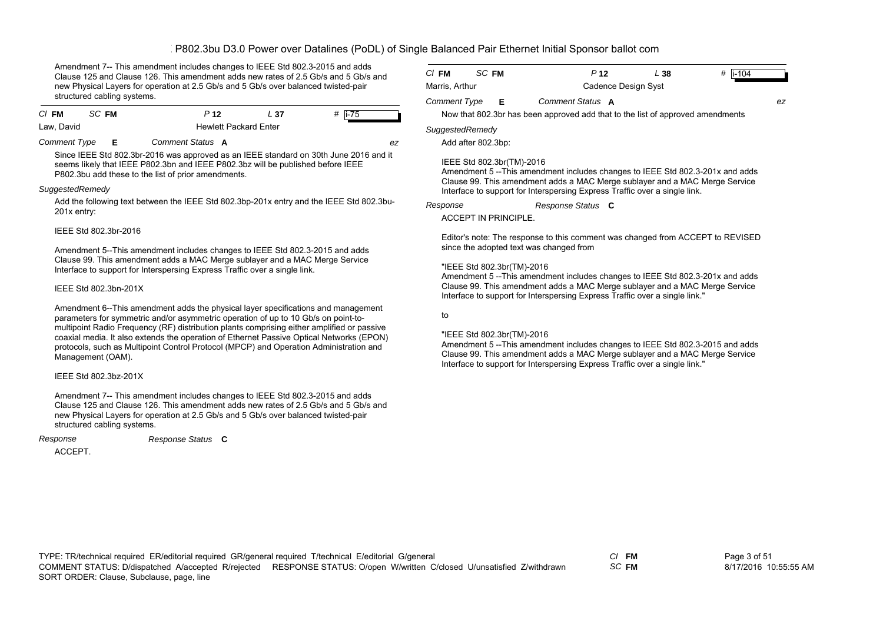Amendment 7-- This amendment includes changes to IEEE Std 802.3-2015 and adds Clause 125 and Clause 126. This amendment adds new rates of 2.5 Gb/s and 5 Gb/s and new Physical Layers for operation at 2.5 Gb/s and 5 Gb/s over balanced twisted-pair structured cabling systems.

---

*Cl* **FM** *SC* **FM** *P* **12** *L* **37** # i-75

Law, David — Hewlett Packard Enter

*Comment Type* **E** *Comment Status* **A** *ez*

Since IEEE Std 802.3br-2016 was approved as an IEEE standard on 30th June 2016 and it seems likely that IEEE P802.3bn and IEEE P802.3bz will be published before IEEE P802.3bu add these to the list of prior amendments.

*SuggestedRemedy*

Add the following text between the IEEE Std 802.3bp-201x entry and the IEEE Std 802.3bu-201x entry:

IEEE Std 802.3br-2016

Amendment 5--This amendment includes changes to IEEE Std 802.3-2015 and adds Clause 99. This amendment adds a MAC Merge sublayer and a MAC Merge Service Interface to support for Interspersing Express Traffic over a single link.

IEEE Std 802.3bn-201X

Amendment 6--This amendment adds the physical layer specifications and management parameters for symmetric and/or asymmetric operation of up to 10 Gb/s on point-to-multipoint Radio Frequency (RF) distribution plants comprising either amplified or passive coaxial media. It also extends the operation of Ethernet Passive Optical Networks (EPON) protocols, such as Multipoint Control Protocol (MPCP) and Operation Administration and Management (OAM).

IEEE Std 802.3bz-201X

Amendment 7-- This amendment includes changes to IEEE Std 802.3-2015 and adds Clause 125 and Clause 126. This amendment adds new rates of 2.5 Gb/s and 5 Gb/s and new Physical Layers for operation at 2.5 Gb/s and 5 Gb/s over balanced twisted-pair structured cabling systems.

*Response* *Response Status* **C**

ACCEPT.

---

*Cl* **FM** *SC* **FM** *P* **12** *L* **38** # i-104

Marris, Arthur — Cadence Design Syst

*Comment Type* **E** *Comment Status* **A** *ez*

Now that 802.3br has been approved add that to the list of approved amendments

*SuggestedRemedy*

Add after 802.3bp:

IEEE Std 802.3br(TM)-2016
Amendment 5 --This amendment includes changes to IEEE Std 802.3-201x and adds Clause 99. This amendment adds a MAC Merge sublayer and a MAC Merge Service Interface to support for Interspersing Express Traffic over a single link.

*Response* *Response Status* **C**

ACCEPT IN PRINCIPLE.

Editor's note: The response to this comment was changed from ACCEPT to REVISED since the adopted text was changed from

"IEEE Std 802.3br(TM)-2016
Amendment 5 --This amendment includes changes to IEEE Std 802.3-201x and adds Clause 99. This amendment adds a MAC Merge sublayer and a MAC Merge Service Interface to support for Interspersing Express Traffic over a single link."

to

"IEEE Std 802.3br(TM)-2016
Amendment 5 --This amendment includes changes to IEEE Std 802.3-2015 and adds Clause 99. This amendment adds a MAC Merge sublayer and a MAC Merge Service Interface to support for Interspersing Express Traffic over a single link."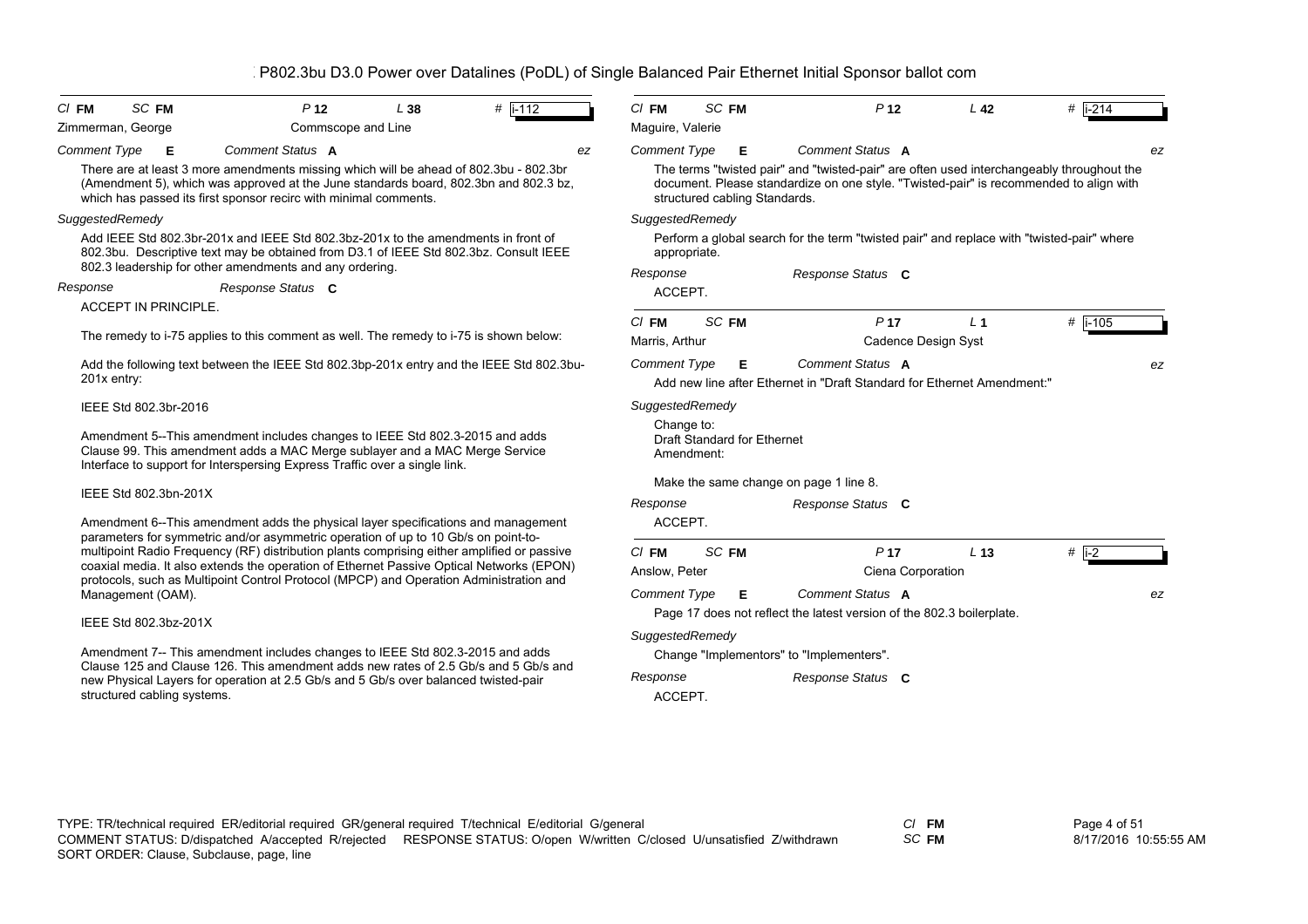P802.3bu D3.0 Power over Datalines (PoDL) of Single Balanced Pair Ethernet Initial Sponsor ballot com

---

**Cl** FM **SC** FM **P** 12 **L** 38 **#** i-112

Zimmerman, George — Commscope and Line

**Comment Type** E **Comment Status** A — ez

There are at least 3 more amendments missing which will be ahead of 802.3bu - 802.3br (Amendment 5), which was approved at the June standards board, 802.3bn and 802.3 bz, which has passed its first sponsor recirc with minimal comments.

*SuggestedRemedy*

Add IEEE Std 802.3br-201x and IEEE Std 802.3bz-201x to the amendments in front of 802.3bu. Descriptive text may be obtained from D3.1 of IEEE Std 802.3bz. Consult IEEE 802.3 leadership for other amendments and any ordering.

*Response* — *Response Status* C

ACCEPT IN PRINCIPLE.

The remedy to i-75 applies to this comment as well. The remedy to i-75 is shown below:

Add the following text between the IEEE Std 802.3bp-201x entry and the IEEE Std 802.3bu-201x entry:

IEEE Std 802.3br-2016

Amendment 5--This amendment includes changes to IEEE Std 802.3-2015 and adds Clause 99. This amendment adds a MAC Merge sublayer and a MAC Merge Service Interface to support for Interspersing Express Traffic over a single link.

IEEE Std 802.3bn-201X

Amendment 6--This amendment adds the physical layer specifications and management parameters for symmetric and/or asymmetric operation of up to 10 Gb/s on point-to-multipoint Radio Frequency (RF) distribution plants comprising either amplified or passive coaxial media. It also extends the operation of Ethernet Passive Optical Networks (EPON) protocols, such as Multipoint Control Protocol (MPCP) and Operation Administration and Management (OAM).

IEEE Std 802.3bz-201X

Amendment 7-- This amendment includes changes to IEEE Std 802.3-2015 and adds Clause 125 and Clause 126. This amendment adds new rates of 2.5 Gb/s and 5 Gb/s and new Physical Layers for operation at 2.5 Gb/s and 5 Gb/s over balanced twisted-pair structured cabling systems.

---

**Cl** FM **SC** FM **P** 12 **L** 42 **#** i-214

Maguire, Valerie

**Comment Type** E **Comment Status** A — ez

The terms "twisted pair" and "twisted-pair" are often used interchangeably throughout the document. Please standardize on one style. "Twisted-pair" is recommended to align with structured cabling Standards.

*SuggestedRemedy*

Perform a global search for the term "twisted pair" and replace with "twisted-pair" where appropriate.

*Response* — *Response Status* C

ACCEPT.

---

**Cl** FM **SC** FM **P** 17 **L** 1 **#** i-105

Marris, Arthur — Cadence Design Syst

**Comment Type** E **Comment Status** A — ez

Add new line after Ethernet in "Draft Standard for Ethernet Amendment:"

*SuggestedRemedy*

Change to:
Draft Standard for Ethernet
Amendment:

Make the same change on page 1 line 8.

*Response* — *Response Status* C

ACCEPT.

---

**Cl** FM **SC** FM **P** 17 **L** 13 **#** i-2

Anslow, Peter — Ciena Corporation

**Comment Type** E **Comment Status** A — ez

Page 17 does not reflect the latest version of the 802.3 boilerplate.

*SuggestedRemedy*

Change "Implementors" to "Implementers".

*Response* — *Response Status* C

ACCEPT.

---

TYPE: TR/technical required ER/editorial required GR/general required T/technical E/editorial G/general
COMMENT STATUS: D/dispatched A/accepted R/rejected RESPONSE STATUS: O/open W/written C/closed U/unsatisfied Z/withdrawn
SORT ORDER: Clause, Subclause, page, line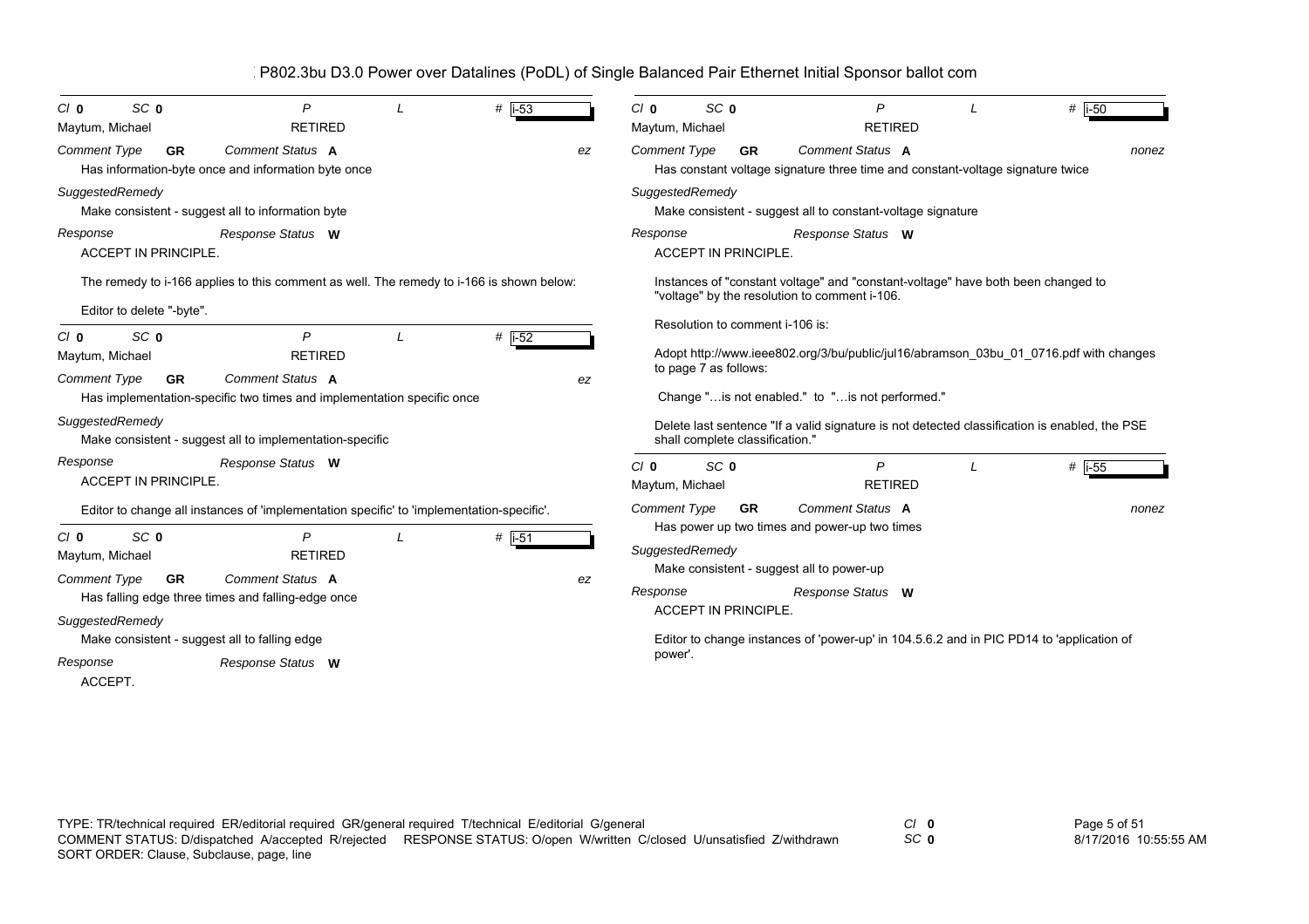# P802.3bu D3.0 Power over Datalines (PoDL) of Single Balanced Pair Ethernet Initial Sponsor ballot com

**Cl** 0 **SC** 0 **P** **L** **#** i-53
Maytum, Michael RETIRED

*Comment Type* **GR** *Comment Status* **A** ez

Has information-byte once and information byte once

*SuggestedRemedy*

Make consistent - suggest all to information byte

*Response* *Response Status* **W**

ACCEPT IN PRINCIPLE.

The remedy to i-166 applies to this comment as well. The remedy to i-166 is shown below:

Editor to delete "-byte".

---

**Cl** 0 **SC** 0 **P** **L** **#** i-52
Maytum, Michael RETIRED

*Comment Type* **GR** *Comment Status* **A** ez

Has implementation-specific two times and implementation specific once

*SuggestedRemedy*

Make consistent - suggest all to implementation-specific

*Response* *Response Status* **W**

ACCEPT IN PRINCIPLE.

Editor to change all instances of 'implementation specific' to 'implementation-specific'.

---

**Cl** 0 **SC** 0 **P** **L** **#** i-51
Maytum, Michael RETIRED

*Comment Type* **GR** *Comment Status* **A** ez

Has falling edge three times and falling-edge once

*SuggestedRemedy*

Make consistent - suggest all to falling edge

*Response* *Response Status* **W**

ACCEPT.

---

**Cl** 0 **SC** 0 **P** **L** **#** i-50
Maytum, Michael RETIRED

*Comment Type* **GR** *Comment Status* **A** nonez

Has constant voltage signature three time and constant-voltage signature twice

*SuggestedRemedy*

Make consistent - suggest all to constant-voltage signature

*Response* *Response Status* **W**

ACCEPT IN PRINCIPLE.

Instances of "constant voltage" and "constant-voltage" have both been changed to "voltage" by the resolution to comment i-106.

Resolution to comment i-106 is:

Adopt http://www.ieee802.org/3/bu/public/jul16/abramson_03bu_01_0716.pdf with changes to page 7 as follows:

Change "…is not enabled." to "…is not performed."

Delete last sentence "If a valid signature is not detected classification is enabled, the PSE shall complete classification."

---

**Cl** 0 **SC** 0 **P** **L** **#** i-55
Maytum, Michael RETIRED

*Comment Type* **GR** *Comment Status* **A** nonez

Has power up two times and power-up two times

*SuggestedRemedy*

Make consistent - suggest all to power-up

*Response* *Response Status* **W**

ACCEPT IN PRINCIPLE.

Editor to change instances of 'power-up' in 104.5.6.2 and in PIC PD14 to 'application of power'.

---

TYPE: TR/technical required ER/editorial required GR/general required T/technical E/editorial G/general
COMMENT STATUS: D/dispatched A/accepted R/rejected RESPONSE STATUS: O/open W/written C/closed U/unsatisfied Z/withdrawn
SORT ORDER: Clause, Subclause, page, line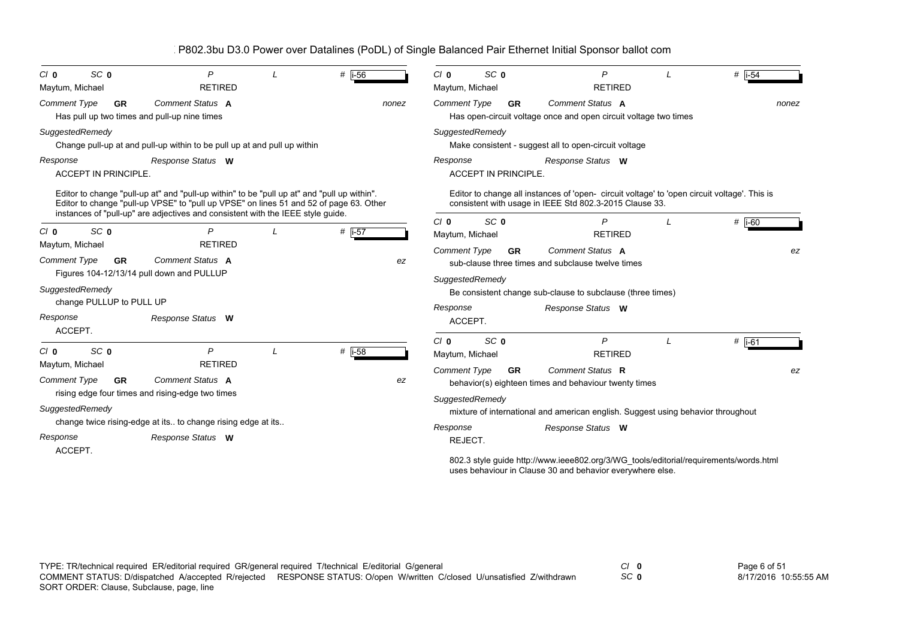| Cl 0 | SC 0 | P | L | # i-56 |
|---|---|---|---|---|

Maytum, Michael — RETIRED

*Comment Type* **GR** *Comment Status* **A** *nonez*

Has pull up two times and pull-up nine times

*SuggestedRemedy*

Change pull-up at and pull-up within to be pull up at and pull up within

*Response* *Response Status* **W**

ACCEPT IN PRINCIPLE.

Editor to change "pull-up at" and "pull-up within" to be "pull up at" and "pull up within". Editor to change "pull-up VPSE" to "pull up VPSE" on lines 51 and 52 of page 63. Other instances of "pull-up" are adjectives and consistent with the IEEE style guide.

---

| Cl 0 | SC 0 | P | L | # i-57 |
|---|---|---|---|---|

Maytum, Michael — RETIRED

*Comment Type* **GR** *Comment Status* **A** *ez*

Figures 104-12/13/14 pull down and PULLUP

*SuggestedRemedy*

change PULLUP to PULL UP

*Response* *Response Status* **W**

ACCEPT.

---

| Cl 0 | SC 0 | P | L | # i-58 |
|---|---|---|---|---|

Maytum, Michael — RETIRED

*Comment Type* **GR** *Comment Status* **A** *ez*

rising edge four times and rising-edge two times

*SuggestedRemedy*

change twice rising-edge at its.. to change rising edge at its..

*Response* *Response Status* **W**

ACCEPT.

---

| Cl 0 | SC 0 | P | L | # i-54 |
|---|---|---|---|---|

Maytum, Michael — RETIRED

*Comment Type* **GR** *Comment Status* **A** *nonez*

Has open-circuit voltage once and open circuit voltage two times

*SuggestedRemedy*

Make consistent - suggest all to open-circuit voltage

*Response* *Response Status* **W**

ACCEPT IN PRINCIPLE.

Editor to change all instances of 'open- circuit voltage' to 'open circuit voltage'. This is consistent with usage in IEEE Std 802.3-2015 Clause 33.

---

| Cl 0 | SC 0 | P | L | # i-60 |
|---|---|---|---|---|

Maytum, Michael — RETIRED

*Comment Type* **GR** *Comment Status* **A** *ez*

sub-clause three times and subclause twelve times

*SuggestedRemedy*

Be consistent change sub-clause to subclause (three times)

*Response* *Response Status* **W**

ACCEPT.

---

| Cl 0 | SC 0 | P | L | # i-61 |
|---|---|---|---|---|

Maytum, Michael — RETIRED

*Comment Type* **GR** *Comment Status* **R** *ez*

behavior(s) eighteen times and behaviour twenty times

*SuggestedRemedy*

mixture of international and american english. Suggest using behavior throughout

*Response* *Response Status* **W**

REJECT.

802.3 style guide http://www.ieee802.org/3/WG_tools/editorial/requirements/words.html uses behaviour in Clause 30 and behavior everywhere else.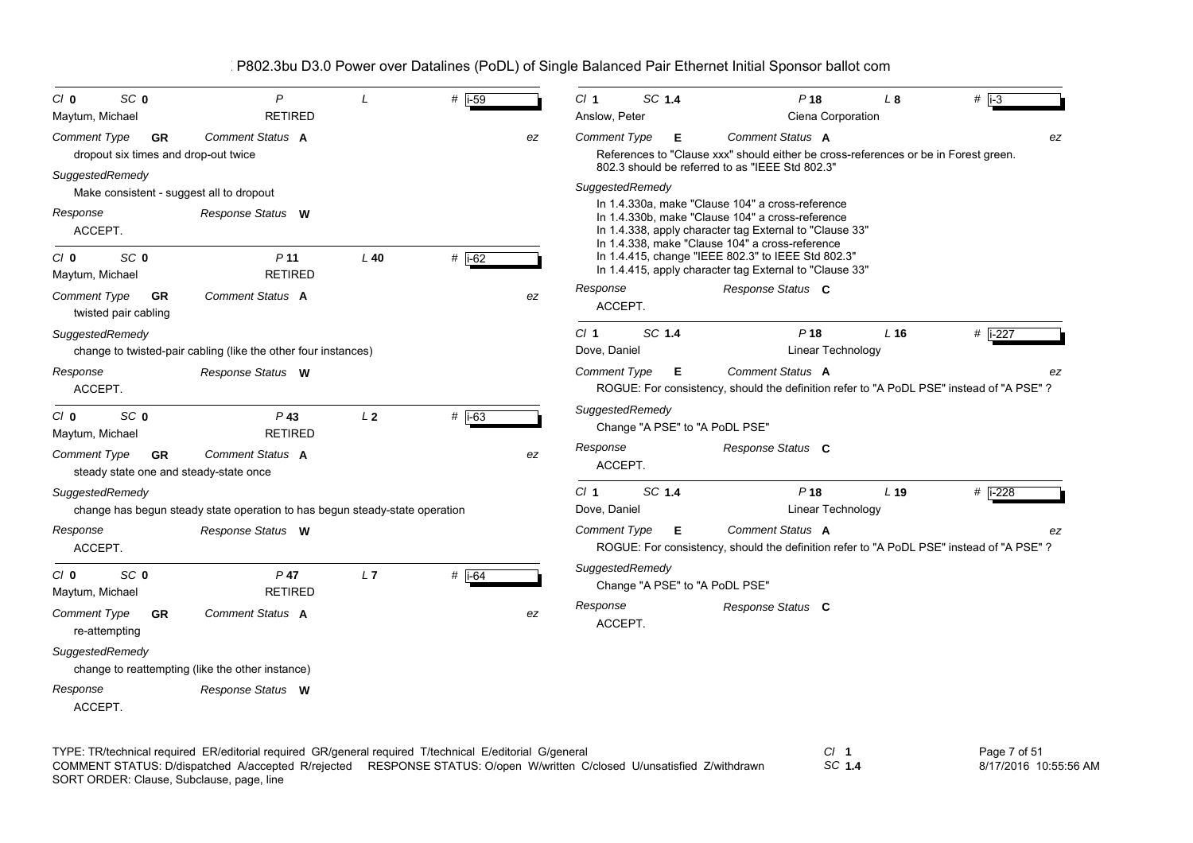P802.3bu D3.0 Power over Datalines (PoDL) of Single Balanced Pair Ethernet Initial Sponsor ballot com

---

Cl **0** SC **0** P L # i-59
Maytum, Michael RETIRED

Comment Type **GR** Comment Status **A** ez

dropout six times and drop-out twice

SuggestedRemedy

Make consistent - suggest all to dropout

Response Response Status **W**

ACCEPT.

---

Cl **0** SC **0** P **11** L **40** # i-62
Maytum, Michael RETIRED

Comment Type **GR** Comment Status **A** ez

twisted pair cabling

SuggestedRemedy

change to twisted-pair cabling (like the other four instances)

Response Response Status **W**

ACCEPT.

---

Cl **0** SC **0** P **43** L **2** # i-63
Maytum, Michael RETIRED

Comment Type **GR** Comment Status **A** ez

steady state one and steady-state once

SuggestedRemedy

change has begun steady state operation to has begun steady-state operation

Response Response Status **W**

ACCEPT.

---

Cl **0** SC **0** P **47** L **7** # i-64
Maytum, Michael RETIRED

Comment Type **GR** Comment Status **A** ez

re-attempting

SuggestedRemedy

change to reattempting (like the other instance)

Response Response Status **W**

ACCEPT.

---

Cl **1** SC **1.4** P **18** L **8** # i-3
Anslow, Peter Ciena Corporation

Comment Type **E** Comment Status **A** ez

References to "Clause xxx" should either be cross-references or be in Forest green.
802.3 should be referred to as "IEEE Std 802.3"

SuggestedRemedy

In 1.4.330a, make "Clause 104" a cross-reference
In 1.4.330b, make "Clause 104" a cross-reference
In 1.4.338, apply character tag External to "Clause 33"
In 1.4.338, make "Clause 104" a cross-reference
In 1.4.415, change "IEEE 802.3" to IEEE Std 802.3"
In 1.4.415, apply character tag External to "Clause 33"

Response Response Status **C**

ACCEPT.

---

Cl **1** SC **1.4** P **18** L **16** # i-227
Dove, Daniel Linear Technology

Comment Type **E** Comment Status **A** ez

ROGUE: For consistency, should the definition refer to "A PoDL PSE" instead of "A PSE" ?

SuggestedRemedy

Change "A PSE" to "A PoDL PSE"

Response Response Status **C**

ACCEPT.

---

Cl **1** SC **1.4** P **18** L **19** # i-228
Dove, Daniel Linear Technology

Comment Type **E** Comment Status **A** ez

ROGUE: For consistency, should the definition refer to "A PoDL PSE" instead of "A PSE" ?

SuggestedRemedy

Change "A PSE" to "A PoDL PSE"

Response Response Status **C**

ACCEPT.

---

TYPE: TR/technical required ER/editorial required GR/general required T/technical E/editorial G/general
COMMENT STATUS: D/dispatched A/accepted R/rejected RESPONSE STATUS: O/open W/written C/closed U/unsatisfied Z/withdrawn
SORT ORDER: Clause, Subclause, page, line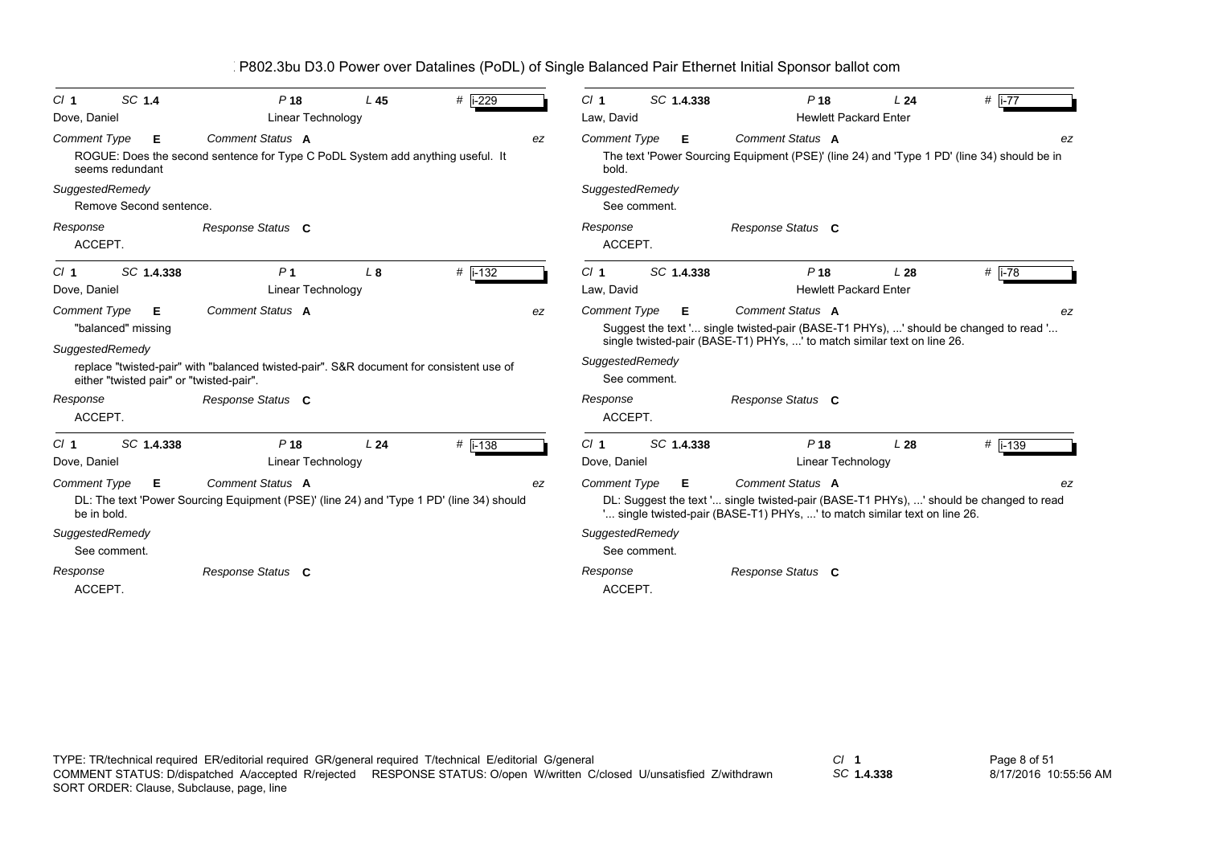P802.3bu D3.0 Power over Datalines (PoDL) of Single Balanced Pair Ethernet Initial Sponsor ballot com

---

**Cl 1 SC 1.4 P 18 L 45 # i-229**
Dove, Daniel — Linear Technology
*Comment Type* **E** *Comment Status* **A** — ez

ROGUE: Does the second sentence for Type C PoDL System add anything useful. It seems redundant

*SuggestedRemedy*
Remove Second sentence.

*Response* — *Response Status* **C**
ACCEPT.

---

**Cl 1 SC 1.4.338 P 1 L 8 # i-132**
Dove, Daniel — Linear Technology
*Comment Type* **E** *Comment Status* **A** — ez

"balanced" missing

*SuggestedRemedy*
replace "twisted-pair" with "balanced twisted-pair". S&R document for consistent use of either "twisted pair" or "twisted-pair".

*Response* — *Response Status* **C**
ACCEPT.

---

**Cl 1 SC 1.4.338 P 18 L 24 # i-138**
Dove, Daniel — Linear Technology
*Comment Type* **E** *Comment Status* **A** — ez

DL: The text 'Power Sourcing Equipment (PSE)' (line 24) and 'Type 1 PD' (line 34) should be in bold.

*SuggestedRemedy*
See comment.

*Response* — *Response Status* **C**
ACCEPT.

---

**Cl 1 SC 1.4.338 P 18 L 24 # i-77**
Law, David — Hewlett Packard Enter
*Comment Type* **E** *Comment Status* **A** — ez

The text 'Power Sourcing Equipment (PSE)' (line 24) and 'Type 1 PD' (line 34) should be in bold.

*SuggestedRemedy*
See comment.

*Response* — *Response Status* **C**
ACCEPT.

---

**Cl 1 SC 1.4.338 P 18 L 28 # i-78**
Law, David — Hewlett Packard Enter
*Comment Type* **E** *Comment Status* **A** — ez

Suggest the text '... single twisted-pair (BASE-T1 PHYs), ...' should be changed to read '... single twisted-pair (BASE-T1) PHYs, ...' to match similar text on line 26.

*SuggestedRemedy*
See comment.

*Response* — *Response Status* **C**
ACCEPT.

---

**Cl 1 SC 1.4.338 P 18 L 28 # i-139**
Dove, Daniel — Linear Technology
*Comment Type* **E** *Comment Status* **A** — ez

DL: Suggest the text '... single twisted-pair (BASE-T1 PHYs), ...' should be changed to read '... single twisted-pair (BASE-T1) PHYs, ...' to match similar text on line 26.

*SuggestedRemedy*
See comment.

*Response* — *Response Status* **C**
ACCEPT.

---

TYPE: TR/technical required ER/editorial required GR/general required T/technical E/editorial G/general
COMMENT STATUS: D/dispatched A/accepted R/rejected RESPONSE STATUS: O/open W/written C/closed U/unsatisfied Z/withdrawn
SORT ORDER: Clause, Subclause, page, line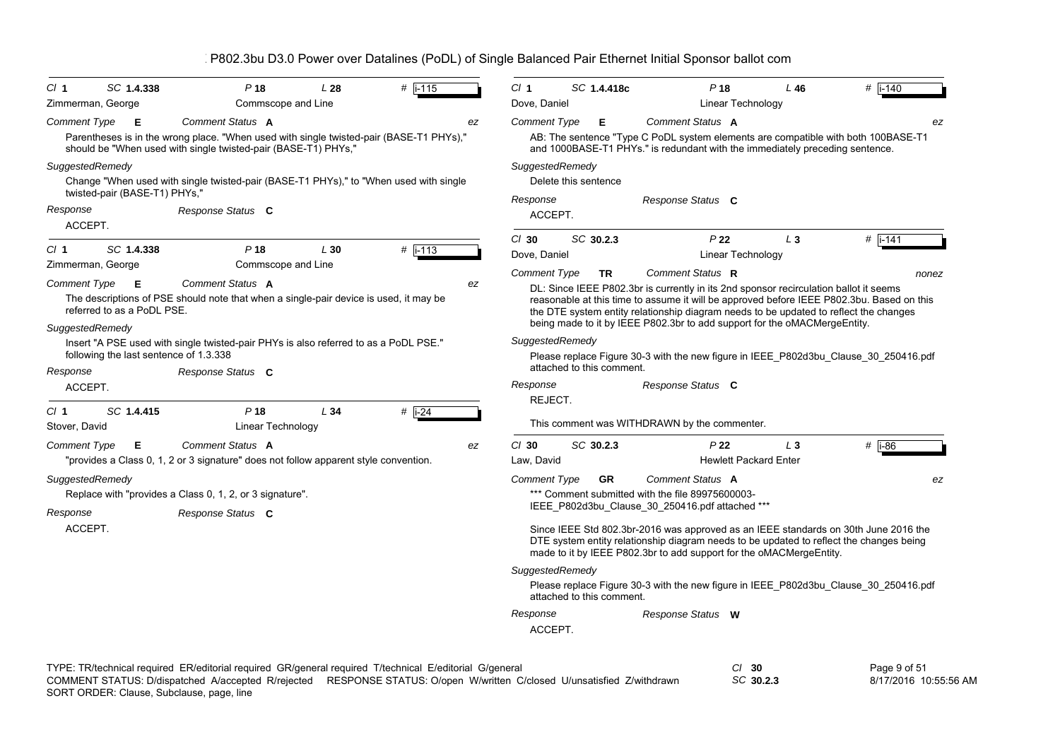# P802.3bu D3.0 Power over Datalines (PoDL) of Single Balanced Pair Ethernet Initial Sponsor ballot com

---

**Cl** 1 **SC** 1.4.338 **P** 18 **L** 28 **#** i-115

Zimmerman, George — Commscope and Line

*Comment Type* **E** *Comment Status* **A** ez

Parentheses is in the wrong place. "When used with single twisted-pair (BASE-T1 PHYs)," should be "When used with single twisted-pair (BASE-T1) PHYs,"

*SuggestedRemedy*

Change "When used with single twisted-pair (BASE-T1 PHYs)," to "When used with single twisted-pair (BASE-T1) PHYs,"

*Response* *Response Status* **C**

ACCEPT.

---

**Cl** 1 **SC** 1.4.338 **P** 18 **L** 30 **#** i-113

Zimmerman, George — Commscope and Line

*Comment Type* **E** *Comment Status* **A** ez

The descriptions of PSE should note that when a single-pair device is used, it may be referred to as a PoDL PSE.

*SuggestedRemedy*

Insert "A PSE used with single twisted-pair PHYs is also referred to as a PoDL PSE." following the last sentence of 1.3.338

*Response* *Response Status* **C**

ACCEPT.

---

**Cl** 1 **SC** 1.4.415 **P** 18 **L** 34 **#** i-24

Stover, David — Linear Technology

*Comment Type* **E** *Comment Status* **A** ez

"provides a Class 0, 1, 2 or 3 signature" does not follow apparent style convention.

*SuggestedRemedy*

Replace with "provides a Class 0, 1, 2, or 3 signature".

*Response* *Response Status* **C**

ACCEPT.

---

**Cl** 1 **SC** 1.4.418c **P** 18 **L** 46 **#** i-140

Dove, Daniel — Linear Technology

*Comment Type* **E** *Comment Status* **A** ez

AB: The sentence "Type C PoDL system elements are compatible with both 100BASE-T1 and 1000BASE-T1 PHYs." is redundant with the immediately preceding sentence.

*SuggestedRemedy*

Delete this sentence

*Response* *Response Status* **C**

ACCEPT.

---

**Cl** 30 **SC** 30.2.3 **P** 22 **L** 3 **#** i-141

Dove, Daniel — Linear Technology

*Comment Type* **TR** *Comment Status* **R** nonez

DL: Since IEEE P802.3br is currently in its 2nd sponsor recirculation ballot it seems reasonable at this time to assume it will be approved before IEEE P802.3bu. Based on this the DTE system entity relationship diagram needs to be updated to reflect the changes being made to it by IEEE P802.3br to add support for the oMACMergeEntity.

*SuggestedRemedy*

Please replace Figure 30-3 with the new figure in IEEE_P802d3bu_Clause_30_250416.pdf attached to this comment.

*Response* *Response Status* **C**

REJECT.

This comment was WITHDRAWN by the commenter.

---

**Cl** 30 **SC** 30.2.3 **P** 22 **L** 3 **#** i-86

Law, David — Hewlett Packard Enter

*Comment Type* **GR** *Comment Status* **A** ez

*** Comment submitted with the file 89975600003-IEEE_P802d3bu_Clause_30_250416.pdf attached ***

Since IEEE Std 802.3br-2016 was approved as an IEEE standards on 30th June 2016 the DTE system entity relationship diagram needs to be updated to reflect the changes being made to it by IEEE P802.3br to add support for the oMACMergeEntity.

*SuggestedRemedy*

Please replace Figure 30-3 with the new figure in IEEE_P802d3bu_Clause_30_250416.pdf attached to this comment.

*Response* *Response Status* **W**

ACCEPT.

---

TYPE: TR/technical required ER/editorial required GR/general required T/technical E/editorial G/general
COMMENT STATUS: D/dispatched A/accepted R/rejected RESPONSE STATUS: O/open W/written C/closed U/unsatisfied Z/withdrawn
SORT ORDER: Clause, Subclause, page, line

Cl 30 SC 30.2.3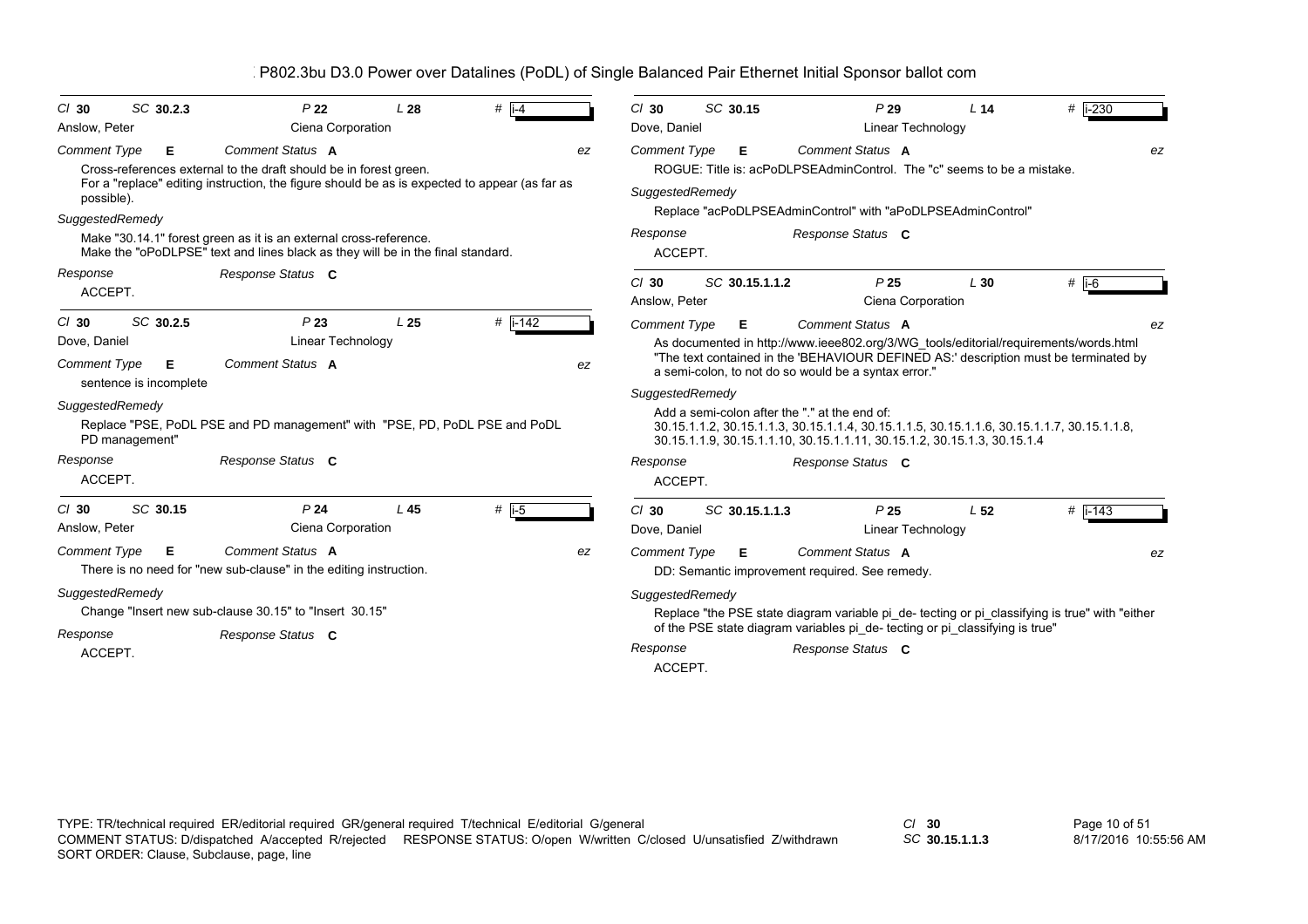P802.3bu D3.0 Power over Datalines (PoDL) of Single Balanced Pair Ethernet Initial Sponsor ballot com

---

**Cl** 30 **SC** 30.2.3 **P** 22 **L** 28 **#** i-4

Anslow, Peter — Ciena Corporation

**Comment Type** E **Comment Status** A — ez

Cross-references external to the draft should be in forest green.
For a "replace" editing instruction, the figure should be as is expected to appear (as far as possible).

**SuggestedRemedy**

Make "30.14.1" forest green as it is an external cross-reference.
Make the "oPoDLPSE" text and lines black as they will be in the final standard.

**Response** — **Response Status** C

ACCEPT.

---

**Cl** 30 **SC** 30.2.5 **P** 23 **L** 25 **#** i-142

Dove, Daniel — Linear Technology

**Comment Type** E **Comment Status** A — ez

sentence is incomplete

**SuggestedRemedy**

Replace "PSE, PoDL PSE and PD management" with "PSE, PD, PoDL PSE and PoDL PD management"

**Response** — **Response Status** C

ACCEPT.

---

**Cl** 30 **SC** 30.15 **P** 24 **L** 45 **#** i-5

Anslow, Peter — Ciena Corporation

**Comment Type** E **Comment Status** A — ez

There is no need for "new sub-clause" in the editing instruction.

**SuggestedRemedy**

Change "Insert new sub-clause 30.15" to "Insert 30.15"

**Response** — **Response Status** C

ACCEPT.

---

**Cl** 30 **SC** 30.15 **P** 29 **L** 14 **#** i-230

Dove, Daniel — Linear Technology

**Comment Type** E **Comment Status** A — ez

ROGUE: Title is: acPoDLPSEAdminControl. The "c" seems to be a mistake.

**SuggestedRemedy**

Replace "acPoDLPSEAdminControl" with "aPoDLPSEAdminControl"

**Response** — **Response Status** C

ACCEPT.

---

**Cl** 30 **SC** 30.15.1.1.2 **P** 25 **L** 30 **#** i-6

Anslow, Peter — Ciena Corporation

**Comment Type** E **Comment Status** A — ez

As documented in http://www.ieee802.org/3/WG_tools/editorial/requirements/words.html
"The text contained in the 'BEHAVIOUR DEFINED AS:' description must be terminated by a semi-colon, to not do so would be a syntax error."

**SuggestedRemedy**

Add a semi-colon after the "." at the end of:
30.15.1.1.2, 30.15.1.1.3, 30.15.1.1.4, 30.15.1.1.5, 30.15.1.1.6, 30.15.1.1.7, 30.15.1.1.8, 30.15.1.1.9, 30.15.1.1.10, 30.15.1.1.11, 30.15.1.2, 30.15.1.3, 30.15.1.4

**Response** — **Response Status** C

ACCEPT.

---

**Cl** 30 **SC** 30.15.1.1.3 **P** 25 **L** 52 **#** i-143

Dove, Daniel — Linear Technology

**Comment Type** E **Comment Status** A — ez

DD: Semantic improvement required. See remedy.

**SuggestedRemedy**

Replace "the PSE state diagram variable pi_de- tecting or pi_classifying is true" with "either of the PSE state diagram variables pi_de- tecting or pi_classifying is true"

**Response** — **Response Status** C

ACCEPT.

---

TYPE: TR/technical required ER/editorial required GR/general required T/technical E/editorial G/general
COMMENT STATUS: D/dispatched A/accepted R/rejected RESPONSE STATUS: O/open W/written C/closed U/unsatisfied Z/withdrawn
SORT ORDER: Clause, Subclause, page, line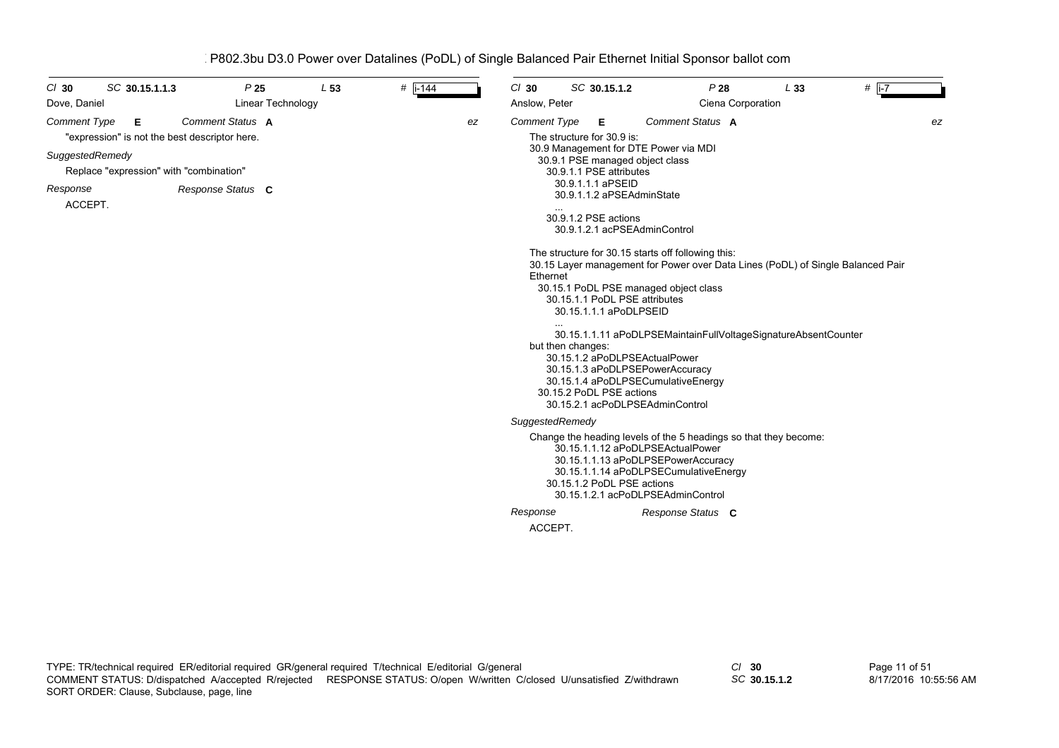P802.3bu D3.0 Power over Datalines (PoDL) of Single Balanced Pair Ethernet Initial Sponsor ballot com

**Cl** 30 **SC** 30.15.1.1.3 **P** 25 **L** 53 **#** i-144

Dove, Daniel — Linear Technology

*Comment Type* **E** *Comment Status* **A** ez

"expression" is not the best descriptor here.

*SuggestedRemedy*

Replace "expression" with "combination"

*Response* *Response Status* **C**

ACCEPT.

---

**Cl** 30 **SC** 30.15.1.2 **P** 28 **L** 33 **#** i-7

Anslow, Peter — Ciena Corporation

*Comment Type* **E** *Comment Status* **A** ez

The structure for 30.9 is:

30.9 Management for DTE Power via MDI
  30.9.1 PSE managed object class
    30.9.1.1 PSE attributes
      30.9.1.1.1 aPSEID
      30.9.1.1.2 aPSEAdminState
      ...
    30.9.1.2 PSE actions
      30.9.1.2.1 acPSEAdminControl

The structure for 30.15 starts off following this:

30.15 Layer management for Power over Data Lines (PoDL) of Single Balanced Pair Ethernet
  30.15.1 PoDL PSE managed object class
    30.15.1.1 PoDL PSE attributes
      30.15.1.1.1 aPoDLPSEID
      ...
      30.15.1.1.11 aPoDLPSEMaintainFullVoltageSignatureAbsentCounter

but then changes:
    30.15.1.2 aPoDLPSEActualPower
    30.15.1.3 aPoDLPSEPowerAccuracy
    30.15.1.4 aPoDLPSECumulativeEnergy
  30.15.2 PoDL PSE actions
    30.15.2.1 acPoDLPSEAdminControl

*SuggestedRemedy*

Change the heading levels of the 5 headings so that they become:
      30.15.1.1.12 aPoDLPSEActualPower
      30.15.1.1.13 aPoDLPSEPowerAccuracy
      30.15.1.1.14 aPoDLPSECumulativeEnergy
    30.15.1.2 PoDL PSE actions
      30.15.1.2.1 acPoDLPSEAdminControl

*Response* *Response Status* **C**

ACCEPT.

---

TYPE: TR/technical required ER/editorial required GR/general required T/technical E/editorial G/general
COMMENT STATUS: D/dispatched A/accepted R/rejected RESPONSE STATUS: O/open W/written C/closed U/unsatisfied Z/withdrawn
SORT ORDER: Clause, Subclause, page, line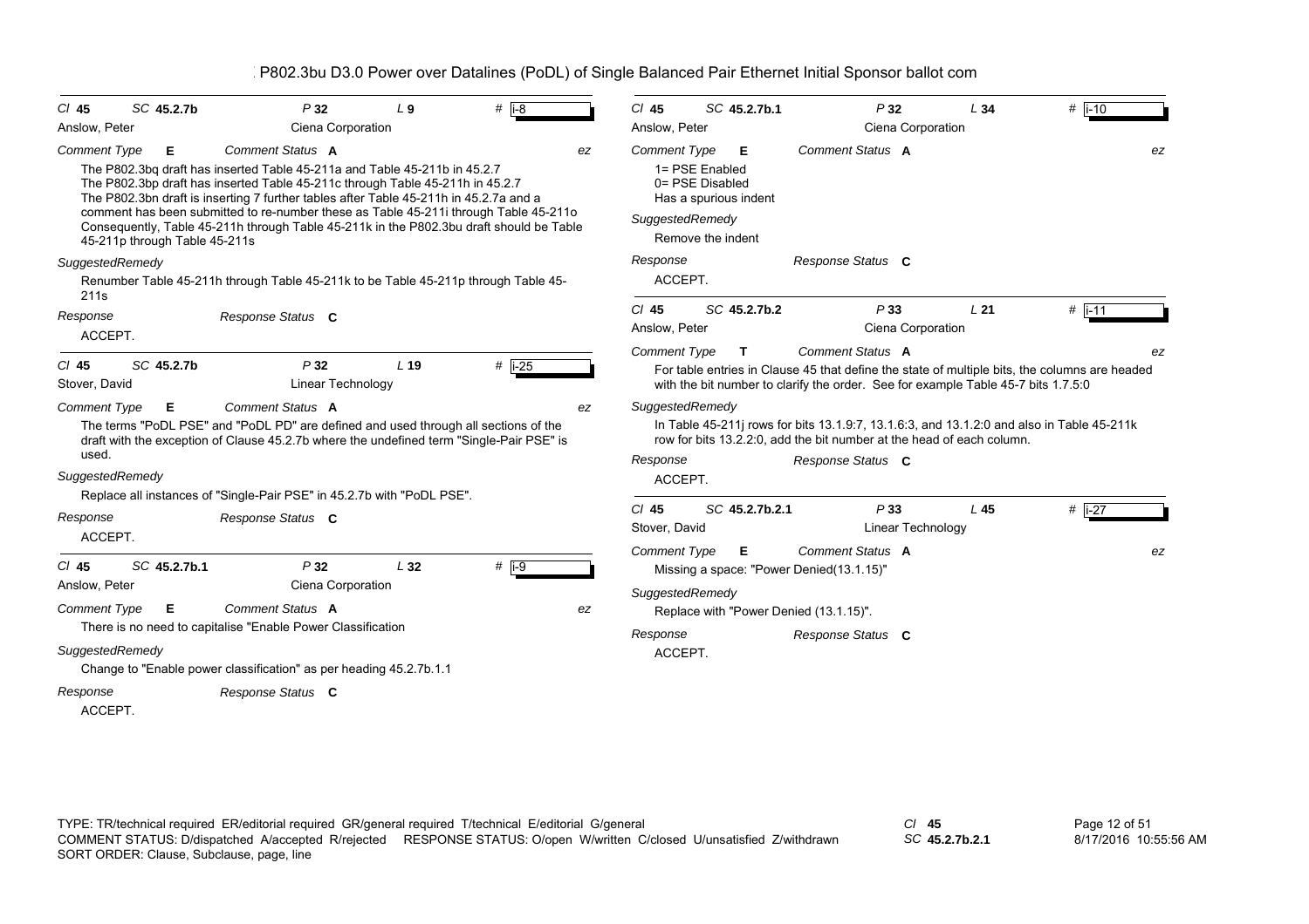P802.3bu D3.0 Power over Datalines (PoDL) of Single Balanced Pair Ethernet Initial Sponsor ballot com

---

**Cl** 45 **SC** 45.2.7b **P** 32 **L** 9 **#** i-8

Anslow, Peter — Ciena Corporation

*Comment Type* **E** *Comment Status* **A** ez

The P802.3bq draft has inserted Table 45-211a and Table 45-211b in 45.2.7
The P802.3bp draft has inserted Table 45-211c through Table 45-211h in 45.2.7
The P802.3bn draft is inserting 7 further tables after Table 45-211h in 45.2.7a and a comment has been submitted to re-number these as Table 45-211i through Table 45-211o
Consequently, Table 45-211h through Table 45-211k in the P802.3bu draft should be Table 45-211p through Table 45-211s

*SuggestedRemedy*

Renumber Table 45-211h through Table 45-211k to be Table 45-211p through Table 45-211s

*Response* *Response Status* **C**

ACCEPT.

---

**Cl** 45 **SC** 45.2.7b **P** 32 **L** 19 **#** i-25

Stover, David — Linear Technology

*Comment Type* **E** *Comment Status* **A** ez

The terms "PoDL PSE" and "PoDL PD" are defined and used through all sections of the draft with the exception of Clause 45.2.7b where the undefined term "Single-Pair PSE" is used.

*SuggestedRemedy*

Replace all instances of "Single-Pair PSE" in 45.2.7b with "PoDL PSE".

*Response* *Response Status* **C**

ACCEPT.

---

**Cl** 45 **SC** 45.2.7b.1 **P** 32 **L** 32 **#** i-9

Anslow, Peter — Ciena Corporation

*Comment Type* **E** *Comment Status* **A** ez

There is no need to capitalise "Enable Power Classification

*SuggestedRemedy*

Change to "Enable power classification" as per heading 45.2.7b.1.1

*Response* *Response Status* **C**

ACCEPT.

---

**Cl** 45 **SC** 45.2.7b.1 **P** 32 **L** 34 **#** i-10

Anslow, Peter — Ciena Corporation

*Comment Type* **E** *Comment Status* **A** ez

1= PSE Enabled
0= PSE Disabled
Has a spurious indent

*SuggestedRemedy*

Remove the indent

*Response* *Response Status* **C**

ACCEPT.

---

**Cl** 45 **SC** 45.2.7b.2 **P** 33 **L** 21 **#** i-11

Anslow, Peter — Ciena Corporation

*Comment Type* **T** *Comment Status* **A** ez

For table entries in Clause 45 that define the state of multiple bits, the columns are headed with the bit number to clarify the order. See for example Table 45-7 bits 1.7.5:0

*SuggestedRemedy*

In Table 45-211j rows for bits 13.1.9:7, 13.1.6:3, and 13.1.2:0 and also in Table 45-211k row for bits 13.2.2:0, add the bit number at the head of each column.

*Response* *Response Status* **C**

ACCEPT.

---

**Cl** 45 **SC** 45.2.7b.2.1 **P** 33 **L** 45 **#** i-27

Stover, David — Linear Technology

*Comment Type* **E** *Comment Status* **A** ez

Missing a space: "Power Denied(13.1.15)"

*SuggestedRemedy*

Replace with "Power Denied (13.1.15)".

*Response* *Response Status* **C**

ACCEPT.

---

TYPE: TR/technical required ER/editorial required GR/general required T/technical E/editorial G/general
COMMENT STATUS: D/dispatched A/accepted R/rejected RESPONSE STATUS: O/open W/written C/closed U/unsatisfied Z/withdrawn
SORT ORDER: Clause, Subclause, page, line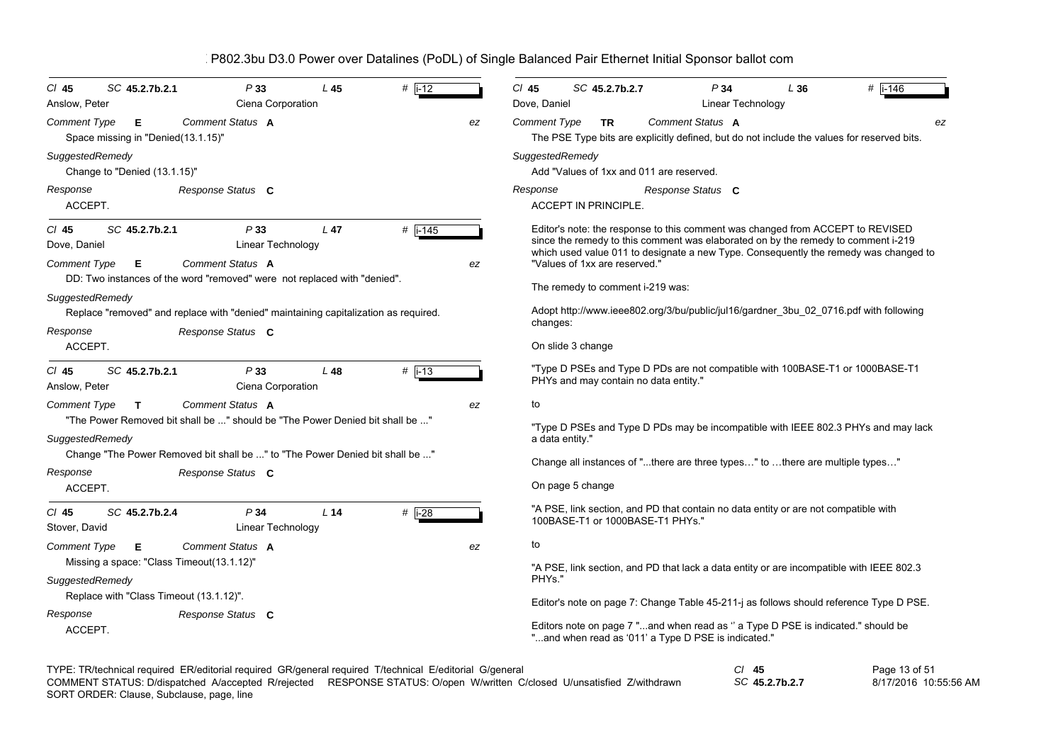P802.3bu D3.0 Power over Datalines (PoDL) of Single Balanced Pair Ethernet Initial Sponsor ballot com

---

**Cl** 45 **SC** 45.2.7b.2.1 **P** 33 **L** 45 **#** i-12

Anslow, Peter — Ciena Corporation

*Comment Type* **E** *Comment Status* **A** *ez*

Space missing in "Denied(13.1.15)"

*SuggestedRemedy*

Change to "Denied (13.1.15)"

*Response* *Response Status* **C**

ACCEPT.

---

**Cl** 45 **SC** 45.2.7b.2.1 **P** 33 **L** 47 **#** i-145

Dove, Daniel — Linear Technology

*Comment Type* **E** *Comment Status* **A** *ez*

DD: Two instances of the word "removed" were not replaced with "denied".

*SuggestedRemedy*

Replace "removed" and replace with "denied" maintaining capitalization as required.

*Response* *Response Status* **C**

ACCEPT.

---

**Cl** 45 **SC** 45.2.7b.2.1 **P** 33 **L** 48 **#** i-13

Anslow, Peter — Ciena Corporation

*Comment Type* **T** *Comment Status* **A** *ez*

"The Power Removed bit shall be ..." should be "The Power Denied bit shall be ..."

*SuggestedRemedy*

Change "The Power Removed bit shall be ..." to "The Power Denied bit shall be ..."

*Response* *Response Status* **C**

ACCEPT.

---

**Cl** 45 **SC** 45.2.7b.2.4 **P** 34 **L** 14 **#** i-28

Stover, David — Linear Technology

*Comment Type* **E** *Comment Status* **A** *ez*

Missing a space: "Class Timeout(13.1.12)"

*SuggestedRemedy*

Replace with "Class Timeout (13.1.12)".

*Response* *Response Status* **C**

ACCEPT.

---

**Cl** 45 **SC** 45.2.7b.2.7 **P** 34 **L** 36 **#** i-146

Dove, Daniel — Linear Technology

*Comment Type* **TR** *Comment Status* **A** *ez*

The PSE Type bits are explicitly defined, but do not include the values for reserved bits.

*SuggestedRemedy*

Add "Values of 1xx and 011 are reserved.

*Response* *Response Status* **C**

ACCEPT IN PRINCIPLE.

Editor's note: the response to this comment was changed from ACCEPT to REVISED since the remedy to this comment was elaborated on by the remedy to comment i-219 which used value 011 to designate a new Type. Consequently the remedy was changed to "Values of 1xx are reserved."

The remedy to comment i-219 was:

Adopt http://www.ieee802.org/3/bu/public/jul16/gardner_3bu_02_0716.pdf with following changes:

On slide 3 change

"Type D PSEs and Type D PDs are not compatible with 100BASE-T1 or 1000BASE-T1 PHYs and may contain no data entity."

to

"Type D PSEs and Type D PDs may be incompatible with IEEE 802.3 PHYs and may lack a data entity."

Change all instances of "...there are three types…" to …there are multiple types…"

On page 5 change

"A PSE, link section, and PD that contain no data entity or are not compatible with 100BASE-T1 or 1000BASE-T1 PHYs."

to

"A PSE, link section, and PD that lack a data entity or are incompatible with IEEE 802.3 PHYs."

Editor's note on page 7: Change Table 45-211-j as follows should reference Type D PSE.

Editors note on page 7 "...and when read as '' a Type D PSE is indicated." should be "...and when read as '011' a Type D PSE is indicated."

---

TYPE: TR/technical required ER/editorial required GR/general required T/technical E/editorial G/general
COMMENT STATUS: D/dispatched A/accepted R/rejected RESPONSE STATUS: O/open W/written C/closed U/unsatisfied Z/withdrawn
SORT ORDER: Clause, Subclause, page, line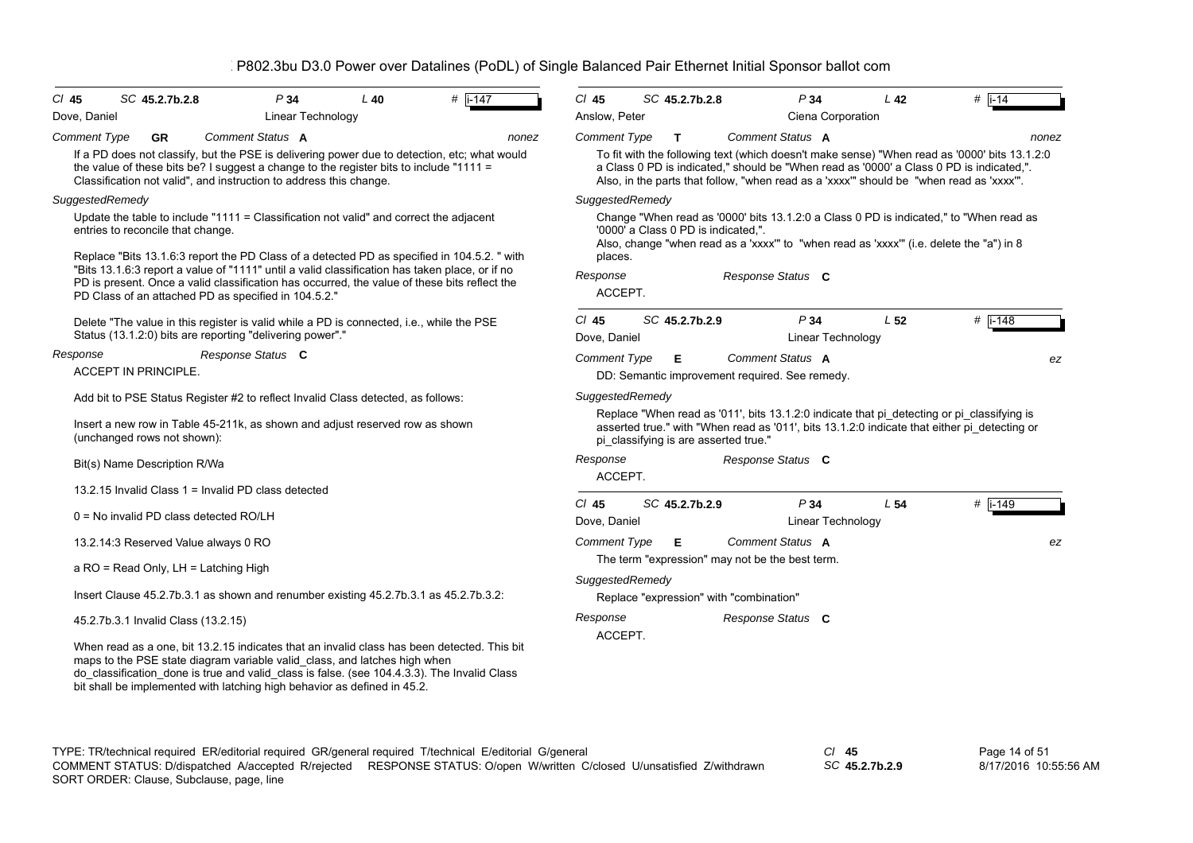P802.3bu D3.0 Power over Datalines (PoDL) of Single Balanced Pair Ethernet Initial Sponsor ballot com

Cl **45** SC **45.2.7b.2.8** P **34** L **40** # **i-147**

Dove, Daniel — Linear Technology

*Comment Type* **GR** *Comment Status* **A** *nonez*

If a PD does not classify, but the PSE is delivering power due to detection, etc; what would the value of these bits be? I suggest a change to the register bits to include "1111 = Classification not valid", and instruction to address this change.

*SuggestedRemedy*

Update the table to include "1111 = Classification not valid" and correct the adjacent entries to reconcile that change.

Replace "Bits 13.1.6:3 report the PD Class of a detected PD as specified in 104.5.2. " with "Bits 13.1.6:3 report a value of "1111" until a valid classification has taken place, or if no PD is present. Once a valid classification has occurred, the value of these bits reflect the PD Class of an attached PD as specified in 104.5.2."

Delete "The value in this register is valid while a PD is connected, i.e., while the PSE Status (13.1.2:0) bits are reporting "delivering power"."

*Response* *Response Status* **C**

ACCEPT IN PRINCIPLE.

Add bit to PSE Status Register #2 to reflect Invalid Class detected, as follows:

Insert a new row in Table 45-211k, as shown and adjust reserved row as shown (unchanged rows not shown):

Bit(s) Name Description R/Wa

13.2.15 Invalid Class 1 = Invalid PD class detected

0 = No invalid PD class detected RO/LH

13.2.14:3 Reserved Value always 0 RO

a RO = Read Only, LH = Latching High

Insert Clause 45.2.7b.3.1 as shown and renumber existing 45.2.7b.3.1 as 45.2.7b.3.2:

45.2.7b.3.1 Invalid Class (13.2.15)

When read as a one, bit 13.2.15 indicates that an invalid class has been detected. This bit maps to the PSE state diagram variable valid_class, and latches high when do_classification_done is true and valid_class is false. (see 104.4.3.3). The Invalid Class bit shall be implemented with latching high behavior as defined in 45.2.

---

Cl **45** SC **45.2.7b.2.8** P **34** L **42** # **i-14**

Anslow, Peter — Ciena Corporation

*Comment Type* **T** *Comment Status* **A** *nonez*

To fit with the following text (which doesn't make sense) "When read as '0000' bits 13.1.2:0 a Class 0 PD is indicated," should be "When read as '0000' a Class 0 PD is indicated,". Also, in the parts that follow, "when read as a 'xxxx'" should be "when read as 'xxxx'".

*SuggestedRemedy*

Change "When read as '0000' bits 13.1.2:0 a Class 0 PD is indicated," to "When read as '0000' a Class 0 PD is indicated,".
Also, change "when read as a 'xxxx'" to "when read as 'xxxx'" (i.e. delete the "a") in 8 places.

*Response* *Response Status* **C**

ACCEPT.

---

Cl **45** SC **45.2.7b.2.9** P **34** L **52** # **i-148**

Dove, Daniel — Linear Technology

*Comment Type* **E** *Comment Status* **A** *ez*

DD: Semantic improvement required. See remedy.

*SuggestedRemedy*

Replace "When read as '011', bits 13.1.2:0 indicate that pi_detecting or pi_classifying is asserted true." with "When read as '011', bits 13.1.2:0 indicate that either pi_detecting or pi_classifying is are asserted true."

*Response* *Response Status* **C**

ACCEPT.

---

Cl **45** SC **45.2.7b.2.9** P **34** L **54** # **i-149**

Dove, Daniel — Linear Technology

*Comment Type* **E** *Comment Status* **A** *ez*

The term "expression" may not be the best term.

*SuggestedRemedy*

Replace "expression" with "combination"

*Response* *Response Status* **C**

ACCEPT.

---

TYPE: TR/technical required ER/editorial required GR/general required T/technical E/editorial G/general
COMMENT STATUS: D/dispatched A/accepted R/rejected RESPONSE STATUS: O/open W/written C/closed U/unsatisfied Z/withdrawn
SORT ORDER: Clause, Subclause, page, line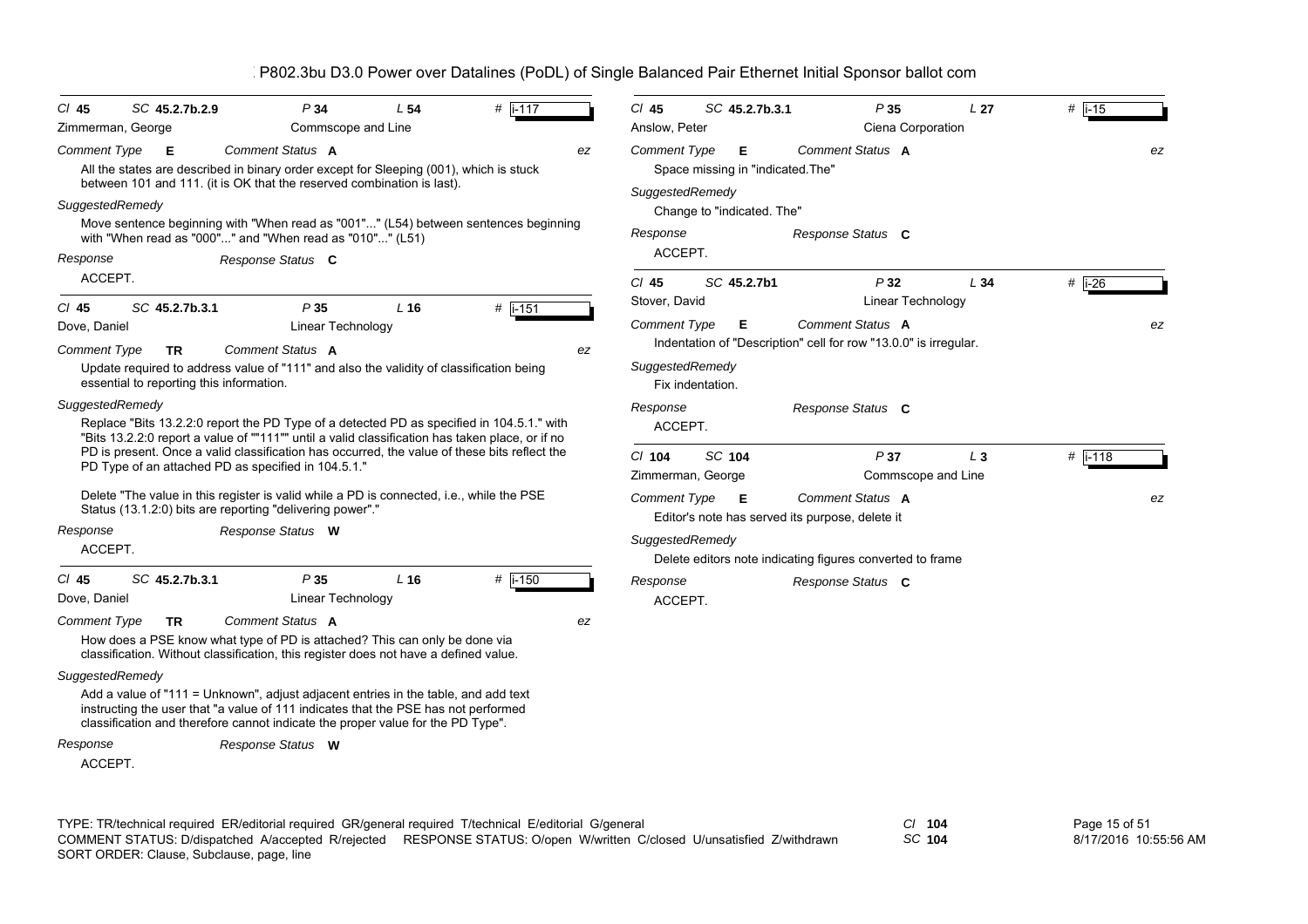P802.3bu D3.0 Power over Datalines (PoDL) of Single Balanced Pair Ethernet Initial Sponsor ballot com

---

Cl **45** SC **45.2.7b.2.9** P **34** L **54** # i-117

Zimmerman, George — Commscope and Line

*Comment Type* **E** *Comment Status* **A** *ez*

All the states are described in binary order except for Sleeping (001), which is stuck between 101 and 111. (it is OK that the reserved combination is last).

*SuggestedRemedy*

Move sentence beginning with "When read as "001"..." (L54) between sentences beginning with "When read as "000"..." and "When read as "010"..." (L51)

*Response* *Response Status* **C**

ACCEPT.

---

Cl **45** SC **45.2.7b.3.1** P **35** L **16** # i-151

Dove, Daniel — Linear Technology

*Comment Type* **TR** *Comment Status* **A** *ez*

Update required to address value of "111" and also the validity of classification being essential to reporting this information.

*SuggestedRemedy*

Replace "Bits 13.2.2:0 report the PD Type of a detected PD as specified in 104.5.1." with "Bits 13.2.2:0 report a value of ""111"" until a valid classification has taken place, or if no PD is present. Once a valid classification has occurred, the value of these bits reflect the PD Type of an attached PD as specified in 104.5.1."

Delete "The value in this register is valid while a PD is connected, i.e., while the PSE Status (13.1.2:0) bits are reporting "delivering power"."

*Response* *Response Status* **W**

ACCEPT.

---

Cl **45** SC **45.2.7b.3.1** P **35** L **16** # i-150

Dove, Daniel — Linear Technology

*Comment Type* **TR** *Comment Status* **A** *ez*

How does a PSE know what type of PD is attached? This can only be done via classification. Without classification, this register does not have a defined value.

*SuggestedRemedy*

Add a value of "111 = Unknown", adjust adjacent entries in the table, and add text instructing the user that "a value of 111 indicates that the PSE has not performed classification and therefore cannot indicate the proper value for the PD Type".

*Response* *Response Status* **W**

ACCEPT.

---

Cl **45** SC **45.2.7b.3.1** P **35** L **27** # i-15

Anslow, Peter — Ciena Corporation

*Comment Type* **E** *Comment Status* **A** *ez*

Space missing in "indicated.The"

*SuggestedRemedy*

Change to "indicated. The"

*Response* *Response Status* **C**

ACCEPT.

---

Cl **45** SC **45.2.7b1** P **32** L **34** # i-26

Stover, David — Linear Technology

*Comment Type* **E** *Comment Status* **A** *ez*

Indentation of "Description" cell for row "13.0.0" is irregular.

*SuggestedRemedy*

Fix indentation.

*Response* *Response Status* **C**

ACCEPT.

---

Cl **104** SC **104** P **37** L **3** # i-118

Zimmerman, George — Commscope and Line

*Comment Type* **E** *Comment Status* **A** *ez*

Editor's note has served its purpose, delete it

*SuggestedRemedy*

Delete editors note indicating figures converted to frame

*Response* *Response Status* **C**

ACCEPT.

---

TYPE: TR/technical required ER/editorial required GR/general required T/technical E/editorial G/general
COMMENT STATUS: D/dispatched A/accepted R/rejected RESPONSE STATUS: O/open W/written C/closed U/unsatisfied Z/withdrawn
SORT ORDER: Clause, Subclause, page, line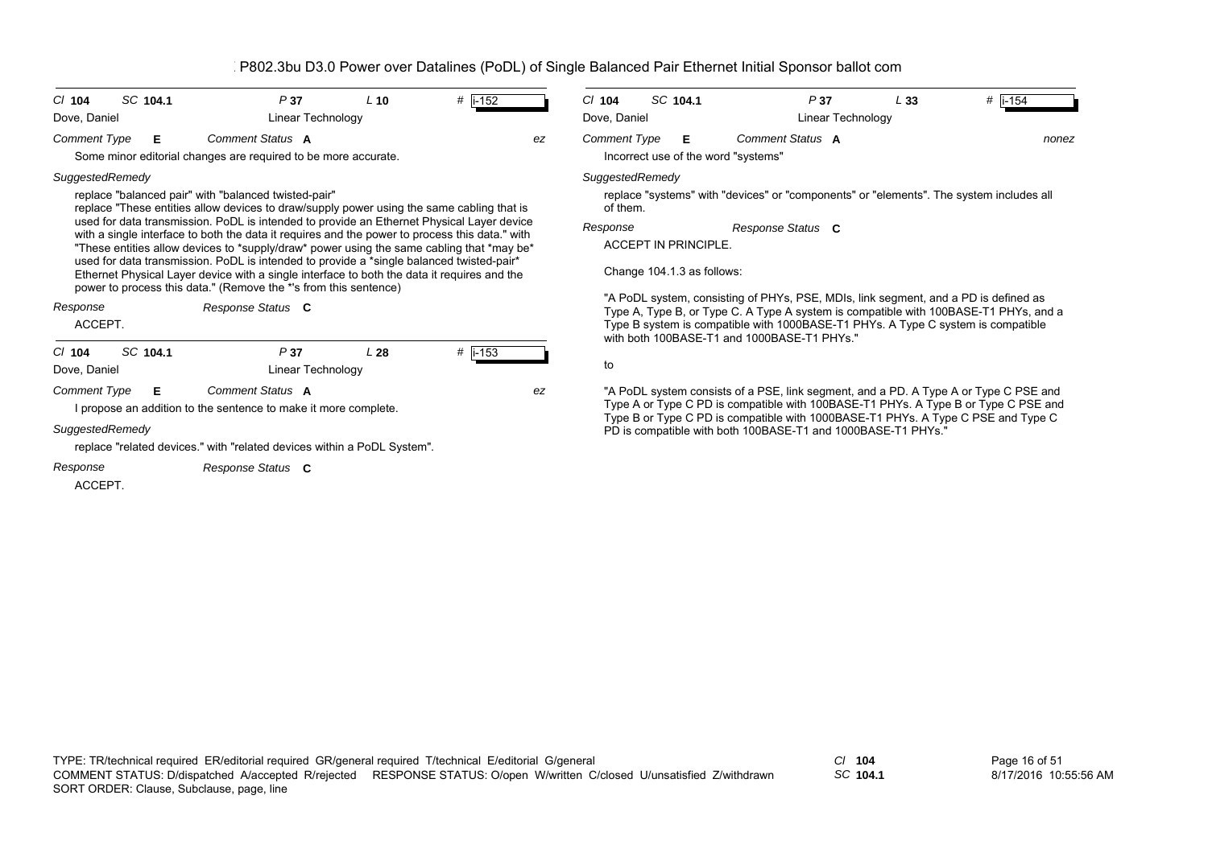## P802.3bu D3.0 Power over Datalines (PoDL) of Single Balanced Pair Ethernet Initial Sponsor ballot com

---

**Cl** 104 **SC** 104.1 **P** 37 **L** 10 **#** i-152

Dove, Daniel — Linear Technology

*Comment Type* **E** *Comment Status* **A** *ez*

Some minor editorial changes are required to be more accurate.

*SuggestedRemedy*

replace "balanced pair" with "balanced twisted-pair"
replace "These entities allow devices to draw/supply power using the same cabling that is used for data transmission. PoDL is intended to provide an Ethernet Physical Layer device with a single interface to both the data it requires and the power to process this data." with "These entities allow devices to *supply/draw* power using the same cabling that *may be* used for data transmission. PoDL is intended to provide a *single balanced twisted-pair* Ethernet Physical Layer device with a single interface to both the data it requires and the power to process this data." (Remove the *'s from this sentence)

*Response* *Response Status* **C**

ACCEPT.

---

**Cl** 104 **SC** 104.1 **P** 37 **L** 28 **#** i-153

Dove, Daniel — Linear Technology

*Comment Type* **E** *Comment Status* **A** *ez*

I propose an addition to the sentence to make it more complete.

*SuggestedRemedy*

replace "related devices." with "related devices within a PoDL System".

*Response* *Response Status* **C**

ACCEPT.

---

**Cl** 104 **SC** 104.1 **P** 37 **L** 33 **#** i-154

Dove, Daniel — Linear Technology

*Comment Type* **E** *Comment Status* **A** *nonez*

Incorrect use of the word "systems"

*SuggestedRemedy*

replace "systems" with "devices" or "components" or "elements". The system includes all of them.

*Response* *Response Status* **C**

ACCEPT IN PRINCIPLE.

Change 104.1.3 as follows:

"A PoDL system, consisting of PHYs, PSE, MDIs, link segment, and a PD is defined as Type A, Type B, or Type C. A Type A system is compatible with 100BASE-T1 PHYs, and a Type B system is compatible with 1000BASE-T1 PHYs. A Type C system is compatible with both 100BASE-T1 and 1000BASE-T1 PHYs."

to

"A PoDL system consists of a PSE, link segment, and a PD. A Type A or Type C PSE and Type A or Type C PD is compatible with 100BASE-T1 PHYs. A Type B or Type C PSE and Type B or Type C PD is compatible with 1000BASE-T1 PHYs. A Type C PSE and Type C PD is compatible with both 100BASE-T1 and 1000BASE-T1 PHYs."

---

TYPE: TR/technical required ER/editorial required GR/general required T/technical E/editorial G/general
COMMENT STATUS: D/dispatched A/accepted R/rejected RESPONSE STATUS: O/open W/written C/closed U/unsatisfied Z/withdrawn
SORT ORDER: Clause, Subclause, page, line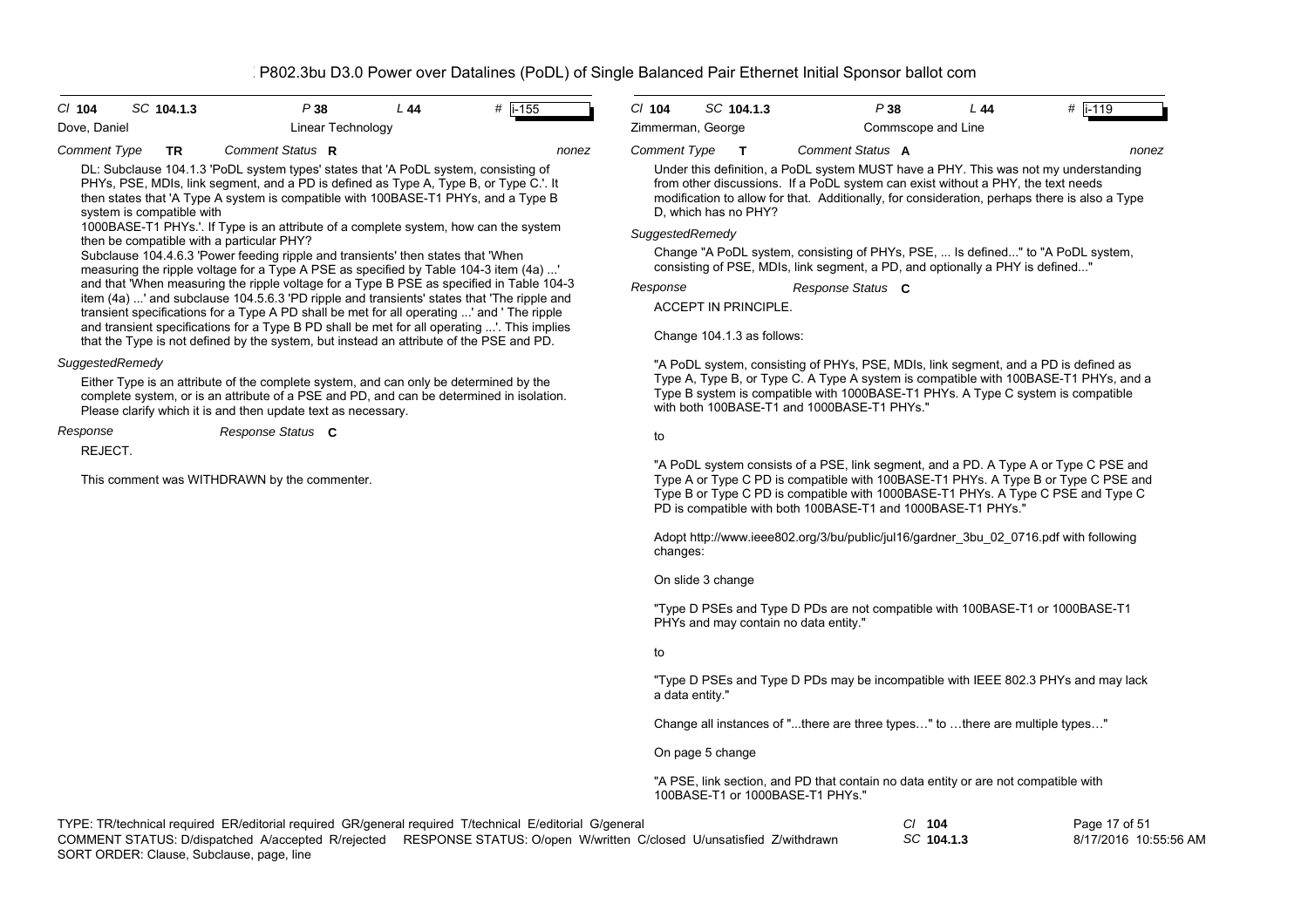## Cl 104 SC 104.1.3 P 38 L 44 # i-155

Dove, Daniel — Linear Technology

*Comment Type* **TR** *Comment Status* **R** *nonez*

DL: Subclause 104.1.3 'PoDL system types' states that 'A PoDL system, consisting of PHYs, PSE, MDIs, link segment, and a PD is defined as Type A, Type B, or Type C.'. It then states that 'A Type A system is compatible with 100BASE-T1 PHYs, and a Type B system is compatible with 1000BASE-T1 PHYs.'. If Type is an attribute of a complete system, how can the system then be compatible with a particular PHY?
Subclause 104.4.6.3 'Power feeding ripple and transients' then states that 'When measuring the ripple voltage for a Type A PSE as specified by Table 104-3 item (4a) ...' and that 'When measuring the ripple voltage for a Type B PSE as specified in Table 104-3 item (4a) ...' and subclause 104.5.6.3 'PD ripple and transients' states that 'The ripple and transient specifications for a Type A PD shall be met for all operating ...' and ' The ripple and transient specifications for a Type B PD shall be met for all operating ...'. This implies that the Type is not defined by the system, but instead an attribute of the PSE and PD.

*SuggestedRemedy*

Either Type is an attribute of the complete system, and can only be determined by the complete system, or is an attribute of a PSE and PD, and can be determined in isolation. Please clarify which it is and then update text as necessary.

*Response* *Response Status* **C**

REJECT.

This comment was WITHDRAWN by the commenter.

## Cl 104 SC 104.1.3 P 38 L 44 # i-119

Zimmerman, George — Commscope and Line

*Comment Type* **T** *Comment Status* **A** *nonez*

Under this definition, a PoDL system MUST have a PHY. This was not my understanding from other discussions. If a PoDL system can exist without a PHY, the text needs modification to allow for that. Additionally, for consideration, perhaps there is also a Type D, which has no PHY?

*SuggestedRemedy*

Change "A PoDL system, consisting of PHYs, PSE, ... Is defined..." to "A PoDL system, consisting of PSE, MDIs, link segment, a PD, and optionally a PHY is defined..."

*Response* *Response Status* **C**

ACCEPT IN PRINCIPLE.

Change 104.1.3 as follows:

"A PoDL system, consisting of PHYs, PSE, MDIs, link segment, and a PD is defined as Type A, Type B, or Type C. A Type A system is compatible with 100BASE-T1 PHYs, and a Type B system is compatible with 1000BASE-T1 PHYs. A Type C system is compatible with both 100BASE-T1 and 1000BASE-T1 PHYs."

to

"A PoDL system consists of a PSE, link segment, and a PD. A Type A or Type C PSE and Type A or Type C PD is compatible with 100BASE-T1 PHYs. A Type B or Type C PSE and Type B or Type C PD is compatible with 1000BASE-T1 PHYs. A Type C PSE and Type C PD is compatible with both 100BASE-T1 and 1000BASE-T1 PHYs."

Adopt http://www.ieee802.org/3/bu/public/jul16/gardner_3bu_02_0716.pdf with following changes:

On slide 3 change

"Type D PSEs and Type D PDs are not compatible with 100BASE-T1 or 1000BASE-T1 PHYs and may contain no data entity."

to

"Type D PSEs and Type D PDs may be incompatible with IEEE 802.3 PHYs and may lack a data entity."

Change all instances of "...there are three types…" to …there are multiple types…"

On page 5 change

"A PSE, link section, and PD that contain no data entity or are not compatible with 100BASE-T1 or 1000BASE-T1 PHYs."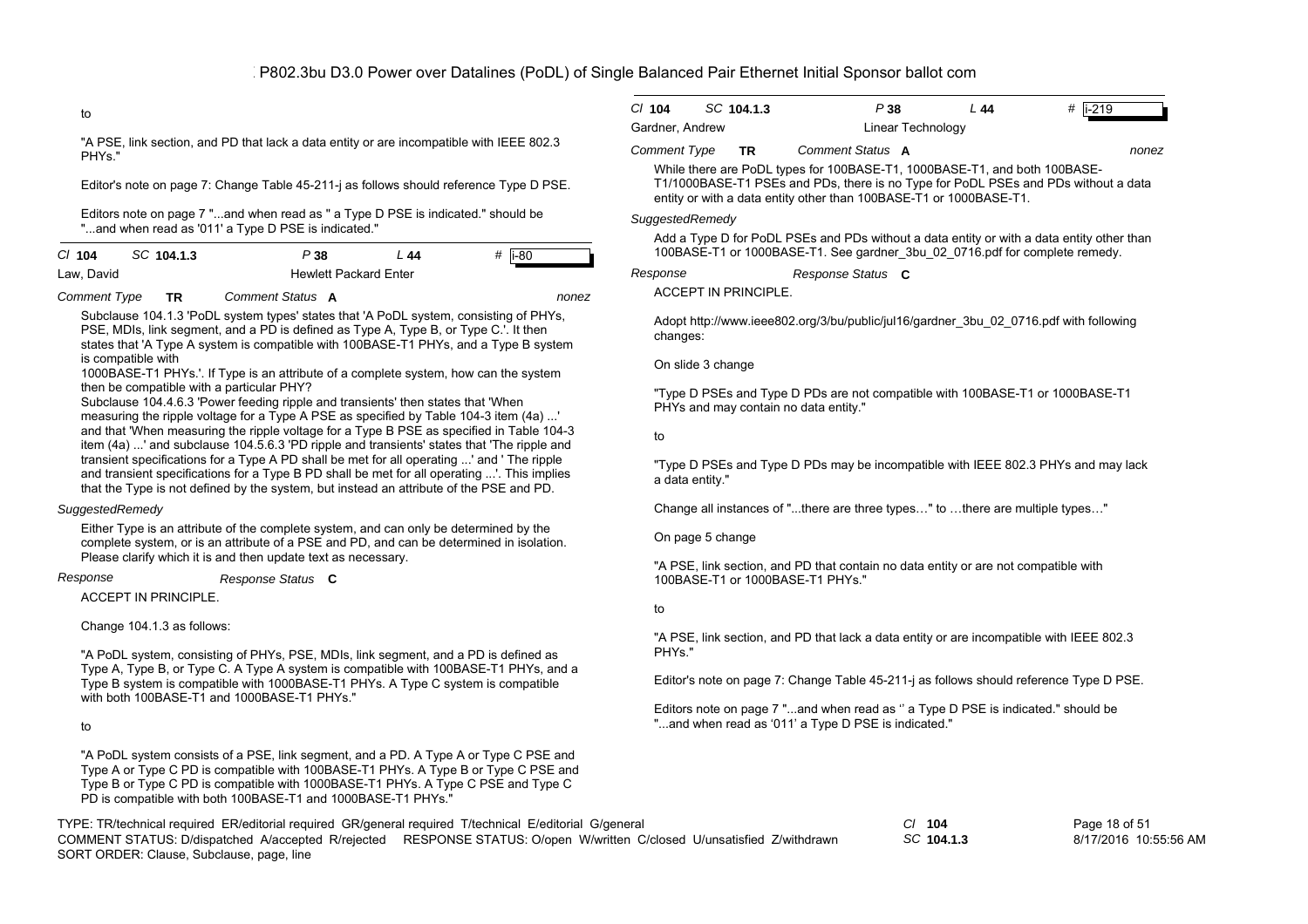to

"A PSE, link section, and PD that lack a data entity or are incompatible with IEEE 802.3 PHYs."

Editor's note on page 7: Change Table 45-211-j as follows should reference Type D PSE.

Editors note on page 7 "...and when read as " a Type D PSE is indicated." should be "...and when read as '011' a Type D PSE is indicated."

---

*Cl* **104** *SC* **104.1.3** *P* **38** *L* **44** # **i-80**

Law, David — Hewlett Packard Enter

*Comment Type* **TR** *Comment Status* **A** *nonez*

Subclause 104.1.3 'PoDL system types' states that 'A PoDL system, consisting of PHYs, PSE, MDIs, link segment, and a PD is defined as Type A, Type B, or Type C.'. It then states that 'A Type A system is compatible with 100BASE-T1 PHYs, and a Type B system is compatible with 1000BASE-T1 PHYs.'. If Type is an attribute of a complete system, how can the system then be compatible with a particular PHY?

Subclause 104.4.6.3 'Power feeding ripple and transients' then states that 'When measuring the ripple voltage for a Type A PSE as specified by Table 104-3 item (4a) ...' and that 'When measuring the ripple voltage for a Type B PSE as specified in Table 104-3 item (4a) ...' and subclause 104.5.6.3 'PD ripple and transients' states that 'The ripple and transient specifications for a Type A PD shall be met for all operating ...' and ' The ripple and transient specifications for a Type B PD shall be met for all operating ...'. This implies that the Type is not defined by the system, but instead an attribute of the PSE and PD.

*SuggestedRemedy*

Either Type is an attribute of the complete system, and can only be determined by the complete system, or is an attribute of a PSE and PD, and can be determined in isolation. Please clarify which it is and then update text as necessary.

*Response* *Response Status* **C**

ACCEPT IN PRINCIPLE.

Change 104.1.3 as follows:

"A PoDL system, consisting of PHYs, PSE, MDIs, link segment, and a PD is defined as Type A, Type B, or Type C. A Type A system is compatible with 100BASE-T1 PHYs, and a Type B system is compatible with 1000BASE-T1 PHYs. A Type C system is compatible with both 100BASE-T1 and 1000BASE-T1 PHYs."

to

"A PoDL system consists of a PSE, link segment, and a PD. A Type A or Type C PSE and Type A or Type C PD is compatible with 100BASE-T1 PHYs. A Type B or Type C PSE and Type B or Type C PD is compatible with 1000BASE-T1 PHYs. A Type C PSE and Type C PD is compatible with both 100BASE-T1 and 1000BASE-T1 PHYs."

---

*Cl* **104** *SC* **104.1.3** *P* **38** *L* **44** # **i-219**

Gardner, Andrew — Linear Technology

*Comment Type* **TR** *Comment Status* **A** *nonez*

While there are PoDL types for 100BASE-T1, 1000BASE-T1, and both 100BASE-T1/1000BASE-T1 PSEs and PDs, there is no Type for PoDL PSEs and PDs without a data entity or with a data entity other than 100BASE-T1 or 1000BASE-T1.

*SuggestedRemedy*

Add a Type D for PoDL PSEs and PDs without a data entity or with a data entity other than 100BASE-T1 or 1000BASE-T1. See gardner_3bu_02_0716.pdf for complete remedy.

*Response* *Response Status* **C**

ACCEPT IN PRINCIPLE.

Adopt http://www.ieee802.org/3/bu/public/jul16/gardner_3bu_02_0716.pdf with following changes:

On slide 3 change

"Type D PSEs and Type D PDs are not compatible with 100BASE-T1 or 1000BASE-T1 PHYs and may contain no data entity."

to

"Type D PSEs and Type D PDs may be incompatible with IEEE 802.3 PHYs and may lack a data entity."

Change all instances of "...there are three types…" to …there are multiple types…"

On page 5 change

"A PSE, link section, and PD that contain no data entity or are not compatible with 100BASE-T1 or 1000BASE-T1 PHYs."

to

"A PSE, link section, and PD that lack a data entity or are incompatible with IEEE 802.3 PHYs."

Editor's note on page 7: Change Table 45-211-j as follows should reference Type D PSE.

Editors note on page 7 "...and when read as '' a Type D PSE is indicated." should be "...and when read as '011' a Type D PSE is indicated."

---

TYPE: TR/technical required ER/editorial required GR/general required T/technical E/editorial G/general
COMMENT STATUS: D/dispatched A/accepted R/rejected RESPONSE STATUS: O/open W/written C/closed U/unsatisfied Z/withdrawn
SORT ORDER: Clause, Subclause, page, line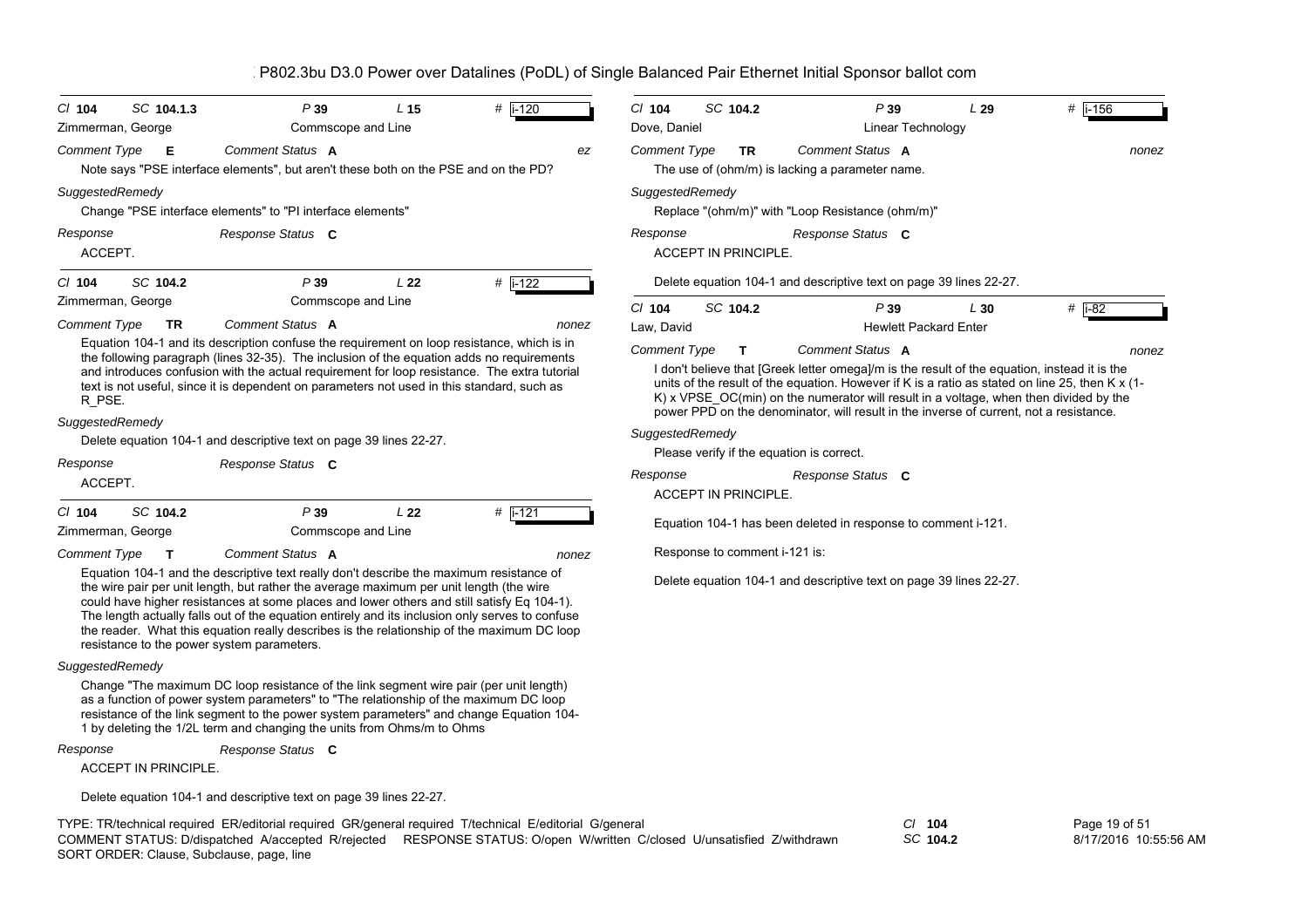P802.3bu D3.0 Power over Datalines (PoDL) of Single Balanced Pair Ethernet Initial Sponsor ballot com

---

**Cl** 104 **SC** 104.1.3 **P** 39 **L** 15 **#** i-120

Zimmerman, George — Commscope and Line

**Comment Type** E **Comment Status** A — ez

Note says "PSE interface elements", but aren't these both on the PSE and on the PD?

*SuggestedRemedy*

Change "PSE interface elements" to "PI interface elements"

*Response* — *Response Status* C

ACCEPT.

---

**Cl** 104 **SC** 104.2 **P** 39 **L** 22 **#** i-122

Zimmerman, George — Commscope and Line

**Comment Type** TR **Comment Status** A — nonez

Equation 104-1 and its description confuse the requirement on loop resistance, which is in the following paragraph (lines 32-35). The inclusion of the equation adds no requirements and introduces confusion with the actual requirement for loop resistance. The extra tutorial text is not useful, since it is dependent on parameters not used in this standard, such as R_PSE.

*SuggestedRemedy*

Delete equation 104-1 and descriptive text on page 39 lines 22-27.

*Response* — *Response Status* C

ACCEPT.

---

**Cl** 104 **SC** 104.2 **P** 39 **L** 22 **#** i-121

Zimmerman, George — Commscope and Line

**Comment Type** T **Comment Status** A — nonez

Equation 104-1 and the descriptive text really don't describe the maximum resistance of the wire pair per unit length, but rather the average maximum per unit length (the wire could have higher resistances at some places and lower others and still satisfy Eq 104-1). The length actually falls out of the equation entirely and its inclusion only serves to confuse the reader. What this equation really describes is the relationship of the maximum DC loop resistance to the power system parameters.

*SuggestedRemedy*

Change "The maximum DC loop resistance of the link segment wire pair (per unit length) as a function of power system parameters" to "The relationship of the maximum DC loop resistance of the link segment to the power system parameters" and change Equation 104-1 by deleting the 1/2L term and changing the units from Ohms/m to Ohms

*Response* — *Response Status* C

ACCEPT IN PRINCIPLE.

Delete equation 104-1 and descriptive text on page 39 lines 22-27.

---

**Cl** 104 **SC** 104.2 **P** 39 **L** 29 **#** i-156

Dove, Daniel — Linear Technology

**Comment Type** TR **Comment Status** A — nonez

The use of (ohm/m) is lacking a parameter name.

*SuggestedRemedy*

Replace "(ohm/m)" with "Loop Resistance (ohm/m)"

*Response* — *Response Status* C

ACCEPT IN PRINCIPLE.

Delete equation 104-1 and descriptive text on page 39 lines 22-27.

---

**Cl** 104 **SC** 104.2 **P** 39 **L** 30 **#** i-82

Law, David — Hewlett Packard Enter

**Comment Type** T **Comment Status** A — nonez

I don't believe that [Greek letter omega]/m is the result of the equation, instead it is the units of the result of the equation. However if K is a ratio as stated on line 25, then K x (1-K) x VPSE_OC(min) on the numerator will result in a voltage, when then divided by the power PPD on the denominator, will result in the inverse of current, not a resistance.

*SuggestedRemedy*

Please verify if the equation is correct.

*Response* — *Response Status* C

ACCEPT IN PRINCIPLE.

Equation 104-1 has been deleted in response to comment i-121.

Response to comment i-121 is:

Delete equation 104-1 and descriptive text on page 39 lines 22-27.

---

TYPE: TR/technical required ER/editorial required GR/general required T/technical E/editorial G/general
COMMENT STATUS: D/dispatched A/accepted R/rejected RESPONSE STATUS: O/open W/written C/closed U/unsatisfied Z/withdrawn
SORT ORDER: Clause, Subclause, page, line

Cl 104
SC 104.2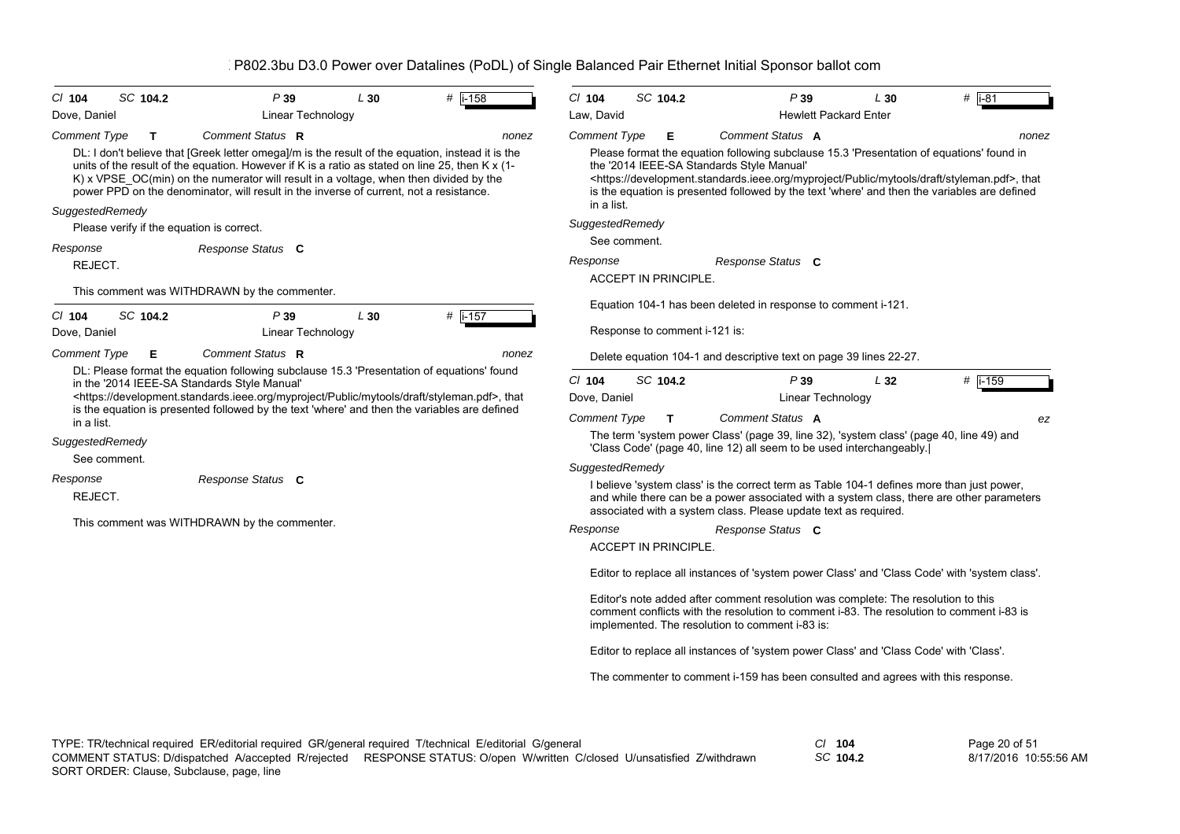| Cl 104 | SC 104.2 | P 39 | L 30 | # i-158 |
|---|---|---|---|---|
| Dove, Daniel | | Linear Technology | | |

*Comment Type* **T** *Comment Status* **R** *nonez*

DL: I don't believe that [Greek letter omega]/m is the result of the equation, instead it is the units of the result of the equation. However if K is a ratio as stated on line 25, then K x (1-K) x VPSE_OC(min) on the numerator will result in a voltage, when then divided by the power PPD on the denominator, will result in the inverse of current, not a resistance.

*SuggestedRemedy*

Please verify if the equation is correct.

*Response* *Response Status* **C**

REJECT.

This comment was WITHDRAWN by the commenter.

---

| Cl 104 | SC 104.2 | P 39 | L 30 | # i-157 |
|---|---|---|---|---|
| Dove, Daniel | | Linear Technology | | |

*Comment Type* **E** *Comment Status* **R** *nonez*

DL: Please format the equation following subclause 15.3 'Presentation of equations' found in the '2014 IEEE-SA Standards Style Manual' <https://development.standards.ieee.org/myproject/Public/mytools/draft/styleman.pdf>, that is the equation is presented followed by the text 'where' and then the variables are defined in a list.

*SuggestedRemedy*

See comment.

*Response* *Response Status* **C**

REJECT.

This comment was WITHDRAWN by the commenter.

---

| Cl 104 | SC 104.2 | P 39 | L 30 | # i-81 |
|---|---|---|---|---|
| Law, David | | Hewlett Packard Enter | | |

*Comment Type* **E** *Comment Status* **A** *nonez*

Please format the equation following subclause 15.3 'Presentation of equations' found in the '2014 IEEE-SA Standards Style Manual' <https://development.standards.ieee.org/myproject/Public/mytools/draft/styleman.pdf>, that is the equation is presented followed by the text 'where' and then the variables are defined in a list.

*SuggestedRemedy*

See comment.

*Response* *Response Status* **C**

ACCEPT IN PRINCIPLE.

Equation 104-1 has been deleted in response to comment i-121.

Response to comment i-121 is:

Delete equation 104-1 and descriptive text on page 39 lines 22-27.

---

| Cl 104 | SC 104.2 | P 39 | L 32 | # i-159 |
|---|---|---|---|---|
| Dove, Daniel | | Linear Technology | | |

*Comment Type* **T** *Comment Status* **A** *ez*

The term 'system power Class' (page 39, line 32), 'system class' (page 40, line 49) and 'Class Code' (page 40, line 12) all seem to be used interchangeably.|

*SuggestedRemedy*

I believe 'system class' is the correct term as Table 104-1 defines more than just power, and while there can be a power associated with a system class, there are other parameters associated with a system class. Please update text as required.

*Response* *Response Status* **C**

ACCEPT IN PRINCIPLE.

Editor to replace all instances of 'system power Class' and 'Class Code' with 'system class'.

Editor's note added after comment resolution was complete: The resolution to this comment conflicts with the resolution to comment i-83. The resolution to comment i-83 is implemented. The resolution to comment i-83 is:

Editor to replace all instances of 'system power Class' and 'Class Code' with 'Class'.

The commenter to comment i-159 has been consulted and agrees with this response.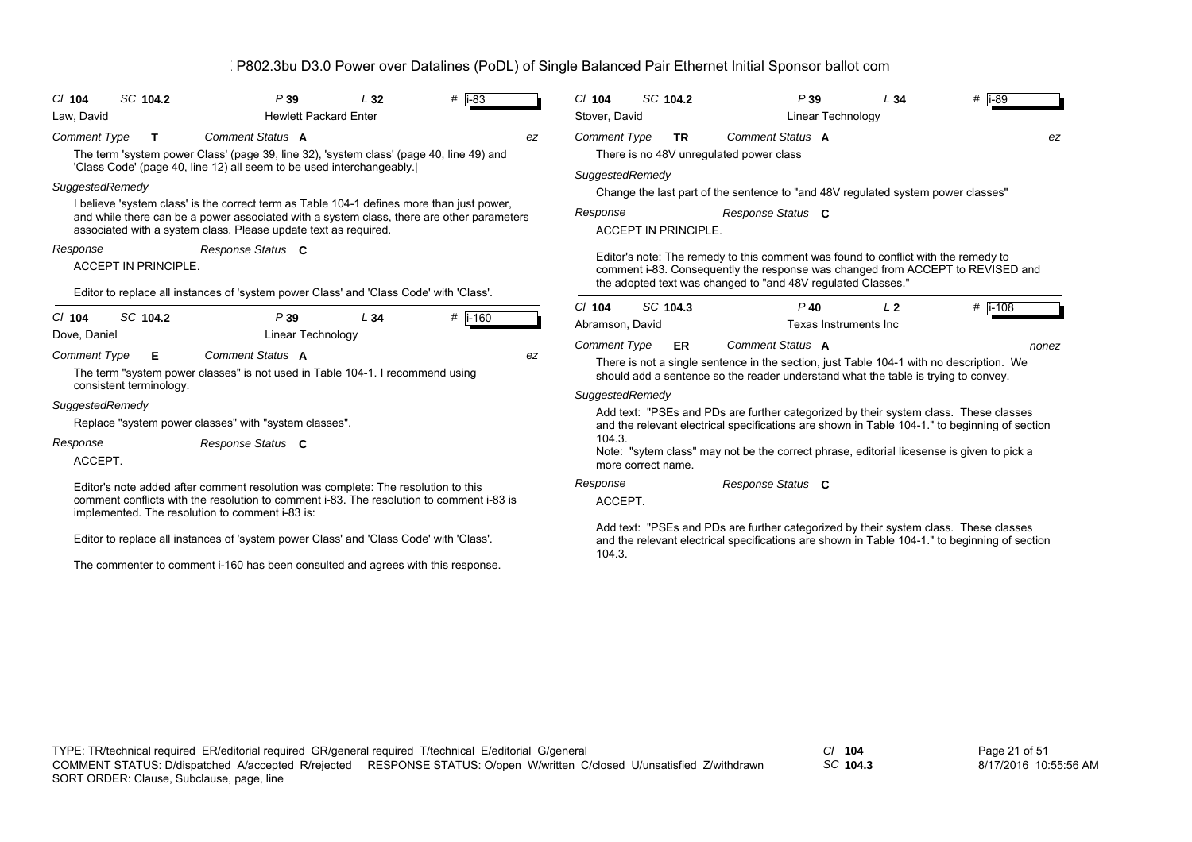P802.3bu D3.0 Power over Datalines (PoDL) of Single Balanced Pair Ethernet Initial Sponsor ballot com

---

*Cl* **104** *SC* **104.2** *P* **39** *L* **32** # i-83

Law, David — Hewlett Packard Enter

*Comment Type* **T** *Comment Status* **A** *ez*

The term 'system power Class' (page 39, line 32), 'system class' (page 40, line 49) and 'Class Code' (page 40, line 12) all seem to be used interchangeably.|

*SuggestedRemedy*

I believe 'system class' is the correct term as Table 104-1 defines more than just power, and while there can be a power associated with a system class, there are other parameters associated with a system class. Please update text as required.

*Response* *Response Status* **C**

ACCEPT IN PRINCIPLE.

Editor to replace all instances of 'system power Class' and 'Class Code' with 'Class'.

---

*Cl* **104** *SC* **104.2** *P* **39** *L* **34** # i-160

Dove, Daniel — Linear Technology

*Comment Type* **E** *Comment Status* **A** *ez*

The term "system power classes" is not used in Table 104-1. I recommend using consistent terminology.

*SuggestedRemedy*

Replace "system power classes" with "system classes".

*Response* *Response Status* **C**

ACCEPT.

Editor's note added after comment resolution was complete: The resolution to this comment conflicts with the resolution to comment i-83. The resolution to comment i-83 is implemented. The resolution to comment i-83 is:

Editor to replace all instances of 'system power Class' and 'Class Code' with 'Class'.

The commenter to comment i-160 has been consulted and agrees with this response.

---

*Cl* **104** *SC* **104.2** *P* **39** *L* **34** # i-89

Stover, David — Linear Technology

*Comment Type* **TR** *Comment Status* **A** *ez*

There is no 48V unregulated power class

*SuggestedRemedy*

Change the last part of the sentence to "and 48V regulated system power classes"

*Response* *Response Status* **C**

ACCEPT IN PRINCIPLE.

Editor's note: The remedy to this comment was found to conflict with the remedy to comment i-83. Consequently the response was changed from ACCEPT to REVISED and the adopted text was changed to "and 48V regulated Classes."

---

*Cl* **104** *SC* **104.3** *P* **40** *L* **2** # i-108

Abramson, David — Texas Instruments Inc

*Comment Type* **ER** *Comment Status* **A** *nonez*

There is not a single sentence in the section, just Table 104-1 with no description. We should add a sentence so the reader understand what the table is trying to convey.

*SuggestedRemedy*

Add text: "PSEs and PDs are further categorized by their system class. These classes and the relevant electrical specifications are shown in Table 104-1." to beginning of section 104.3.

Note: "sytem class" may not be the correct phrase, editorial licesense is given to pick a more correct name.

*Response* *Response Status* **C**

ACCEPT.

Add text: "PSEs and PDs are further categorized by their system class. These classes and the relevant electrical specifications are shown in Table 104-1." to beginning of section 104.3.

---

TYPE: TR/technical required ER/editorial required GR/general required T/technical E/editorial G/general
COMMENT STATUS: D/dispatched A/accepted R/rejected RESPONSE STATUS: O/open W/written C/closed U/unsatisfied Z/withdrawn
SORT ORDER: Clause, Subclause, page, line

*Cl* **104** *SC* **104.3**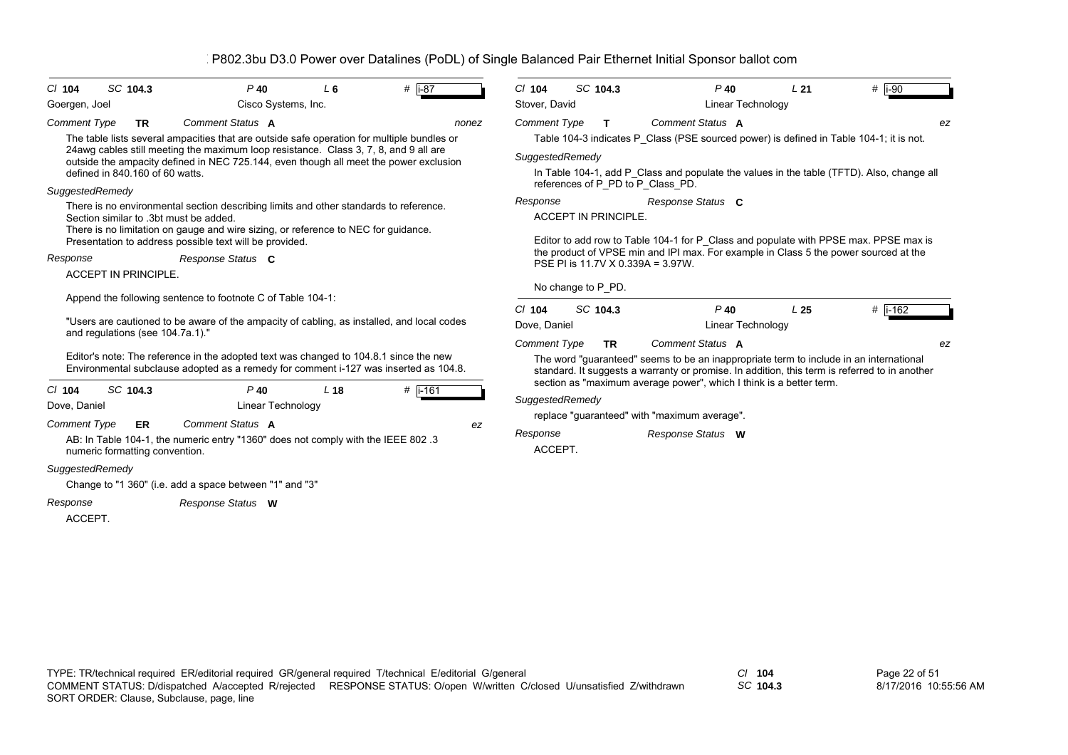P802.3bu D3.0 Power over Datalines (PoDL) of Single Balanced Pair Ethernet Initial Sponsor ballot com

---

**Cl** 104 **SC** 104.3 **P** 40 **L** 6 **#** i-87

Goergen, Joel — Cisco Systems, Inc.

*Comment Type* **TR** *Comment Status* **A** — nonez

The table lists several ampacities that are outside safe operation for multiple bundles or 24awg cables still meeting the maximum loop resistance. Class 3, 7, 8, and 9 all are outside the ampacity defined in NEC 725.144, even though all meet the power exclusion defined in 840.160 of 60 watts.

*SuggestedRemedy*

There is no environmental section describing limits and other standards to reference. Section similar to .3bt must be added.
There is no limitation on gauge and wire sizing, or reference to NEC for guidance.
Presentation to address possible text will be provided.

*Response* — *Response Status* **C**

ACCEPT IN PRINCIPLE.

Append the following sentence to footnote C of Table 104-1:

"Users are cautioned to be aware of the ampacity of cabling, as installed, and local codes and regulations (see 104.7a.1)."

Editor's note: The reference in the adopted text was changed to 104.8.1 since the new Environmental subclause adopted as a remedy for comment i-127 was inserted as 104.8.

---

**Cl** 104 **SC** 104.3 **P** 40 **L** 18 **#** i-161

Dove, Daniel — Linear Technology

*Comment Type* **ER** *Comment Status* **A** — ez

AB: In Table 104-1, the numeric entry "1360" does not comply with the IEEE 802 .3 numeric formatting convention.

*SuggestedRemedy*

Change to "1 360" (i.e. add a space between "1" and "3"

*Response* — *Response Status* **W**

ACCEPT.

---

**Cl** 104 **SC** 104.3 **P** 40 **L** 21 **#** i-90

Stover, David — Linear Technology

*Comment Type* **T** *Comment Status* **A** — ez

Table 104-3 indicates P_Class (PSE sourced power) is defined in Table 104-1; it is not.

*SuggestedRemedy*

In Table 104-1, add P_Class and populate the values in the table (TFTD). Also, change all references of P_PD to P_Class_PD.

*Response* — *Response Status* **C**

ACCEPT IN PRINCIPLE.

Editor to add row to Table 104-1 for P_Class and populate with PPSE max. PPSE max is the product of VPSE min and IPI max. For example in Class 5 the power sourced at the PSE PI is 11.7V X 0.339A = 3.97W.

No change to P_PD.

---

**Cl** 104 **SC** 104.3 **P** 40 **L** 25 **#** i-162

Dove, Daniel — Linear Technology

*Comment Type* **TR** *Comment Status* **A** — ez

The word "guaranteed" seems to be an inappropriate term to include in an international standard. It suggests a warranty or promise. In addition, this term is referred to in another section as "maximum average power", which I think is a better term.

*SuggestedRemedy*

replace "guaranteed" with "maximum average".

*Response* — *Response Status* **W**

ACCEPT.

---

TYPE: TR/technical required ER/editorial required GR/general required T/technical E/editorial G/general
COMMENT STATUS: D/dispatched A/accepted R/rejected RESPONSE STATUS: O/open W/written C/closed U/unsatisfied Z/withdrawn
SORT ORDER: Clause, Subclause, page, line

Cl 104 SC 104.3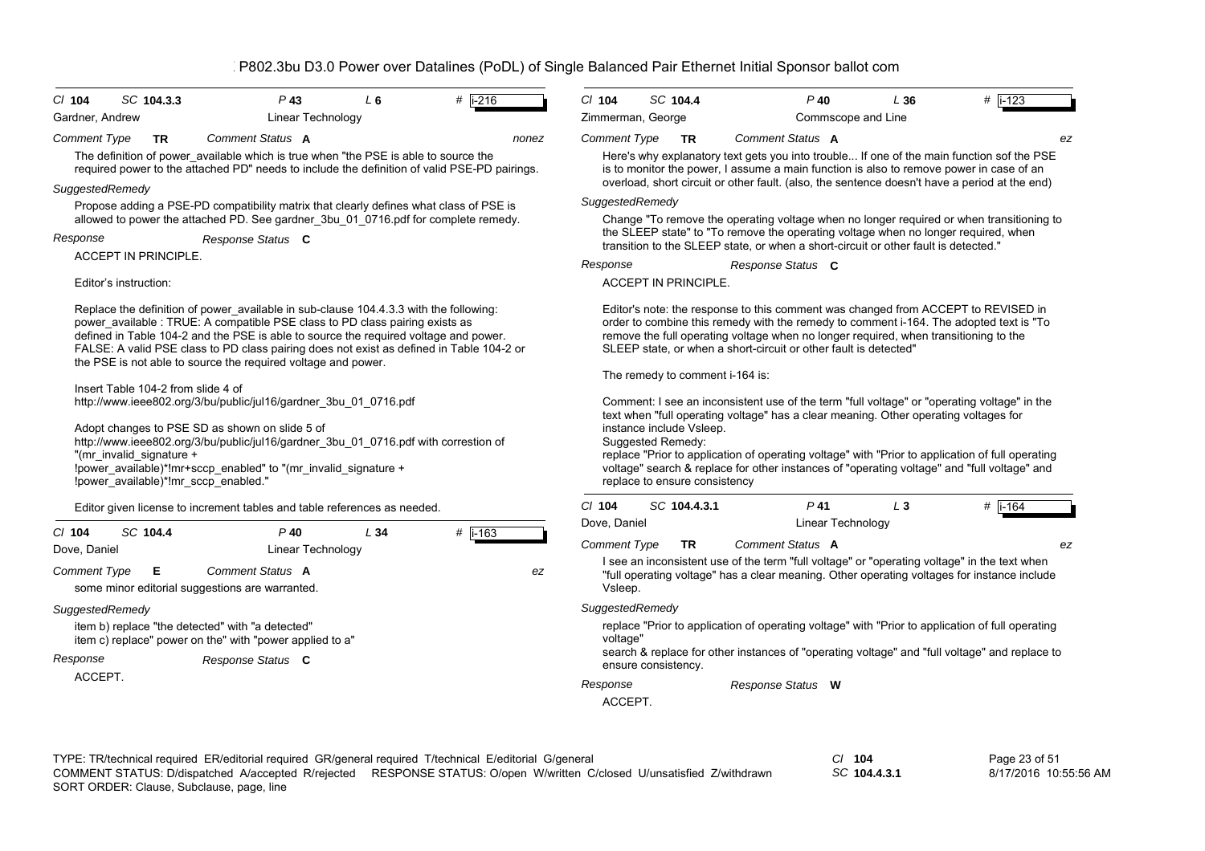P802.3bu D3.0 Power over Datalines (PoDL) of Single Balanced Pair Ethernet Initial Sponsor ballot com

---

**Cl** 104 **SC** 104.3.3 **P** 43 **L** 6 **#** i-216

Gardner, Andrew — Linear Technology

*Comment Type* **TR** *Comment Status* **A** — nonez

The definition of power_available which is true when "the PSE is able to source the required power to the attached PD" needs to include the definition of valid PSE-PD pairings.

*SuggestedRemedy*

Propose adding a PSE-PD compatibility matrix that clearly defines what class of PSE is allowed to power the attached PD. See gardner_3bu_01_0716.pdf for complete remedy.

*Response* — *Response Status* **C**

ACCEPT IN PRINCIPLE.

Editor's instruction:

Replace the definition of power_available in sub-clause 104.4.3.3 with the following:
power_available : TRUE: A compatible PSE class to PD class pairing exists as defined in Table 104-2 and the PSE is able to source the required voltage and power.
FALSE: A valid PSE class to PD class pairing does not exist as defined in Table 104-2 or the PSE is not able to source the required voltage and power.

Insert Table 104-2 from slide 4 of
http://www.ieee802.org/3/bu/public/jul16/gardner_3bu_01_0716.pdf

Adopt changes to PSE SD as shown on slide 5 of
http://www.ieee802.org/3/bu/public/jul16/gardner_3bu_01_0716.pdf with correstion of "(mr_invalid_signature + !power_available)*!mr+sccp_enabled" to "(mr_invalid_signature + !power_available)*!mr_sccp_enabled."

Editor given license to increment tables and table references as needed.

---

**Cl** 104 **SC** 104.4 **P** 40 **L** 34 **#** i-163

Dove, Daniel — Linear Technology

*Comment Type* **E** *Comment Status* **A** — ez

some minor editorial suggestions are warranted.

*SuggestedRemedy*

item b) replace "the detected" with "a detected"
item c) replace" power on the" with "power applied to a"

*Response* — *Response Status* **C**

ACCEPT.

---

**Cl** 104 **SC** 104.4 **P** 40 **L** 36 **#** i-123

Zimmerman, George — Commscope and Line

*Comment Type* **TR** *Comment Status* **A** — ez

Here's why explanatory text gets you into trouble... If one of the main function sof the PSE is to monitor the power, I assume a main function is also to remove power in case of an overload, short circuit or other fault. (also, the sentence doesn't have a period at the end)

*SuggestedRemedy*

Change "To remove the operating voltage when no longer required or when transitioning to the SLEEP state" to "To remove the operating voltage when no longer required, when transition to the SLEEP state, or when a short-circuit or other fault is detected."

*Response* — *Response Status* **C**

ACCEPT IN PRINCIPLE.

Editor's note: the response to this comment was changed from ACCEPT to REVISED in order to combine this remedy with the remedy to comment i-164. The adopted text is "To remove the full operating voltage when no longer required, when transitioning to the SLEEP state, or when a short-circuit or other fault is detected"

The remedy to comment i-164 is:

Comment: I see an inconsistent use of the term "full voltage" or "operating voltage" in the text when "full operating voltage" has a clear meaning. Other operating voltages for instance include Vsleep.
Suggested Remedy:
replace "Prior to application of operating voltage" with "Prior to application of full operating voltage" search & replace for other instances of "operating voltage" and "full voltage" and replace to ensure consistency

---

**Cl** 104 **SC** 104.4.3.1 **P** 41 **L** 3 **#** i-164

Dove, Daniel — Linear Technology

*Comment Type* **TR** *Comment Status* **A** — ez

I see an inconsistent use of the term "full voltage" or "operating voltage" in the text when "full operating voltage" has a clear meaning. Other operating voltages for instance include Vsleep.

*SuggestedRemedy*

replace "Prior to application of operating voltage" with "Prior to application of full operating voltage"
search & replace for other instances of "operating voltage" and "full voltage" and replace to ensure consistency.

*Response* — *Response Status* **W**

ACCEPT.

---

TYPE: TR/technical required ER/editorial required GR/general required T/technical E/editorial G/general
COMMENT STATUS: D/dispatched A/accepted R/rejected RESPONSE STATUS: O/open W/written C/closed U/unsatisfied Z/withdrawn
SORT ORDER: Clause, Subclause, page, line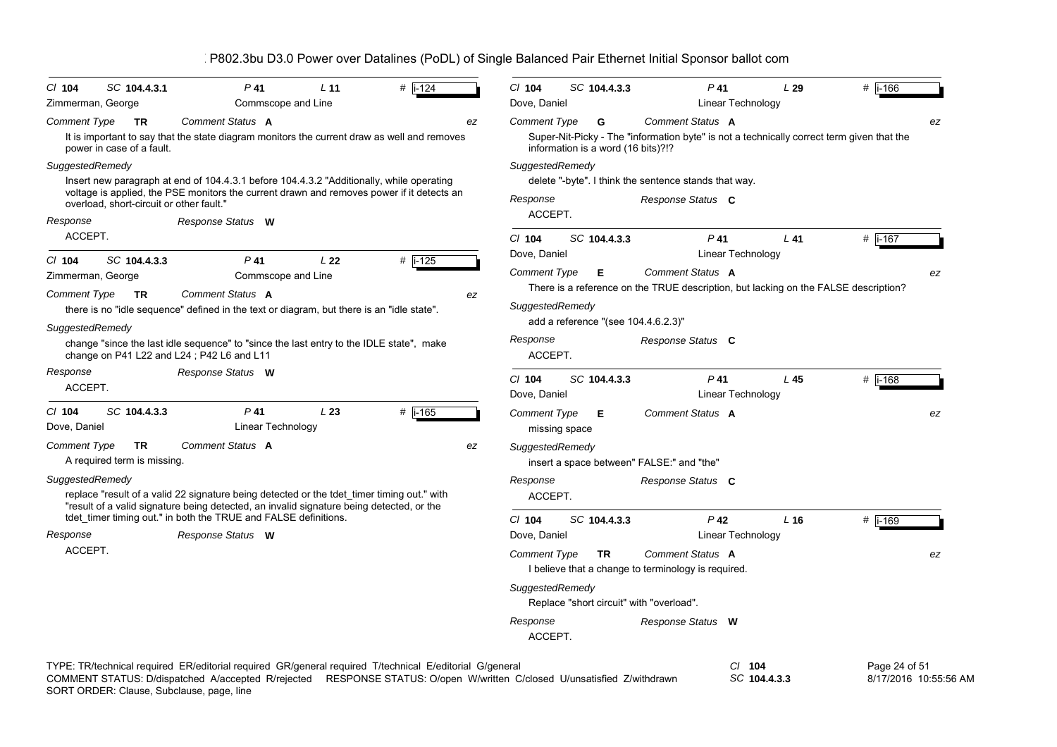P802.3bu D3.0 Power over Datalines (PoDL) of Single Balanced Pair Ethernet Initial Sponsor ballot com

---

**Cl** 104 **SC** 104.4.3.1 **P** 41 **L** 11 **#** i-124
Zimmerman, George — Commscope and Line

*Comment Type* **TR** *Comment Status* **A** — ez

It is important to say that the state diagram monitors the current draw as well and removes power in case of a fault.

*SuggestedRemedy*

Insert new paragraph at end of 104.4.3.1 before 104.4.3.2 "Additionally, while operating voltage is applied, the PSE monitors the current drawn and removes power if it detects an overload, short-circuit or other fault."

*Response* — *Response Status* **W**

ACCEPT.

---

**Cl** 104 **SC** 104.4.3.3 **P** 41 **L** 22 **#** i-125
Zimmerman, George — Commscope and Line

*Comment Type* **TR** *Comment Status* **A** — ez

there is no "idle sequence" defined in the text or diagram, but there is an "idle state".

*SuggestedRemedy*

change "since the last idle sequence" to "since the last entry to the IDLE state", make change on P41 L22 and L24 ; P42 L6 and L11

*Response* — *Response Status* **W**

ACCEPT.

---

**Cl** 104 **SC** 104.4.3.3 **P** 41 **L** 23 **#** i-165
Dove, Daniel — Linear Technology

*Comment Type* **TR** *Comment Status* **A** — ez

A required term is missing.

*SuggestedRemedy*

replace "result of a valid 22 signature being detected or the tdet_timer timing out." with "result of a valid signature being detected, an invalid signature being detected, or the tdet_timer timing out." in both the TRUE and FALSE definitions.

*Response* — *Response Status* **W**

ACCEPT.

---

**Cl** 104 **SC** 104.4.3.3 **P** 41 **L** 29 **#** i-166
Dove, Daniel — Linear Technology

*Comment Type* **G** *Comment Status* **A** — ez

Super-Nit-Picky - The "information byte" is not a technically correct term given that the information is a word (16 bits)?!?

*SuggestedRemedy*

delete "-byte". I think the sentence stands that way.

*Response* — *Response Status* **C**

ACCEPT.

---

**Cl** 104 **SC** 104.4.3.3 **P** 41 **L** 41 **#** i-167
Dove, Daniel — Linear Technology

*Comment Type* **E** *Comment Status* **A** — ez

There is a reference on the TRUE description, but lacking on the FALSE description?

*SuggestedRemedy*

add a reference "(see 104.4.6.2.3)"

*Response* — *Response Status* **C**

ACCEPT.

---

**Cl** 104 **SC** 104.4.3.3 **P** 41 **L** 45 **#** i-168
Dove, Daniel — Linear Technology

*Comment Type* **E** *Comment Status* **A** — ez

missing space

*SuggestedRemedy*

insert a space between" FALSE:" and "the"

*Response* — *Response Status* **C**

ACCEPT.

---

**Cl** 104 **SC** 104.4.3.3 **P** 42 **L** 16 **#** i-169
Dove, Daniel — Linear Technology

*Comment Type* **TR** *Comment Status* **A** — ez

I believe that a change to terminology is required.

*SuggestedRemedy*

Replace "short circuit" with "overload".

*Response* — *Response Status* **W**

ACCEPT.

---

TYPE: TR/technical required ER/editorial required GR/general required T/technical E/editorial G/general
COMMENT STATUS: D/dispatched A/accepted R/rejected RESPONSE STATUS: O/open W/written C/closed U/unsatisfied Z/withdrawn
SORT ORDER: Clause, Subclause, page, line

Cl 104 SC 104.4.3.3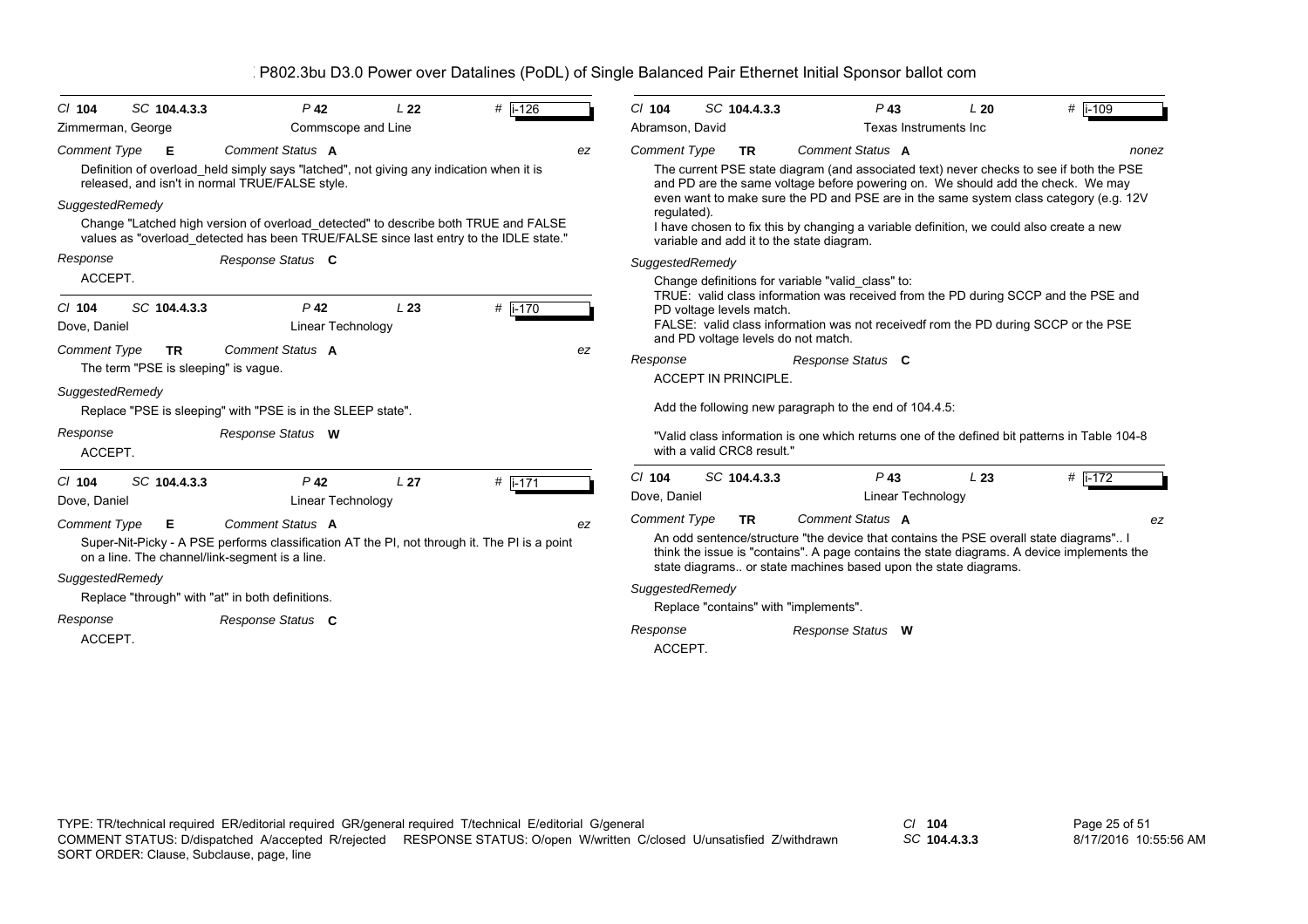P802.3bu D3.0 Power over Datalines (PoDL) of Single Balanced Pair Ethernet Initial Sponsor ballot com

---

*Cl* **104** *SC* **104.4.3.3** *P* **42** *L* **22** # i-126

Zimmerman, George — Commscope and Line

*Comment Type* **E** *Comment Status* **A** *ez*

Definition of overload_held simply says "latched", not giving any indication when it is released, and isn't in normal TRUE/FALSE style.

*SuggestedRemedy*

Change "Latched high version of overload_detected" to describe both TRUE and FALSE values as "overload_detected has been TRUE/FALSE since last entry to the IDLE state."

*Response* *Response Status* **C**

ACCEPT.

---

*Cl* **104** *SC* **104.4.3.3** *P* **42** *L* **23** # i-170

Dove, Daniel — Linear Technology

*Comment Type* **TR** *Comment Status* **A** *ez*

The term "PSE is sleeping" is vague.

*SuggestedRemedy*

Replace "PSE is sleeping" with "PSE is in the SLEEP state".

*Response* *Response Status* **W**

ACCEPT.

---

*Cl* **104** *SC* **104.4.3.3** *P* **42** *L* **27** # i-171

Dove, Daniel — Linear Technology

*Comment Type* **E** *Comment Status* **A** *ez*

Super-Nit-Picky - A PSE performs classification AT the PI, not through it. The PI is a point on a line. The channel/link-segment is a line.

*SuggestedRemedy*

Replace "through" with "at" in both definitions.

*Response* *Response Status* **C**

ACCEPT.

---

*Cl* **104** *SC* **104.4.3.3** *P* **43** *L* **20** # i-109

Abramson, David — Texas Instruments Inc

*Comment Type* **TR** *Comment Status* **A** *nonez*

The current PSE state diagram (and associated text) never checks to see if both the PSE and PD are the same voltage before powering on. We should add the check. We may even want to make sure the PD and PSE are in the same system class category (e.g. 12V regulated).
I have chosen to fix this by changing a variable definition, we could also create a new variable and add it to the state diagram.

*SuggestedRemedy*

Change definitions for variable "valid_class" to:
TRUE: valid class information was received from the PD during SCCP and the PSE and PD voltage levels match.
FALSE: valid class information was not receivedf rom the PD during SCCP or the PSE and PD voltage levels do not match.

*Response* *Response Status* **C**

ACCEPT IN PRINCIPLE.

Add the following new paragraph to the end of 104.4.5:

"Valid class information is one which returns one of the defined bit patterns in Table 104-8 with a valid CRC8 result."

---

*Cl* **104** *SC* **104.4.3.3** *P* **43** *L* **23** # i-172

Dove, Daniel — Linear Technology

*Comment Type* **TR** *Comment Status* **A** *ez*

An odd sentence/structure "the device that contains the PSE overall state diagrams".. I think the issue is "contains". A page contains the state diagrams. A device implements the state diagrams.. or state machines based upon the state diagrams.

*SuggestedRemedy*

Replace "contains" with "implements".

*Response* *Response Status* **W**

ACCEPT.

---

TYPE: TR/technical required ER/editorial required GR/general required T/technical E/editorial G/general
COMMENT STATUS: D/dispatched A/accepted R/rejected RESPONSE STATUS: O/open W/written C/closed U/unsatisfied Z/withdrawn
SORT ORDER: Clause, Subclause, page, line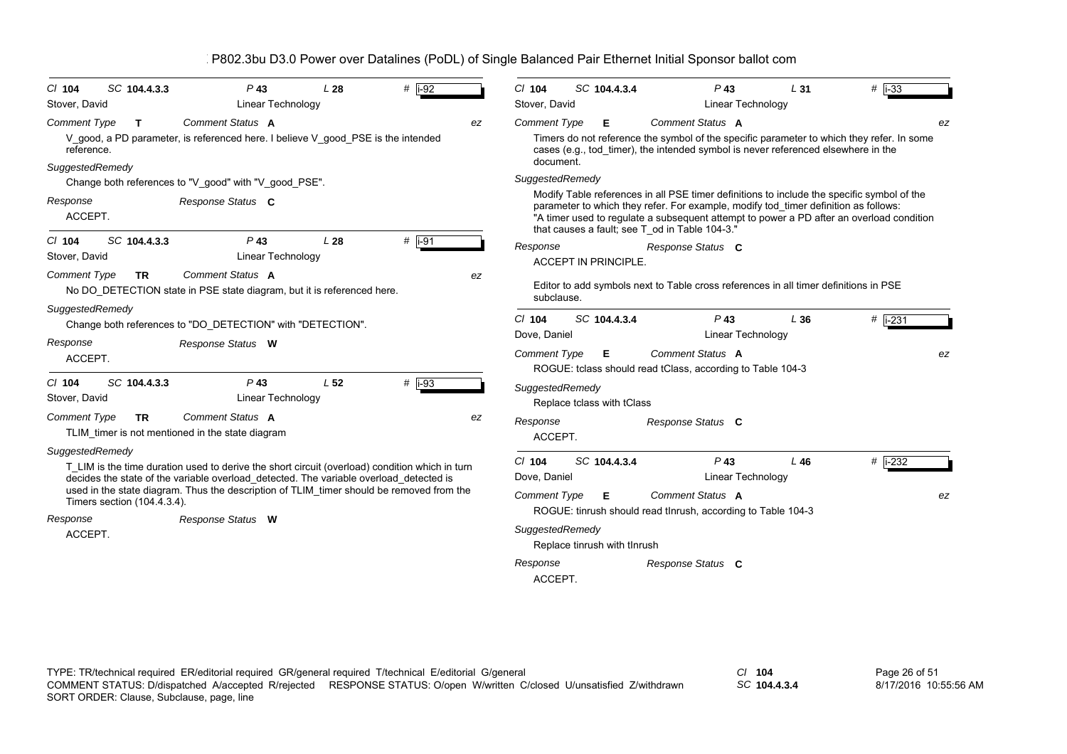P802.3bu D3.0 Power over Datalines (PoDL) of Single Balanced Pair Ethernet Initial Sponsor ballot com

---

**Cl** 104 **SC** 104.4.3.3 **P** 43 **L** 28 **#** i-92

Stover, David — Linear Technology

*Comment Type* **T** *Comment Status* **A** ez

V_good, a PD parameter, is referenced here. I believe V_good_PSE is the intended reference.

*SuggestedRemedy*

Change both references to "V_good" with "V_good_PSE".

*Response* *Response Status* **C**

ACCEPT.

---

**Cl** 104 **SC** 104.4.3.3 **P** 43 **L** 28 **#** i-91

Stover, David — Linear Technology

*Comment Type* **TR** *Comment Status* **A** ez

No DO_DETECTION state in PSE state diagram, but it is referenced here.

*SuggestedRemedy*

Change both references to "DO_DETECTION" with "DETECTION".

*Response* *Response Status* **W**

ACCEPT.

---

**Cl** 104 **SC** 104.4.3.3 **P** 43 **L** 52 **#** i-93

Stover, David — Linear Technology

*Comment Type* **TR** *Comment Status* **A** ez

TLIM_timer is not mentioned in the state diagram

*SuggestedRemedy*

T_LIM is the time duration used to derive the short circuit (overload) condition which in turn decides the state of the variable overload_detected. The variable overload_detected is used in the state diagram. Thus the description of TLIM_timer should be removed from the Timers section (104.4.3.4).

*Response* *Response Status* **W**

ACCEPT.

---

**Cl** 104 **SC** 104.4.3.4 **P** 43 **L** 31 **#** i-33

Stover, David — Linear Technology

*Comment Type* **E** *Comment Status* **A** ez

Timers do not reference the symbol of the specific parameter to which they refer. In some cases (e.g., tod_timer), the intended symbol is never referenced elsewhere in the document.

*SuggestedRemedy*

Modify Table references in all PSE timer definitions to include the specific symbol of the parameter to which they refer. For example, modify tod_timer definition as follows: "A timer used to regulate a subsequent attempt to power a PD after an overload condition that causes a fault; see T_od in Table 104-3."

*Response* *Response Status* **C**

ACCEPT IN PRINCIPLE.

Editor to add symbols next to Table cross references in all timer definitions in PSE subclause.

---

**Cl** 104 **SC** 104.4.3.4 **P** 43 **L** 36 **#** i-231

Dove, Daniel — Linear Technology

*Comment Type* **E** *Comment Status* **A** ez

ROGUE: tclass should read tClass, according to Table 104-3

*SuggestedRemedy*

Replace tclass with tClass

*Response* *Response Status* **C**

ACCEPT.

---

**Cl** 104 **SC** 104.4.3.4 **P** 43 **L** 46 **#** i-232

Dove, Daniel — Linear Technology

*Comment Type* **E** *Comment Status* **A** ez

ROGUE: tinrush should read tInrush, according to Table 104-3

*SuggestedRemedy*

Replace tinrush with tInrush

*Response* *Response Status* **C**

ACCEPT.

---

TYPE: TR/technical required ER/editorial required GR/general required T/technical E/editorial G/general
COMMENT STATUS: D/dispatched A/accepted R/rejected RESPONSE STATUS: O/open W/written C/closed U/unsatisfied Z/withdrawn
SORT ORDER: Clause, Subclause, page, line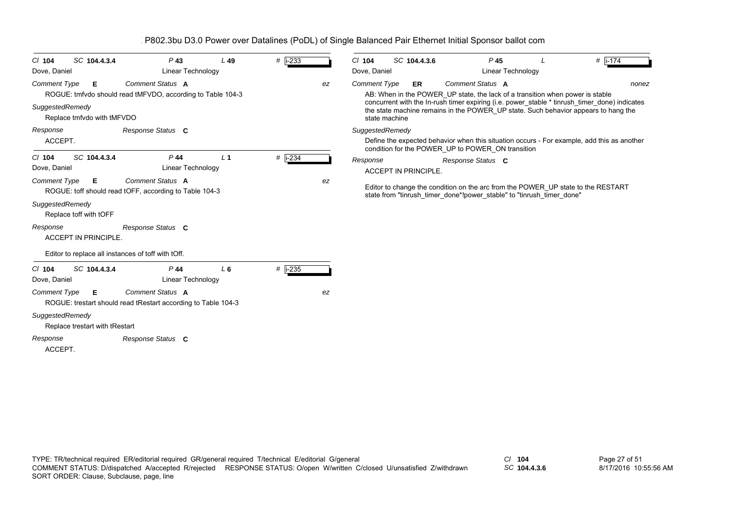P802.3bu D3.0 Power over Datalines (PoDL) of Single Balanced Pair Ethernet Initial Sponsor ballot com

---

*Cl* **104** *SC* **104.4.3.4** *P* **43** *L* **49** # i-233

Dove, Daniel — Linear Technology

*Comment Type* **E** *Comment Status* **A** *ez*

ROGUE: tmfvdo should read tMFVDO, according to Table 104-3

*SuggestedRemedy*

Replace tmfvdo with tMFVDO

*Response* *Response Status* **C**

ACCEPT.

---

*Cl* **104** *SC* **104.4.3.4** *P* **44** *L* **1** # i-234

Dove, Daniel — Linear Technology

*Comment Type* **E** *Comment Status* **A** *ez*

ROGUE: toff should read tOFF, according to Table 104-3

*SuggestedRemedy*

Replace toff with tOFF

*Response* *Response Status* **C**

ACCEPT IN PRINCIPLE.

Editor to replace all instances of toff with tOff.

---

*Cl* **104** *SC* **104.4.3.4** *P* **44** *L* **6** # i-235

Dove, Daniel — Linear Technology

*Comment Type* **E** *Comment Status* **A** *ez*

ROGUE: trestart should read tRestart according to Table 104-3

*SuggestedRemedy*

Replace trestart with tRestart

*Response* *Response Status* **C**

ACCEPT.

---

*Cl* **104** *SC* **104.4.3.6** *P* **45** *L* # i-174

Dove, Daniel — Linear Technology

*Comment Type* **ER** *Comment Status* **A** *nonez*

AB: When in the POWER_UP state, the lack of a transition when power is stable concurrent with the In-rush timer expiring (i.e. power_stable * tinrush_timer_done) indicates the state machine remains in the POWER_UP state. Such behavior appears to hang the state machine

*SuggestedRemedy*

Define the expected behavior when this situation occurs - For example, add this as another condition for the POWER_UP to POWER_ON transition

*Response* *Response Status* **C**

ACCEPT IN PRINCIPLE.

Editor to change the condition on the arc from the POWER_UP state to the RESTART state from "tinrush_timer_done*!power_stable" to "tinrush_timer_done"

---

TYPE: TR/technical required ER/editorial required GR/general required T/technical E/editorial G/general
COMMENT STATUS: D/dispatched A/accepted R/rejected RESPONSE STATUS: O/open W/written C/closed U/unsatisfied Z/withdrawn
SORT ORDER: Clause, Subclause, page, line

*Cl* **104**
*SC* **104.4.3.6**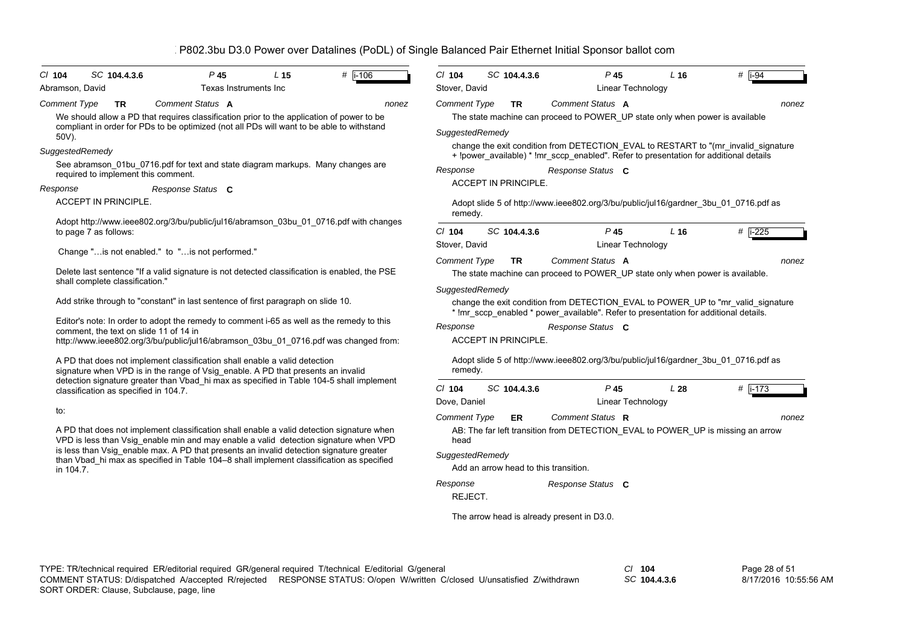| Cl 104 | SC 104.4.3.6 | P 45 | L 15 | # i-106 |
|---|---|---|---|---|
| Abramson, David | | Texas Instruments Inc | | |

*Comment Type* **TR** *Comment Status* **A** *nonez*

We should allow a PD that requires classification prior to the application of power to be compliant in order for PDs to be optimized (not all PDs will want to be able to withstand 50V).

*SuggestedRemedy*

See abramson_01bu_0716.pdf for text and state diagram markups. Many changes are required to implement this comment.

*Response* *Response Status* **C**

ACCEPT IN PRINCIPLE.

Adopt http://www.ieee802.org/3/bu/public/jul16/abramson_03bu_01_0716.pdf with changes to page 7 as follows:

Change "…is not enabled." to "…is not performed."

Delete last sentence "If a valid signature is not detected classification is enabled, the PSE shall complete classification."

Add strike through to "constant" in last sentence of first paragraph on slide 10.

Editor's note: In order to adopt the remedy to comment i-65 as well as the remedy to this comment, the text on slide 11 of 14 in http://www.ieee802.org/3/bu/public/jul16/abramson_03bu_01_0716.pdf was changed from:

A PD that does not implement classification shall enable a valid detection signature when VPD is in the range of Vsig_enable. A PD that presents an invalid detection signature greater than Vbad_hi max as specified in Table 104-5 shall implement classification as specified in 104.7.

to:

A PD that does not implement classification shall enable a valid detection signature when VPD is less than Vsig_enable min and may enable a valid detection signature when VPD is less than Vsig_enable max. A PD that presents an invalid detection signature greater than Vbad_hi max as specified in Table 104–8 shall implement classification as specified in 104.7.

---

| Cl 104 | SC 104.4.3.6 | P 45 | L 16 | # i-94 |
|---|---|---|---|---|
| Stover, David | | Linear Technology | | |

*Comment Type* **TR** *Comment Status* **A** *nonez*

The state machine can proceed to POWER_UP state only when power is available

*SuggestedRemedy*

change the exit condition from DETECTION_EVAL to RESTART to "(mr_invalid_signature + !power_available) * !mr_sccp_enabled". Refer to presentation for additional details

*Response* *Response Status* **C**

ACCEPT IN PRINCIPLE.

Adopt slide 5 of http://www.ieee802.org/3/bu/public/jul16/gardner_3bu_01_0716.pdf as remedy.

---

| Cl 104 | SC 104.4.3.6 | P 45 | L 16 | # i-225 |
|---|---|---|---|---|
| Stover, David | | Linear Technology | | |

*Comment Type* **TR** *Comment Status* **A** *nonez*

The state machine can proceed to POWER_UP state only when power is available.

*SuggestedRemedy*

change the exit condition from DETECTION_EVAL to POWER_UP to "mr_valid_signature * !mr_sccp_enabled * power_available". Refer to presentation for additional details.

*Response* *Response Status* **C**

ACCEPT IN PRINCIPLE.

Adopt slide 5 of http://www.ieee802.org/3/bu/public/jul16/gardner_3bu_01_0716.pdf as remedy.

---

| Cl 104 | SC 104.4.3.6 | P 45 | L 28 | # i-173 |
|---|---|---|---|---|
| Dove, Daniel | | Linear Technology | | |

*Comment Type* **ER** *Comment Status* **R** *nonez*

AB: The far left transition from DETECTION_EVAL to POWER_UP is missing an arrow head

*SuggestedRemedy*

Add an arrow head to this transition.

*Response* *Response Status* **C**

REJECT.

The arrow head is already present in D3.0.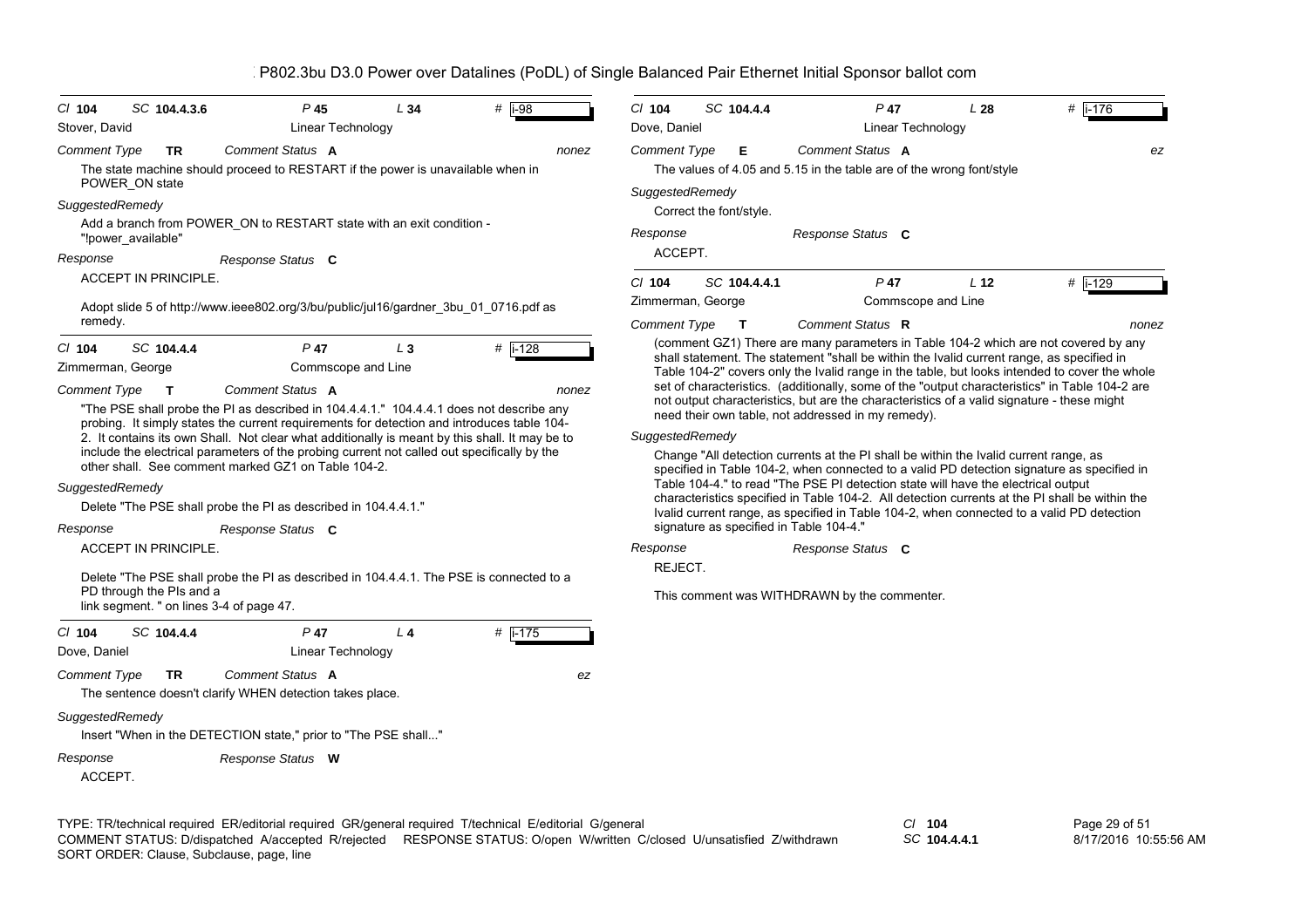# P802.3bu D3.0 Power over Datalines (PoDL) of Single Balanced Pair Ethernet Initial Sponsor ballot com

**Cl** 104 **SC** 104.4.3.6 **P** 45 **L** 34 **#** i-98

Stover, David — Linear Technology

*Comment Type* **TR** *Comment Status* **A** — nonez

The state machine should proceed to RESTART if the power is unavailable when in POWER_ON state

*SuggestedRemedy*

Add a branch from POWER_ON to RESTART state with an exit condition - "!power_available"

*Response* — *Response Status* **C**

ACCEPT IN PRINCIPLE.

Adopt slide 5 of http://www.ieee802.org/3/bu/public/jul16/gardner_3bu_01_0716.pdf as remedy.

---

**Cl** 104 **SC** 104.4.4 **P** 47 **L** 3 **#** i-128

Zimmerman, George — Commscope and Line

*Comment Type* **T** *Comment Status* **A** — nonez

"The PSE shall probe the PI as described in 104.4.4.1." 104.4.4.1 does not describe any probing. It simply states the current requirements for detection and introduces table 104-2. It contains its own Shall. Not clear what additionally is meant by this shall. It may be to include the electrical parameters of the probing current not called out specifically by the other shall. See comment marked GZ1 on Table 104-2.

*SuggestedRemedy*

Delete "The PSE shall probe the PI as described in 104.4.4.1."

*Response* — *Response Status* **C**

ACCEPT IN PRINCIPLE.

Delete "The PSE shall probe the PI as described in 104.4.4.1. The PSE is connected to a PD through the PIs and a link segment. " on lines 3-4 of page 47.

---

**Cl** 104 **SC** 104.4.4 **P** 47 **L** 4 **#** i-175

Dove, Daniel — Linear Technology

*Comment Type* **TR** *Comment Status* **A** — ez

The sentence doesn't clarify WHEN detection takes place.

*SuggestedRemedy*

Insert "When in the DETECTION state," prior to "The PSE shall..."

*Response* — *Response Status* **W**

ACCEPT.

---

**Cl** 104 **SC** 104.4.4 **P** 47 **L** 28 **#** i-176

Dove, Daniel — Linear Technology

*Comment Type* **E** *Comment Status* **A** — ez

The values of 4.05 and 5.15 in the table are of the wrong font/style

*SuggestedRemedy*

Correct the font/style.

*Response* — *Response Status* **C**

ACCEPT.

---

**Cl** 104 **SC** 104.4.4.1 **P** 47 **L** 12 **#** i-129

Zimmerman, George — Commscope and Line

*Comment Type* **T** *Comment Status* **R** — nonez

(comment GZ1) There are many parameters in Table 104-2 which are not covered by any shall statement. The statement "shall be within the Ivalid current range, as specified in Table 104-2" covers only the Ivalid range in the table, but looks intended to cover the whole set of characteristics. (additionally, some of the "output characteristics" in Table 104-2 are not output characteristics, but are the characteristics of a valid signature - these might need their own table, not addressed in my remedy).

*SuggestedRemedy*

Change "All detection currents at the PI shall be within the Ivalid current range, as specified in Table 104-2, when connected to a valid PD detection signature as specified in Table 104-4." to read "The PSE PI detection state will have the electrical output characteristics specified in Table 104-2. All detection currents at the PI shall be within the Ivalid current range, as specified in Table 104-2, when connected to a valid PD detection signature as specified in Table 104-4."

*Response* — *Response Status* **C**

REJECT.

This comment was WITHDRAWN by the commenter.

---

TYPE: TR/technical required ER/editorial required GR/general required T/technical E/editorial G/general
COMMENT STATUS: D/dispatched A/accepted R/rejected RESPONSE STATUS: O/open W/written C/closed U/unsatisfied Z/withdrawn
SORT ORDER: Clause, Subclause, page, line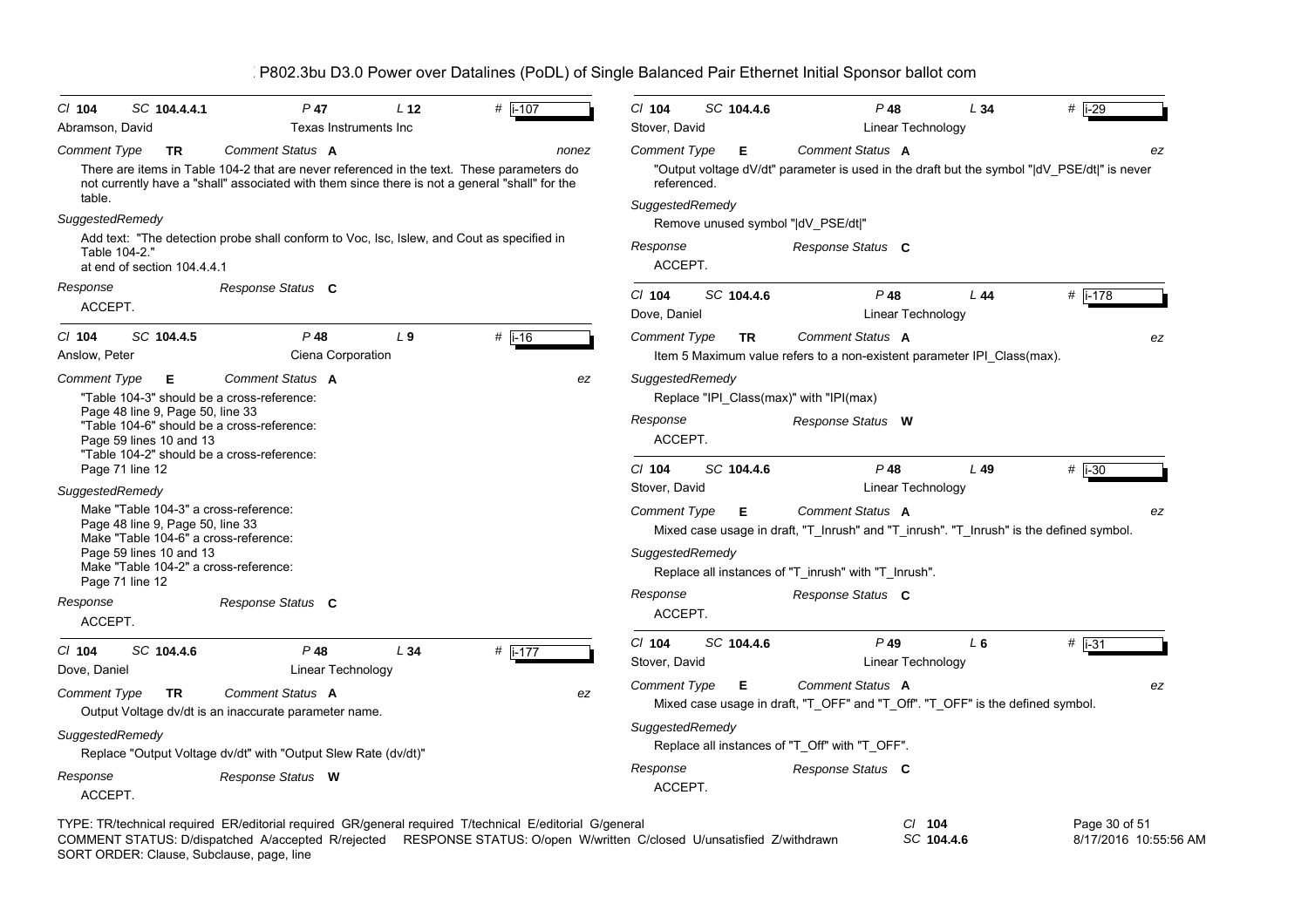P802.3bu D3.0 Power over Datalines (PoDL) of Single Balanced Pair Ethernet Initial Sponsor ballot com

---

**Cl** 104 **SC** 104.4.4.1 **P** 47 **L** 12 **#** i-107
Abramson, David — Texas Instruments Inc

**Comment Type** TR **Comment Status** A — nonez

There are items in Table 104-2 that are never referenced in the text. These parameters do not currently have a "shall" associated with them since there is not a general "shall" for the table.

**SuggestedRemedy**

Add text: "The detection probe shall conform to Voc, Isc, Islew, and Cout as specified in Table 104-2."
at end of section 104.4.4.1

**Response** — **Response Status** C

ACCEPT.

---

**Cl** 104 **SC** 104.4.5 **P** 48 **L** 9 **#** i-16
Anslow, Peter — Ciena Corporation

**Comment Type** E **Comment Status** A — ez

"Table 104-3" should be a cross-reference:
Page 48 line 9, Page 50, line 33
"Table 104-6" should be a cross-reference:
Page 59 lines 10 and 13
"Table 104-2" should be a cross-reference:
Page 71 line 12

**SuggestedRemedy**

Make "Table 104-3" a cross-reference:
Page 48 line 9, Page 50, line 33
Make "Table 104-6" a cross-reference:
Page 59 lines 10 and 13
Make "Table 104-2" a cross-reference:
Page 71 line 12

**Response** — **Response Status** C

ACCEPT.

---

**Cl** 104 **SC** 104.4.6 **P** 48 **L** 34 **#** i-177
Dove, Daniel — Linear Technology

**Comment Type** TR **Comment Status** A — ez

Output Voltage dv/dt is an inaccurate parameter name.

**SuggestedRemedy**

Replace "Output Voltage dv/dt" with "Output Slew Rate (dv/dt)"

**Response** — **Response Status** W

ACCEPT.

---

**Cl** 104 **SC** 104.4.6 **P** 48 **L** 34 **#** i-29
Stover, David — Linear Technology

**Comment Type** E **Comment Status** A — ez

"Output voltage dV/dt" parameter is used in the draft but the symbol "|dV_PSE/dt|" is never referenced.

**SuggestedRemedy**

Remove unused symbol "|dV_PSE/dt|"

**Response** — **Response Status** C

ACCEPT.

---

**Cl** 104 **SC** 104.4.6 **P** 48 **L** 44 **#** i-178
Dove, Daniel — Linear Technology

**Comment Type** TR **Comment Status** A — ez

Item 5 Maximum value refers to a non-existent parameter IPI_Class(max).

**SuggestedRemedy**

Replace "IPI_Class(max)" with "IPI(max)

**Response** — **Response Status** W

ACCEPT.

---

**Cl** 104 **SC** 104.4.6 **P** 48 **L** 49 **#** i-30
Stover, David — Linear Technology

**Comment Type** E **Comment Status** A — ez

Mixed case usage in draft, "T_Inrush" and "T_inrush". "T_Inrush" is the defined symbol.

**SuggestedRemedy**

Replace all instances of "T_inrush" with "T_Inrush".

**Response** — **Response Status** C

ACCEPT.

---

**Cl** 104 **SC** 104.4.6 **P** 49 **L** 6 **#** i-31
Stover, David — Linear Technology

**Comment Type** E **Comment Status** A — ez

Mixed case usage in draft, "T_OFF" and "T_Off". "T_OFF" is the defined symbol.

**SuggestedRemedy**

Replace all instances of "T_Off" with "T_OFF".

**Response** — **Response Status** C

ACCEPT.

---

TYPE: TR/technical required ER/editorial required GR/general required T/technical E/editorial G/general
COMMENT STATUS: D/dispatched A/accepted R/rejected RESPONSE STATUS: O/open W/written C/closed U/unsatisfied Z/withdrawn
SORT ORDER: Clause, Subclause, page, line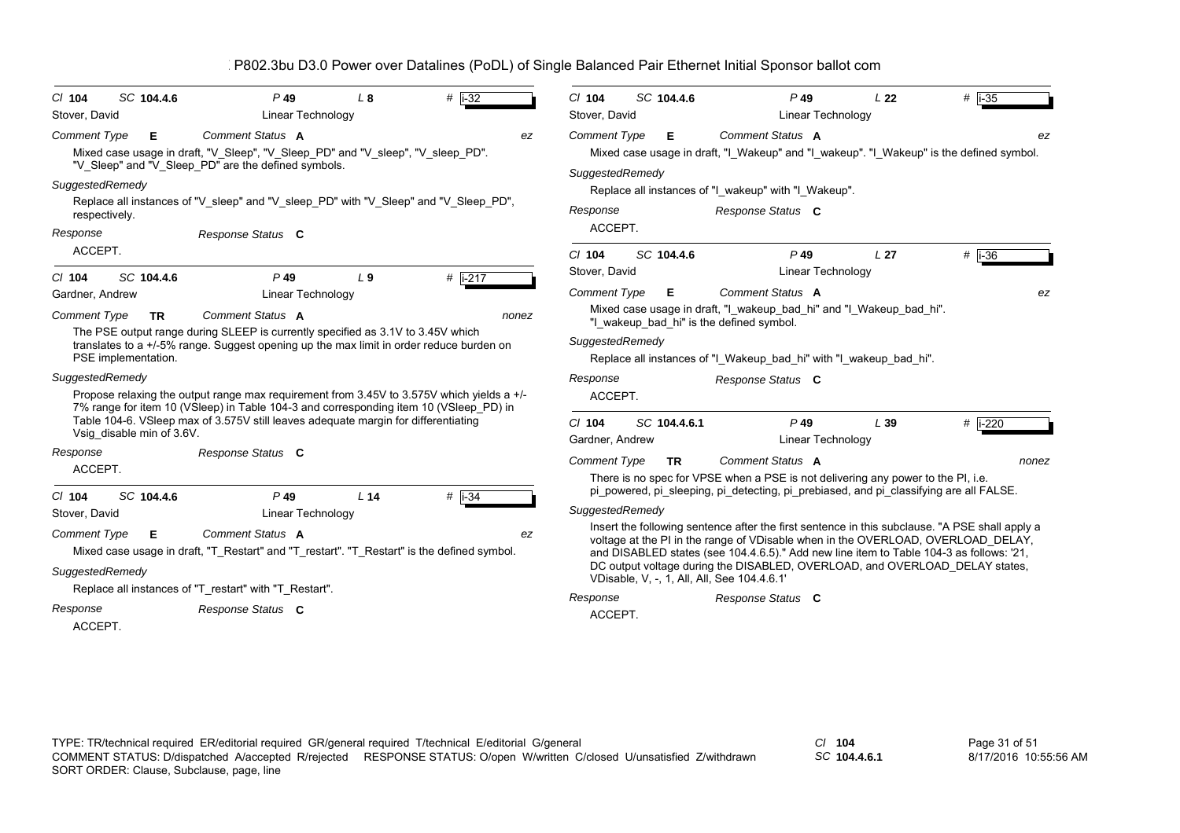P802.3bu D3.0 Power over Datalines (PoDL) of Single Balanced Pair Ethernet Initial Sponsor ballot com

---

*Cl* **104** *SC* **104.4.6** *P* **49** *L* **8** # **i-32**

Stover, David — Linear Technology

*Comment Type* **E** *Comment Status* **A** *ez*

Mixed case usage in draft, "V_Sleep", "V_Sleep_PD" and "V_sleep", "V_sleep_PD". "V_Sleep" and "V_Sleep_PD" are the defined symbols.

*SuggestedRemedy*

Replace all instances of "V_sleep" and "V_sleep_PD" with "V_Sleep" and "V_Sleep_PD", respectively.

*Response* *Response Status* **C**

ACCEPT.

---

*Cl* **104** *SC* **104.4.6** *P* **49** *L* **9** # **i-217**

Gardner, Andrew — Linear Technology

*Comment Type* **TR** *Comment Status* **A** *nonez*

The PSE output range during SLEEP is currently specified as 3.1V to 3.45V which translates to a +/-5% range. Suggest opening up the max limit in order reduce burden on PSE implementation.

*SuggestedRemedy*

Propose relaxing the output range max requirement from 3.45V to 3.575V which yields a +/-7% range for item 10 (VSleep) in Table 104-3 and corresponding item 10 (VSleep_PD) in Table 104-6. VSleep max of 3.575V still leaves adequate margin for differentiating Vsig_disable min of 3.6V.

*Response* *Response Status* **C**

ACCEPT.

---

*Cl* **104** *SC* **104.4.6** *P* **49** *L* **14** # **i-34**

Stover, David — Linear Technology

*Comment Type* **E** *Comment Status* **A** *ez*

Mixed case usage in draft, "T_Restart" and "T_restart". "T_Restart" is the defined symbol.

*SuggestedRemedy*

Replace all instances of "T_restart" with "T_Restart".

*Response* *Response Status* **C**

ACCEPT.

---

*Cl* **104** *SC* **104.4.6** *P* **49** *L* **22** # **i-35**

Stover, David — Linear Technology

*Comment Type* **E** *Comment Status* **A** *ez*

Mixed case usage in draft, "I_Wakeup" and "I_wakeup". "I_Wakeup" is the defined symbol.

*SuggestedRemedy*

Replace all instances of "I_wakeup" with "I_Wakeup".

*Response* *Response Status* **C**

ACCEPT.

---

*Cl* **104** *SC* **104.4.6** *P* **49** *L* **27** # **i-36**

Stover, David — Linear Technology

*Comment Type* **E** *Comment Status* **A** *ez*

Mixed case usage in draft, "I_wakeup_bad_hi" and "I_Wakeup_bad_hi". "I_wakeup_bad_hi" is the defined symbol.

*SuggestedRemedy*

Replace all instances of "I_Wakeup_bad_hi" with "I_wakeup_bad_hi".

*Response* *Response Status* **C**

ACCEPT.

---

*Cl* **104** *SC* **104.4.6.1** *P* **49** *L* **39** # **i-220**

Gardner, Andrew — Linear Technology

*Comment Type* **TR** *Comment Status* **A** *nonez*

There is no spec for VPSE when a PSE is not delivering any power to the PI, i.e. pi_powered, pi_sleeping, pi_detecting, pi_prebiased, and pi_classifying are all FALSE.

*SuggestedRemedy*

Insert the following sentence after the first sentence in this subclause. "A PSE shall apply a voltage at the PI in the range of VDisable when in the OVERLOAD, OVERLOAD_DELAY, and DISABLED states (see 104.4.6.5)." Add new line item to Table 104-3 as follows: '21, DC output voltage during the DISABLED, OVERLOAD, and OVERLOAD_DELAY states, VDisable, V, -, 1, All, All, See 104.4.6.1'

*Response* *Response Status* **C**

ACCEPT.

---

TYPE: TR/technical required ER/editorial required GR/general required T/technical E/editorial G/general
COMMENT STATUS: D/dispatched A/accepted R/rejected RESPONSE STATUS: O/open W/written C/closed U/unsatisfied Z/withdrawn
SORT ORDER: Clause, Subclause, page, line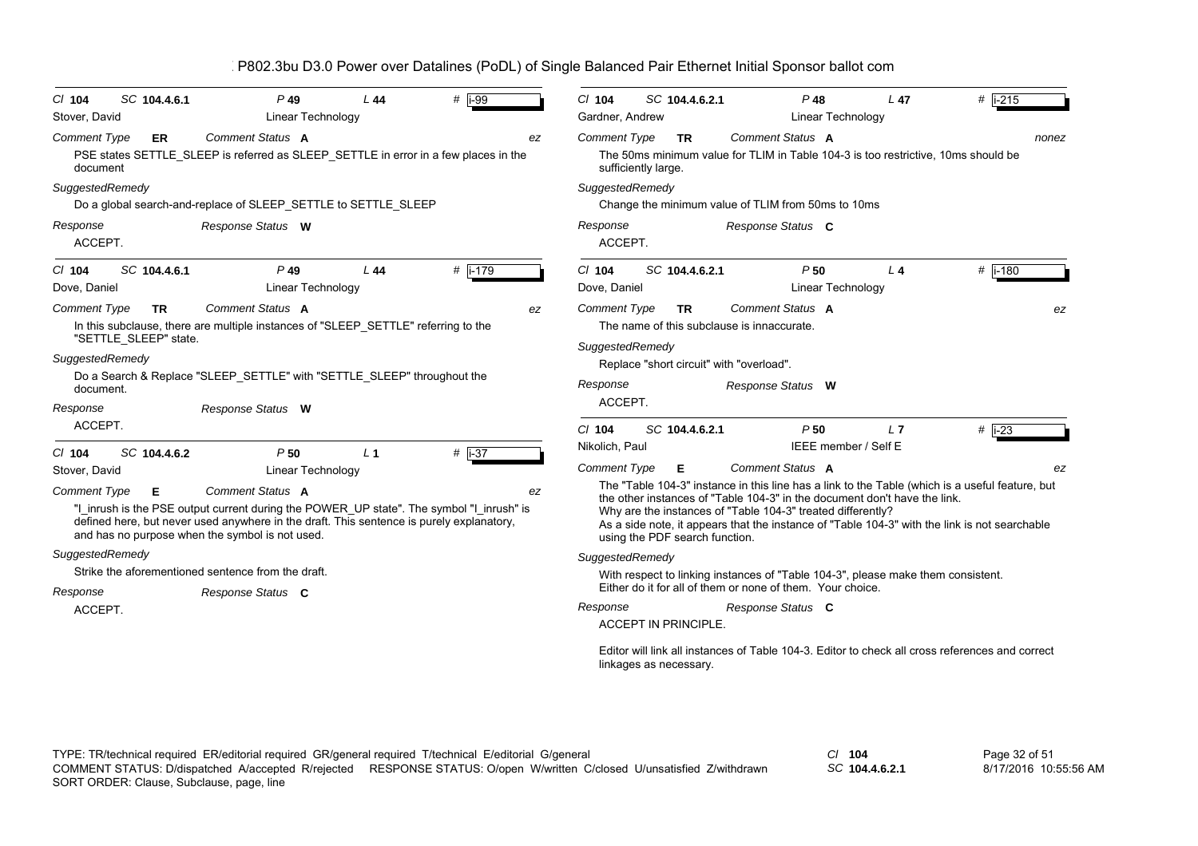P802.3bu D3.0 Power over Datalines (PoDL) of Single Balanced Pair Ethernet Initial Sponsor ballot com

---

Cl **104** SC **104.4.6.1** P **49** L **44** # i-99

Stover, David — Linear Technology

*Comment Type* **ER** *Comment Status* **A** *ez*

PSE states SETTLE_SLEEP is referred as SLEEP_SETTLE in error in a few places in the document

*SuggestedRemedy*

Do a global search-and-replace of SLEEP_SETTLE to SETTLE_SLEEP

*Response* *Response Status* **W**

ACCEPT.

---

Cl **104** SC **104.4.6.1** P **49** L **44** # i-179

Dove, Daniel — Linear Technology

*Comment Type* **TR** *Comment Status* **A** *ez*

In this subclause, there are multiple instances of "SLEEP_SETTLE" referring to the "SETTLE_SLEEP" state.

*SuggestedRemedy*

Do a Search & Replace "SLEEP_SETTLE" with "SETTLE_SLEEP" throughout the document.

*Response* *Response Status* **W**

ACCEPT.

---

Cl **104** SC **104.4.6.2** P **50** L **1** # i-37

Stover, David — Linear Technology

*Comment Type* **E** *Comment Status* **A** *ez*

"I_inrush is the PSE output current during the POWER_UP state". The symbol "I_inrush" is defined here, but never used anywhere in the draft. This sentence is purely explanatory, and has no purpose when the symbol is not used.

*SuggestedRemedy*

Strike the aforementioned sentence from the draft.

*Response* *Response Status* **C**

ACCEPT.

---

Cl **104** SC **104.4.6.2.1** P **48** L **47** # i-215

Gardner, Andrew — Linear Technology

*Comment Type* **TR** *Comment Status* **A** *nonez*

The 50ms minimum value for TLIM in Table 104-3 is too restrictive, 10ms should be sufficiently large.

*SuggestedRemedy*

Change the minimum value of TLIM from 50ms to 10ms

*Response* *Response Status* **C**

ACCEPT.

---

Cl **104** SC **104.4.6.2.1** P **50** L **4** # i-180

Dove, Daniel — Linear Technology

*Comment Type* **TR** *Comment Status* **A** *ez*

The name of this subclause is innaccurate.

*SuggestedRemedy*

Replace "short circuit" with "overload".

*Response* *Response Status* **W**

ACCEPT.

---

Cl **104** SC **104.4.6.2.1** P **50** L **7** # i-23

Nikolich, Paul — IEEE member / Self E

*Comment Type* **E** *Comment Status* **A** *ez*

The "Table 104-3" instance in this line has a link to the Table (which is a useful feature, but the other instances of "Table 104-3" in the document don't have the link.
Why are the instances of "Table 104-3" treated differently?
As a side note, it appears that the instance of "Table 104-3" with the link is not searchable using the PDF search function.

*SuggestedRemedy*

With respect to linking instances of "Table 104-3", please make them consistent.
Either do it for all of them or none of them. Your choice.

*Response* *Response Status* **C**

ACCEPT IN PRINCIPLE.

Editor will link all instances of Table 104-3. Editor to check all cross references and correct linkages as necessary.

---

TYPE: TR/technical required ER/editorial required GR/general required T/technical E/editorial G/general
COMMENT STATUS: D/dispatched A/accepted R/rejected RESPONSE STATUS: O/open W/written C/closed U/unsatisfied Z/withdrawn
SORT ORDER: Clause, Subclause, page, line

Cl **104** SC **104.4.6.2.1**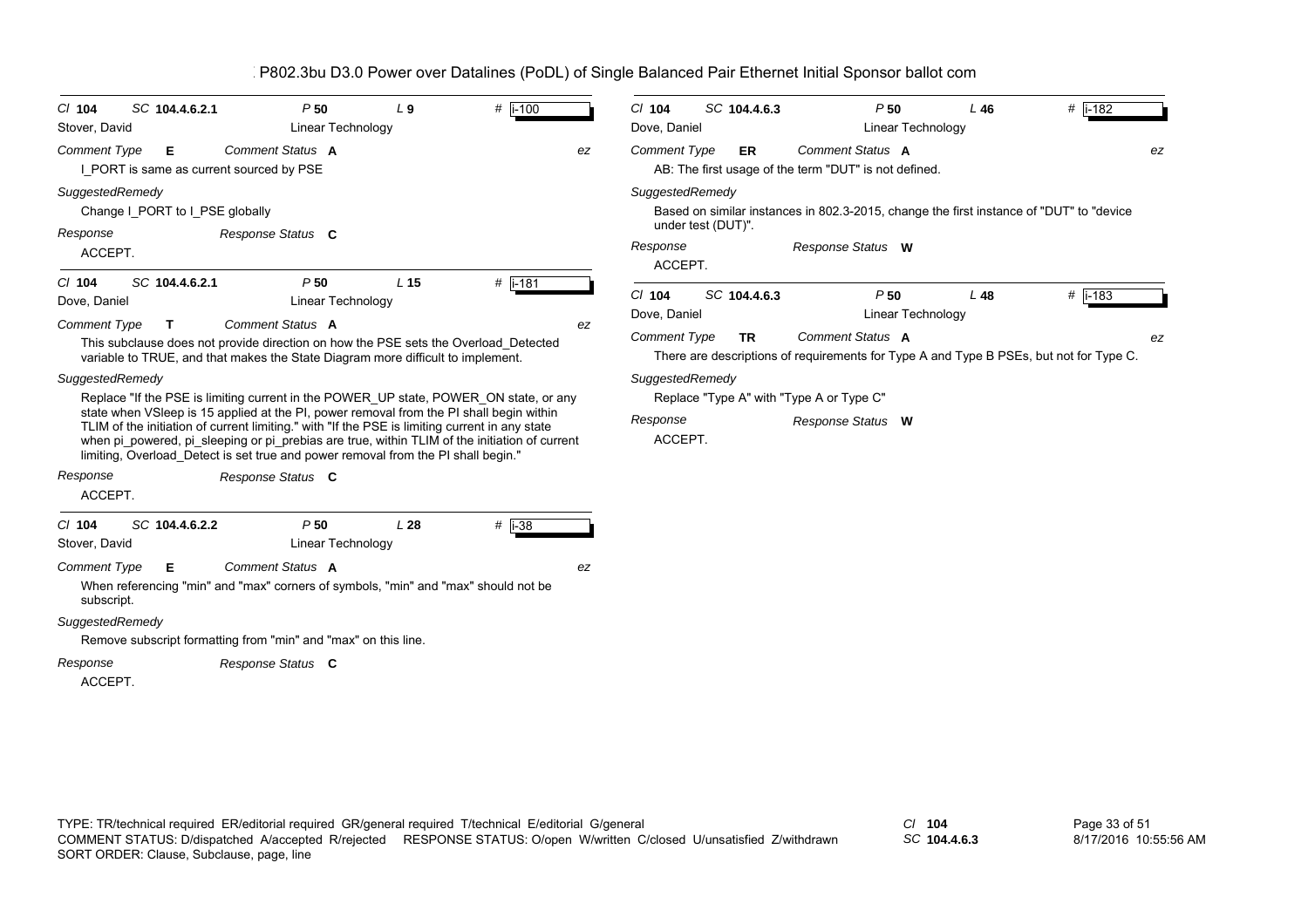P802.3bu D3.0 Power over Datalines (PoDL) of Single Balanced Pair Ethernet Initial Sponsor ballot com

---

Cl **104** SC **104.4.6.2.1** P **50** L **9** # **i-100**

Stover, David — Linear Technology

*Comment Type* **E** *Comment Status* **A** *ez*

I_PORT is same as current sourced by PSE

*SuggestedRemedy*

Change I_PORT to I_PSE globally

*Response* *Response Status* **C**

ACCEPT.

---

Cl **104** SC **104.4.6.2.1** P **50** L **15** # **i-181**

Dove, Daniel — Linear Technology

*Comment Type* **T** *Comment Status* **A** *ez*

This subclause does not provide direction on how the PSE sets the Overload_Detected variable to TRUE, and that makes the State Diagram more difficult to implement.

*SuggestedRemedy*

Replace "If the PSE is limiting current in the POWER_UP state, POWER_ON state, or any state when VSleep is 15 applied at the PI, power removal from the PI shall begin within TLIM of the initiation of current limiting." with "If the PSE is limiting current in any state when pi_powered, pi_sleeping or pi_prebias are true, within TLIM of the initiation of current limiting, Overload_Detect is set true and power removal from the PI shall begin."

*Response* *Response Status* **C**

ACCEPT.

---

Cl **104** SC **104.4.6.2.2** P **50** L **28** # **i-38**

Stover, David — Linear Technology

*Comment Type* **E** *Comment Status* **A** *ez*

When referencing "min" and "max" corners of symbols, "min" and "max" should not be subscript.

*SuggestedRemedy*

Remove subscript formatting from "min" and "max" on this line.

*Response* *Response Status* **C**

ACCEPT.

---

Cl **104** SC **104.4.6.3** P **50** L **46** # **i-182**

Dove, Daniel — Linear Technology

*Comment Type* **ER** *Comment Status* **A** *ez*

AB: The first usage of the term "DUT" is not defined.

*SuggestedRemedy*

Based on similar instances in 802.3-2015, change the first instance of "DUT" to "device under test (DUT)".

*Response* *Response Status* **W**

ACCEPT.

---

Cl **104** SC **104.4.6.3** P **50** L **48** # **i-183**

Dove, Daniel — Linear Technology

*Comment Type* **TR** *Comment Status* **A** *ez*

There are descriptions of requirements for Type A and Type B PSEs, but not for Type C.

*SuggestedRemedy*

Replace "Type A" with "Type A or Type C"

*Response* *Response Status* **W**

ACCEPT.

---

TYPE: TR/technical required ER/editorial required GR/general required T/technical E/editorial G/general
COMMENT STATUS: D/dispatched A/accepted R/rejected RESPONSE STATUS: O/open W/written C/closed U/unsatisfied Z/withdrawn
SORT ORDER: Clause, Subclause, page, line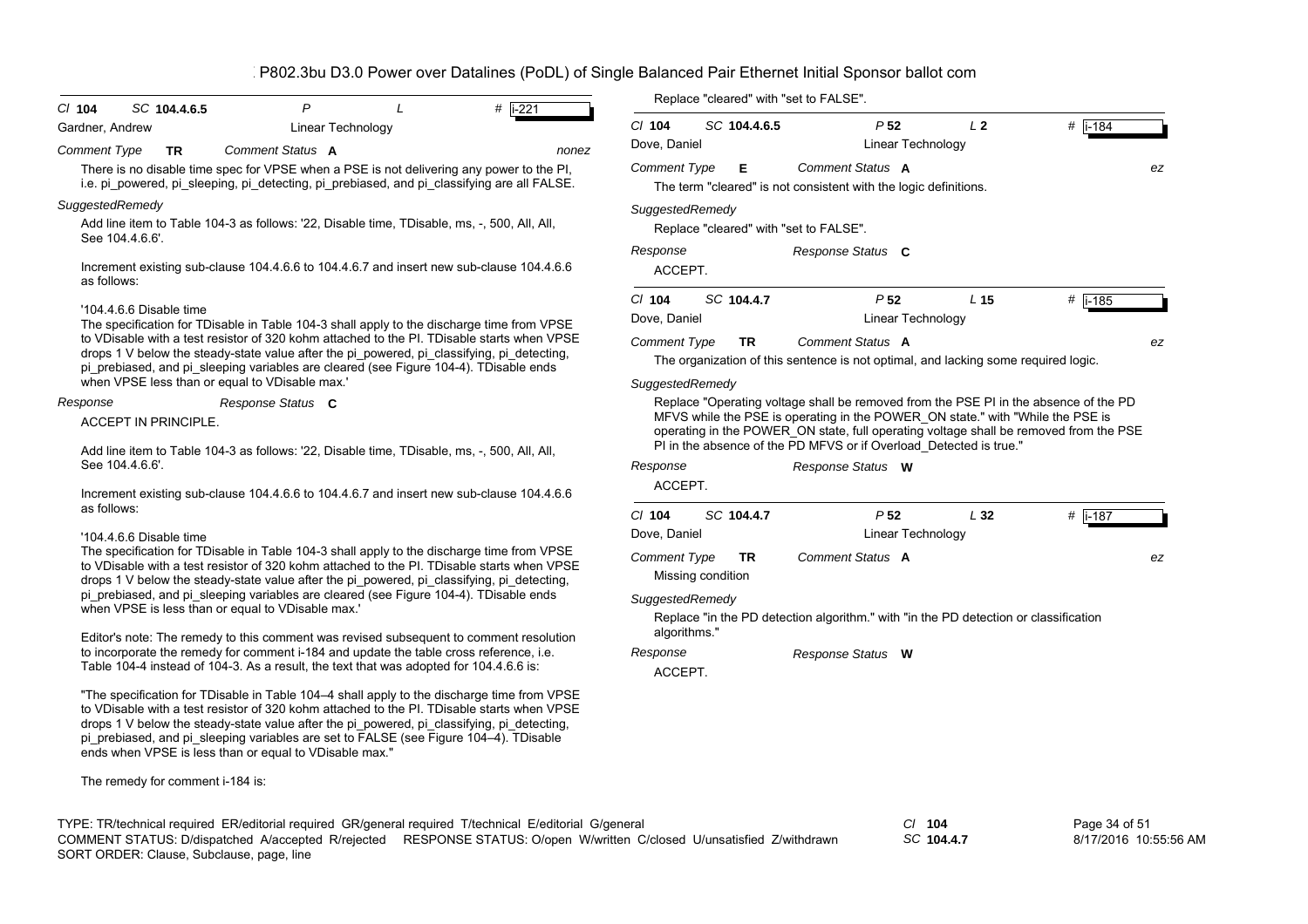P802.3bu D3.0 Power over Datalines (PoDL) of Single Balanced Pair Ethernet Initial Sponsor ballot com

---

*Cl* **104** *SC* **104.4.6.5** *P* *L* # **i-221**

Gardner, Andrew — Linear Technology

*Comment Type* **TR** *Comment Status* **A** *nonez*

There is no disable time spec for VPSE when a PSE is not delivering any power to the PI, i.e. pi_powered, pi_sleeping, pi_detecting, pi_prebiased, and pi_classifying are all FALSE.

*SuggestedRemedy*

Add line item to Table 104-3 as follows: '22, Disable time, TDisable, ms, -, 500, All, All, See 104.4.6.6'.

Increment existing sub-clause 104.4.6.6 to 104.4.6.7 and insert new sub-clause 104.4.6.6 as follows:

'104.4.6.6 Disable time
The specification for TDisable in Table 104-3 shall apply to the discharge time from VPSE to VDisable with a test resistor of 320 kohm attached to the PI. TDisable starts when VPSE drops 1 V below the steady-state value after the pi_powered, pi_classifying, pi_detecting, pi_prebiased, and pi_sleeping variables are cleared (see Figure 104-4). TDisable ends when VPSE less than or equal to VDisable max.'

*Response* *Response Status* **C**

ACCEPT IN PRINCIPLE.

Add line item to Table 104-3 as follows: '22, Disable time, TDisable, ms, -, 500, All, All, See 104.4.6.6'.

Increment existing sub-clause 104.4.6.6 to 104.4.6.7 and insert new sub-clause 104.4.6.6 as follows:

'104.4.6.6 Disable time
The specification for TDisable in Table 104-3 shall apply to the discharge time from VPSE to VDisable with a test resistor of 320 kohm attached to the PI. TDisable starts when VPSE drops 1 V below the steady-state value after the pi_powered, pi_classifying, pi_detecting, pi_prebiased, and pi_sleeping variables are cleared (see Figure 104-4). TDisable ends when VPSE is less than or equal to VDisable max.'

Editor's note: The remedy to this comment was revised subsequent to comment resolution to incorporate the remedy for comment i-184 and update the table cross reference, i.e. Table 104-4 instead of 104-3. As a result, the text that was adopted for 104.4.6.6 is:

"The specification for TDisable in Table 104–4 shall apply to the discharge time from VPSE to VDisable with a test resistor of 320 kohm attached to the PI. TDisable starts when VPSE drops 1 V below the steady-state value after the pi_powered, pi_classifying, pi_detecting, pi_prebiased, and pi_sleeping variables are set to FALSE (see Figure 104–4). TDisable ends when VPSE is less than or equal to VDisable max."

The remedy for comment i-184 is:

Replace "cleared" with "set to FALSE".

---

*Cl* **104** *SC* **104.4.6.5** *P* **52** *L* **2** # **i-184**

Dove, Daniel — Linear Technology

*Comment Type* **E** *Comment Status* **A** *ez*

The term "cleared" is not consistent with the logic definitions.

*SuggestedRemedy*

Replace "cleared" with "set to FALSE".

*Response* *Response Status* **C**

ACCEPT.

---

*Cl* **104** *SC* **104.4.7** *P* **52** *L* **15** # **i-185**

Dove, Daniel — Linear Technology

*Comment Type* **TR** *Comment Status* **A** *ez*

The organization of this sentence is not optimal, and lacking some required logic.

*SuggestedRemedy*

Replace "Operating voltage shall be removed from the PSE PI in the absence of the PD MFVS while the PSE is operating in the POWER_ON state." with "While the PSE is operating in the POWER_ON state, full operating voltage shall be removed from the PSE PI in the absence of the PD MFVS or if Overload_Detected is true."

*Response* *Response Status* **W**

ACCEPT.

---

*Cl* **104** *SC* **104.4.7** *P* **52** *L* **32** # **i-187**

Dove, Daniel — Linear Technology

*Comment Type* **TR** *Comment Status* **A** *ez*

Missing condition

*SuggestedRemedy*

Replace "in the PD detection algorithm." with "in the PD detection or classification algorithms."

*Response* *Response Status* **W**

ACCEPT.

---

TYPE: TR/technical required ER/editorial required GR/general required T/technical E/editorial G/general
COMMENT STATUS: D/dispatched A/accepted R/rejected RESPONSE STATUS: O/open W/written C/closed U/unsatisfied Z/withdrawn
SORT ORDER: Clause, Subclause, page, line

*Cl* **104** *SC* **104.4.7**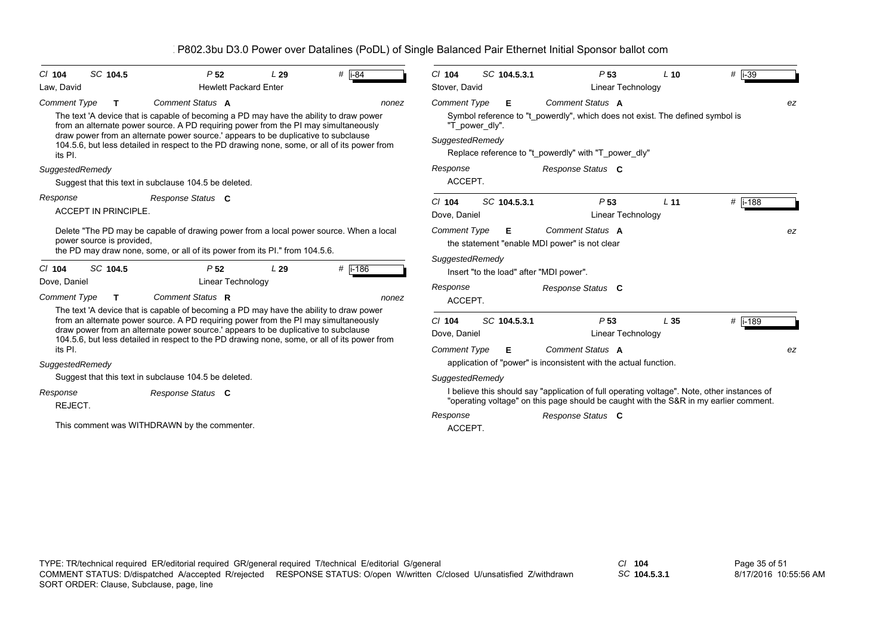P802.3bu D3.0 Power over Datalines (PoDL) of Single Balanced Pair Ethernet Initial Sponsor ballot com

---

Cl **104** SC **104.5** P **52** L **29** # i-84
Law, David — Hewlett Packard Enter

*Comment Type* **T** *Comment Status* **A** *nonez*

The text 'A device that is capable of becoming a PD may have the ability to draw power from an alternate power source. A PD requiring power from the PI may simultaneously draw power from an alternate power source.' appears to be duplicative to subclause 104.5.6, but less detailed in respect to the PD drawing none, some, or all of its power from its PI.

*SuggestedRemedy*

Suggest that this text in subclause 104.5 be deleted.

*Response* *Response Status* **C**

ACCEPT IN PRINCIPLE.

Delete "The PD may be capable of drawing power from a local power source. When a local power source is provided, the PD may draw none, some, or all of its power from its PI." from 104.5.6.

---

Cl **104** SC **104.5** P **52** L **29** # i-186
Dove, Daniel — Linear Technology

*Comment Type* **T** *Comment Status* **R** *nonez*

The text 'A device that is capable of becoming a PD may have the ability to draw power from an alternate power source. A PD requiring power from the PI may simultaneously draw power from an alternate power source.' appears to be duplicative to subclause 104.5.6, but less detailed in respect to the PD drawing none, some, or all of its power from its PI.

*SuggestedRemedy*

Suggest that this text in subclause 104.5 be deleted.

*Response* *Response Status* **C**

REJECT.

This comment was WITHDRAWN by the commenter.

---

Cl **104** SC **104.5.3.1** P **53** L **10** # i-39
Stover, David — Linear Technology

*Comment Type* **E** *Comment Status* **A** *ez*

Symbol reference to "t_powerdly", which does not exist. The defined symbol is "T_power_dly".

*SuggestedRemedy*

Replace reference to "t_powerdly" with "T_power_dly"

*Response* *Response Status* **C**

ACCEPT.

---

Cl **104** SC **104.5.3.1** P **53** L **11** # i-188
Dove, Daniel — Linear Technology

*Comment Type* **E** *Comment Status* **A** *ez*

the statement "enable MDI power" is not clear

*SuggestedRemedy*

Insert "to the load" after "MDI power".

*Response* *Response Status* **C**

ACCEPT.

---

Cl **104** SC **104.5.3.1** P **53** L **35** # i-189
Dove, Daniel — Linear Technology

*Comment Type* **E** *Comment Status* **A** *ez*

application of "power" is inconsistent with the actual function.

*SuggestedRemedy*

I believe this should say "application of full operating voltage". Note, other instances of "operating voltage" on this page should be caught with the S&R in my earlier comment.

*Response* *Response Status* **C**

ACCEPT.

---

TYPE: TR/technical required ER/editorial required GR/general required T/technical E/editorial G/general
COMMENT STATUS: D/dispatched A/accepted R/rejected RESPONSE STATUS: O/open W/written C/closed U/unsatisfied Z/withdrawn
SORT ORDER: Clause, Subclause, page, line

Cl **104** SC **104.5.3.1**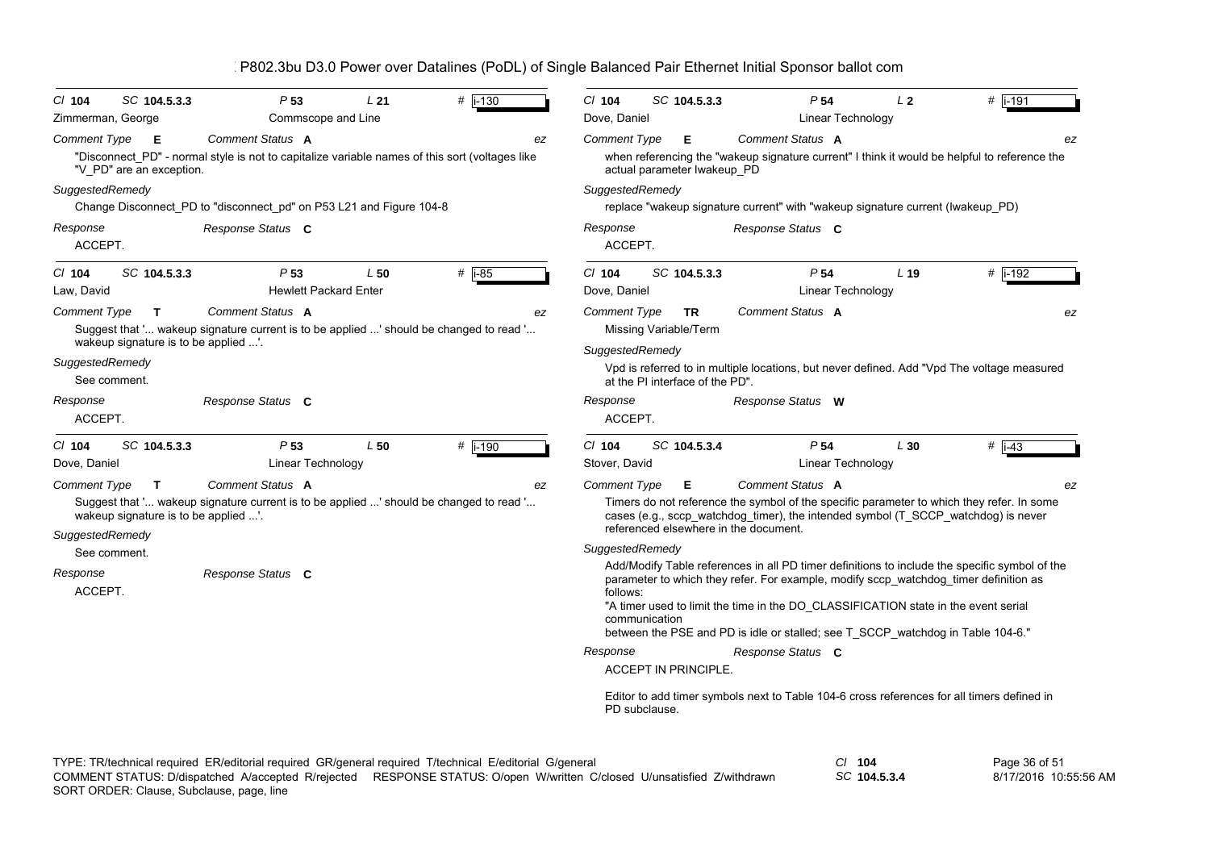P802.3bu D3.0 Power over Datalines (PoDL) of Single Balanced Pair Ethernet Initial Sponsor ballot com

---

Cl **104** SC **104.5.3.3** P **53** L **21** # i-130
Zimmerman, George — Commscope and Line

*Comment Type* **E** *Comment Status* **A** *ez*

"Disconnect_PD" - normal style is not to capitalize variable names of this sort (voltages like "V_PD" are an exception.

*SuggestedRemedy*

Change Disconnect_PD to "disconnect_pd" on P53 L21 and Figure 104-8

*Response* *Response Status* **C**

ACCEPT.

---

Cl **104** SC **104.5.3.3** P **53** L **50** # i-85
Law, David — Hewlett Packard Enter

*Comment Type* **T** *Comment Status* **A** *ez*

Suggest that '... wakeup signature current is to be applied ...' should be changed to read '... wakeup signature is to be applied ...'.

*SuggestedRemedy*

See comment.

*Response* *Response Status* **C**

ACCEPT.

---

Cl **104** SC **104.5.3.3** P **53** L **50** # i-190
Dove, Daniel — Linear Technology

*Comment Type* **T** *Comment Status* **A** *ez*

Suggest that '... wakeup signature current is to be applied ...' should be changed to read '... wakeup signature is to be applied ...'.

*SuggestedRemedy*

See comment.

*Response* *Response Status* **C**

ACCEPT.

---

Cl **104** SC **104.5.3.3** P **54** L **2** # i-191
Dove, Daniel — Linear Technology

*Comment Type* **E** *Comment Status* **A** *ez*

when referencing the "wakeup signature current" I think it would be helpful to reference the actual parameter Iwakeup_PD

*SuggestedRemedy*

replace "wakeup signature current" with "wakeup signature current (Iwakeup_PD)

*Response* *Response Status* **C**

ACCEPT.

---

Cl **104** SC **104.5.3.3** P **54** L **19** # i-192
Dove, Daniel — Linear Technology

*Comment Type* **TR** *Comment Status* **A** *ez*

Missing Variable/Term

*SuggestedRemedy*

Vpd is referred to in multiple locations, but never defined. Add "Vpd The voltage measured at the PI interface of the PD".

*Response* *Response Status* **W**

ACCEPT.

---

Cl **104** SC **104.5.3.4** P **54** L **30** # i-43
Stover, David — Linear Technology

*Comment Type* **E** *Comment Status* **A** *ez*

Timers do not reference the symbol of the specific parameter to which they refer. In some cases (e.g., sccp_watchdog_timer), the intended symbol (T_SCCP_watchdog) is never referenced elsewhere in the document.

*SuggestedRemedy*

Add/Modify Table references in all PD timer definitions to include the specific symbol of the parameter to which they refer. For example, modify sccp_watchdog_timer definition as follows:
"A timer used to limit the time in the DO_CLASSIFICATION state in the event serial communication
between the PSE and PD is idle or stalled; see T_SCCP_watchdog in Table 104-6."

*Response* *Response Status* **C**

ACCEPT IN PRINCIPLE.

Editor to add timer symbols next to Table 104-6 cross references for all timers defined in PD subclause.

---

TYPE: TR/technical required ER/editorial required GR/general required T/technical E/editorial G/general
COMMENT STATUS: D/dispatched A/accepted R/rejected RESPONSE STATUS: O/open W/written C/closed U/unsatisfied Z/withdrawn
SORT ORDER: Clause, Subclause, page, line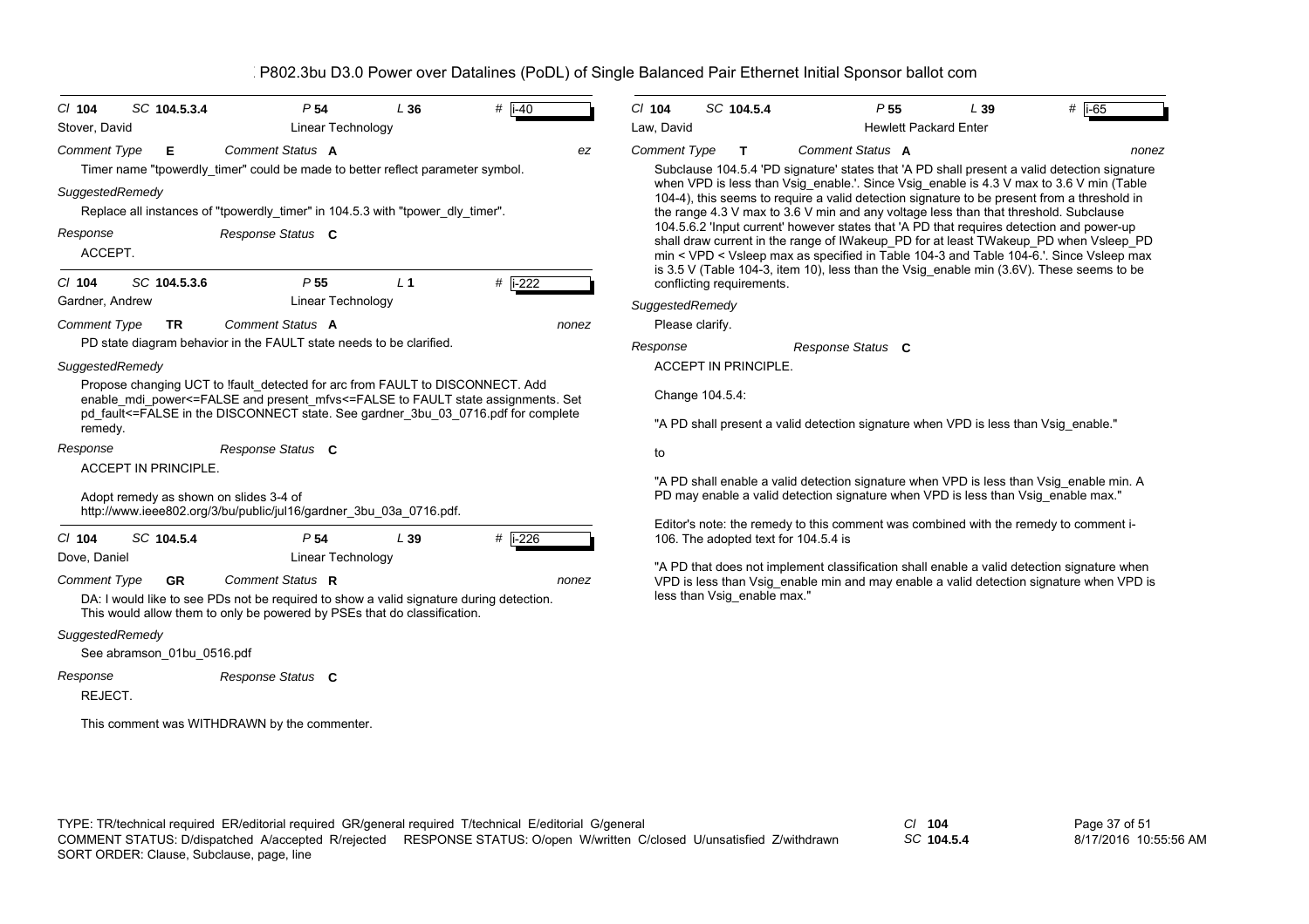P802.3bu D3.0 Power over Datalines (PoDL) of Single Balanced Pair Ethernet Initial Sponsor ballot com

---

**Cl** 104 **SC** 104.5.3.4 **P** 54 **L** 36 **#** i-40

Stover, David — Linear Technology

**Comment Type** E **Comment Status** A — ez

Timer name "tpowerdly_timer" could be made to better reflect parameter symbol.

*SuggestedRemedy*

Replace all instances of "tpowerdly_timer" in 104.5.3 with "tpower_dly_timer".

**Response** — **Response Status** C

ACCEPT.

---

**Cl** 104 **SC** 104.5.3.6 **P** 55 **L** 1 **#** i-222

Gardner, Andrew — Linear Technology

**Comment Type** TR **Comment Status** A — nonez

PD state diagram behavior in the FAULT state needs to be clarified.

*SuggestedRemedy*

Propose changing UCT to !fault_detected for arc from FAULT to DISCONNECT. Add enable_mdi_power<=FALSE and present_mfvs<=FALSE to FAULT state assignments. Set pd_fault<=FALSE in the DISCONNECT state. See gardner_3bu_03_0716.pdf for complete remedy.

**Response** — **Response Status** C

ACCEPT IN PRINCIPLE.

Adopt remedy as shown on slides 3-4 of http://www.ieee802.org/3/bu/public/jul16/gardner_3bu_03a_0716.pdf.

---

**Cl** 104 **SC** 104.5.4 **P** 54 **L** 39 **#** i-226

Dove, Daniel — Linear Technology

**Comment Type** GR **Comment Status** R — nonez

DA: I would like to see PDs not be required to show a valid signature during detection. This would allow them to only be powered by PSEs that do classification.

*SuggestedRemedy*

See abramson_01bu_0516.pdf

**Response** — **Response Status** C

REJECT.

This comment was WITHDRAWN by the commenter.

---

**Cl** 104 **SC** 104.5.4 **P** 55 **L** 39 **#** i-65

Law, David — Hewlett Packard Enter

**Comment Type** T **Comment Status** A — nonez

Subclause 104.5.4 'PD signature' states that 'A PD shall present a valid detection signature when VPD is less than Vsig_enable.'. Since Vsig_enable is 4.3 V max to 3.6 V min (Table 104-4), this seems to require a valid detection signature to be present from a threshold in the range 4.3 V max to 3.6 V min and any voltage less than that threshold. Subclause 104.5.6.2 'Input current' however states that 'A PD that requires detection and power-up shall draw current in the range of IWakeup_PD for at least TWakeup_PD when Vsleep_PD min < VPD < Vsleep max as specified in Table 104-3 and Table 104-6.'. Since Vsleep max is 3.5 V (Table 104-3, item 10), less than the Vsig_enable min (3.6V). These seems to be conflicting requirements.

*SuggestedRemedy*

Please clarify.

**Response** — **Response Status** C

ACCEPT IN PRINCIPLE.

Change 104.5.4:

"A PD shall present a valid detection signature when VPD is less than Vsig_enable."

to

"A PD shall enable a valid detection signature when VPD is less than Vsig_enable min. A PD may enable a valid detection signature when VPD is less than Vsig_enable max."

Editor's note: the remedy to this comment was combined with the remedy to comment i-106. The adopted text for 104.5.4 is

"A PD that does not implement classification shall enable a valid detection signature when VPD is less than Vsig_enable min and may enable a valid detection signature when VPD is less than Vsig_enable max."

---

TYPE: TR/technical required ER/editorial required GR/general required T/technical E/editorial G/general
COMMENT STATUS: D/dispatched A/accepted R/rejected RESPONSE STATUS: O/open W/written C/closed U/unsatisfied Z/withdrawn
SORT ORDER: Clause, Subclause, page, line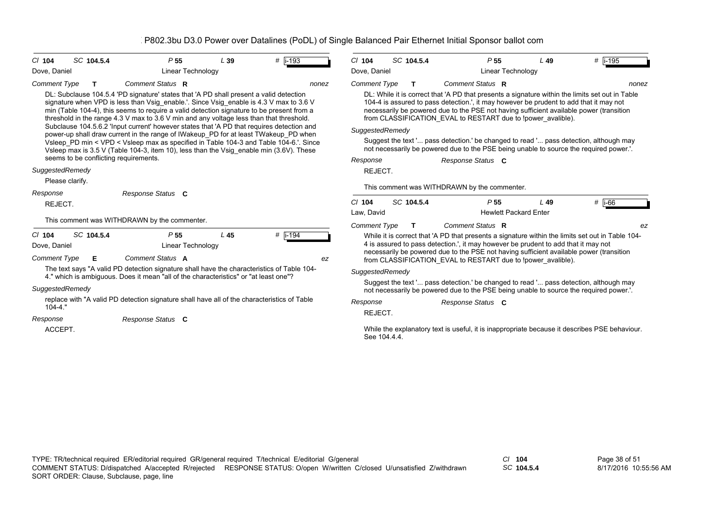## P802.3bu D3.0 Power over Datalines (PoDL) of Single Balanced Pair Ethernet Initial Sponsor ballot com

---

**Cl** 104 **SC** 104.5.4 **P** 55 **L** 39 **#** i-193

Dove, Daniel — Linear Technology

*Comment Type* **T** *Comment Status* **R** nonez

DL: Subclause 104.5.4 'PD signature' states that 'A PD shall present a valid detection signature when VPD is less than Vsig_enable.'. Since Vsig_enable is 4.3 V max to 3.6 V min (Table 104-4), this seems to require a valid detection signature to be present from a threshold in the range 4.3 V max to 3.6 V min and any voltage less than that threshold. Subclause 104.5.6.2 'Input current' however states that 'A PD that requires detection and power-up shall draw current in the range of IWakeup_PD for at least TWakeup_PD when Vsleep_PD min < VPD < Vsleep max as specified in Table 104-3 and Table 104-6.'. Since Vsleep max is 3.5 V (Table 104-3, item 10), less than the Vsig_enable min (3.6V). These seems to be conflicting requirements.

*SuggestedRemedy*

Please clarify.

*Response* *Response Status* **C**

REJECT.

This comment was WITHDRAWN by the commenter.

---

**Cl** 104 **SC** 104.5.4 **P** 55 **L** 45 **#** i-194

Dove, Daniel — Linear Technology

*Comment Type* **E** *Comment Status* **A** ez

The text says "A valid PD detection signature shall have the characteristics of Table 104-4." which is ambiguous. Does it mean "all of the characteristics" or "at least one"?

*SuggestedRemedy*

replace with "A valid PD detection signature shall have all of the characteristics of Table 104-4."

*Response* *Response Status* **C**

ACCEPT.

---

**Cl** 104 **SC** 104.5.4 **P** 55 **L** 49 **#** i-195

Dove, Daniel — Linear Technology

*Comment Type* **T** *Comment Status* **R** nonez

DL: While it is correct that 'A PD that presents a signature within the limits set out in Table 104-4 is assured to pass detection.', it may however be prudent to add that it may not necessarily be powered due to the PSE not having sufficient available power (transition from CLASSIFICATION_EVAL to RESTART due to !power_avalible).

*SuggestedRemedy*

Suggest the text '... pass detection.' be changed to read '... pass detection, although may not necessarily be powered due to the PSE being unable to source the required power.'.

*Response* *Response Status* **C**

REJECT.

This comment was WITHDRAWN by the commenter.

---

**Cl** 104 **SC** 104.5.4 **P** 55 **L** 49 **#** i-66

Law, David — Hewlett Packard Enter

*Comment Type* **T** *Comment Status* **R** ez

While it is correct that 'A PD that presents a signature within the limits set out in Table 104-4 is assured to pass detection.', it may however be prudent to add that it may not necessarily be powered due to the PSE not having sufficient available power (transition from CLASSIFICATION_EVAL to RESTART due to !power_avalible).

*SuggestedRemedy*

Suggest the text '... pass detection.' be changed to read '... pass detection, although may not necessarily be powered due to the PSE being unable to source the required power.'.

*Response* *Response Status* **C**

REJECT.

While the explanatory text is useful, it is inappropriate because it describes PSE behaviour. See 104.4.4.

---

TYPE: TR/technical required ER/editorial required GR/general required T/technical E/editorial G/general
COMMENT STATUS: D/dispatched A/accepted R/rejected RESPONSE STATUS: O/open W/written C/closed U/unsatisfied Z/withdrawn
SORT ORDER: Clause, Subclause, page, line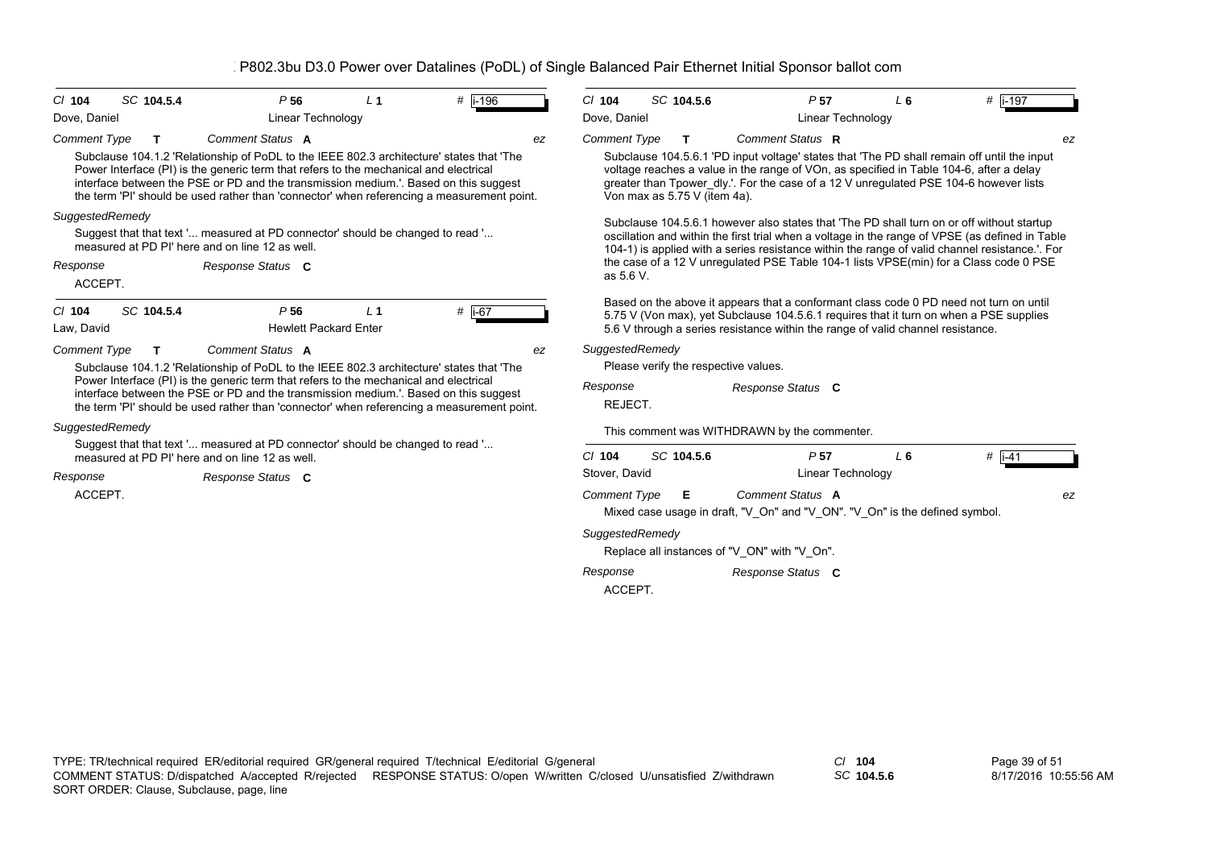P802.3bu D3.0 Power over Datalines (PoDL) of Single Balanced Pair Ethernet Initial Sponsor ballot com

---

**Cl** 104 **SC** 104.5.4 **P** 56 **L** 1 **#** i-196

Dove, Daniel — Linear Technology

*Comment Type* **T** *Comment Status* **A** *ez*

Subclause 104.1.2 'Relationship of PoDL to the IEEE 802.3 architecture' states that 'The Power Interface (PI) is the generic term that refers to the mechanical and electrical interface between the PSE or PD and the transmission medium.'. Based on this suggest the term 'PI' should be used rather than 'connector' when referencing a measurement point.

*SuggestedRemedy*

Suggest that that text '... measured at PD connector' should be changed to read '... measured at PD PI' here and on line 12 as well.

*Response* *Response Status* **C**

ACCEPT.

---

**Cl** 104 **SC** 104.5.4 **P** 56 **L** 1 **#** i-67

Law, David — Hewlett Packard Enter

*Comment Type* **T** *Comment Status* **A** *ez*

Subclause 104.1.2 'Relationship of PoDL to the IEEE 802.3 architecture' states that 'The Power Interface (PI) is the generic term that refers to the mechanical and electrical interface between the PSE or PD and the transmission medium.'. Based on this suggest the term 'PI' should be used rather than 'connector' when referencing a measurement point.

*SuggestedRemedy*

Suggest that that text '... measured at PD connector' should be changed to read '... measured at PD PI' here and on line 12 as well.

*Response* *Response Status* **C**

ACCEPT.

---

**Cl** 104 **SC** 104.5.6 **P** 57 **L** 6 **#** i-197

Dove, Daniel — Linear Technology

*Comment Type* **T** *Comment Status* **R** *ez*

Subclause 104.5.6.1 'PD input voltage' states that 'The PD shall remain off until the input voltage reaches a value in the range of VOn, as specified in Table 104-6, after a delay greater than Tpower_dly.'. For the case of a 12 V unregulated PSE 104-6 however lists Von max as 5.75 V (item 4a).

Subclause 104.5.6.1 however also states that 'The PD shall turn on or off without startup oscillation and within the first trial when a voltage in the range of VPSE (as defined in Table 104-1) is applied with a series resistance within the range of valid channel resistance.'. For the case of a 12 V unregulated PSE Table 104-1 lists VPSE(min) for a Class code 0 PSE as 5.6 V.

Based on the above it appears that a conformant class code 0 PD need not turn on until 5.75 V (Von max), yet Subclause 104.5.6.1 requires that it turn on when a PSE supplies 5.6 V through a series resistance within the range of valid channel resistance.

*SuggestedRemedy*

Please verify the respective values.

*Response* *Response Status* **C**

REJECT.

This comment was WITHDRAWN by the commenter.

---

**Cl** 104 **SC** 104.5.6 **P** 57 **L** 6 **#** i-41

Stover, David — Linear Technology

*Comment Type* **E** *Comment Status* **A** *ez*

Mixed case usage in draft, "V_On" and "V_ON". "V_On" is the defined symbol.

*SuggestedRemedy*

Replace all instances of "V_ON" with "V_On".

*Response* *Response Status* **C**

ACCEPT.

---

TYPE: TR/technical required ER/editorial required GR/general required T/technical E/editorial G/general
COMMENT STATUS: D/dispatched A/accepted R/rejected RESPONSE STATUS: O/open W/written C/closed U/unsatisfied Z/withdrawn
SORT ORDER: Clause, Subclause, page, line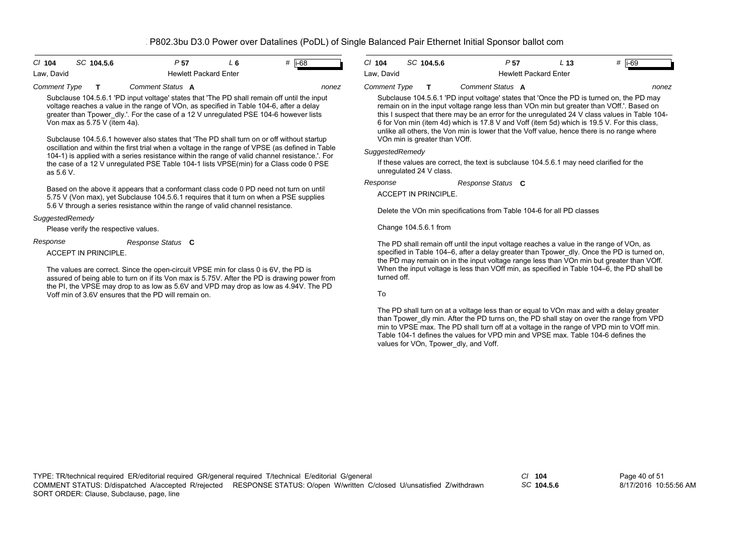P802.3bu D3.0 Power over Datalines (PoDL) of Single Balanced Pair Ethernet Initial Sponsor ballot com

| Cl 104 | SC 104.5.6 | P 57 | L 6 | # i-68 |
|---|---|---|---|---|
| Law, David | | Hewlett Packard Enter | | |

*Comment Type* **T** *Comment Status* **A** *nonez*

Subclause 104.5.6.1 'PD input voltage' states that 'The PD shall remain off until the input voltage reaches a value in the range of VOn, as specified in Table 104-6, after a delay greater than Tpower_dly.'. For the case of a 12 V unregulated PSE 104-6 however lists Von max as 5.75 V (item 4a).

Subclause 104.5.6.1 however also states that 'The PD shall turn on or off without startup oscillation and within the first trial when a voltage in the range of VPSE (as defined in Table 104-1) is applied with a series resistance within the range of valid channel resistance.'. For the case of a 12 V unregulated PSE Table 104-1 lists VPSE(min) for a Class code 0 PSE as 5.6 V.

Based on the above it appears that a conformant class code 0 PD need not turn on until 5.75 V (Von max), yet Subclause 104.5.6.1 requires that it turn on when a PSE supplies 5.6 V through a series resistance within the range of valid channel resistance.

*SuggestedRemedy*

Please verify the respective values.

*Response* *Response Status* **C**

ACCEPT IN PRINCIPLE.

The values are correct. Since the open-circuit VPSE min for class 0 is 6V, the PD is assured of being able to turn on if its Von max is 5.75V. After the PD is drawing power from the PI, the VPSE may drop to as low as 5.6V and VPD may drop as low as 4.94V. The PD Voff min of 3.6V ensures that the PD will remain on.

| Cl 104 | SC 104.5.6 | P 57 | L 13 | # i-69 |
|---|---|---|---|---|
| Law, David | | Hewlett Packard Enter | | |

*Comment Type* **T** *Comment Status* **A** *nonez*

Subclause 104.5.6.1 'PD input voltage' states that 'Once the PD is turned on, the PD may remain on in the input voltage range less than VOn min but greater than VOff.'. Based on this I suspect that there may be an error for the unregulated 24 V class values in Table 104-6 for Von min (item 4d) which is 17.8 V and Voff (item 5d) which is 19.5 V. For this class, unlike all others, the Von min is lower that the Voff value, hence there is no range where VOn min is greater than VOff.

*SuggestedRemedy*

If these values are correct, the text is subclause 104.5.6.1 may need clarified for the unregulated 24 V class.

*Response* *Response Status* **C**

ACCEPT IN PRINCIPLE.

Delete the VOn min specifications from Table 104-6 for all PD classes

Change 104.5.6.1 from

The PD shall remain off until the input voltage reaches a value in the range of VOn, as specified in Table 104–6, after a delay greater than Tpower_dly. Once the PD is turned on, the PD may remain on in the input voltage range less than VOn min but greater than VOff. When the input voltage is less than VOff min, as specified in Table 104–6, the PD shall be turned off.

To

The PD shall turn on at a voltage less than or equal to VOn max and with a delay greater than Tpower_dly min. After the PD turns on, the PD shall stay on over the range from VPD min to VPSE max. The PD shall turn off at a voltage in the range of VPD min to VOff min. Table 104-1 defines the values for VPD min and VPSE max. Table 104-6 defines the values for VOn, Tpower_dly, and Voff.

TYPE: TR/technical required ER/editorial required GR/general required T/technical E/editorial G/general
COMMENT STATUS: D/dispatched A/accepted R/rejected RESPONSE STATUS: O/open W/written C/closed U/unsatisfied Z/withdrawn
SORT ORDER: Clause, Subclause, page, line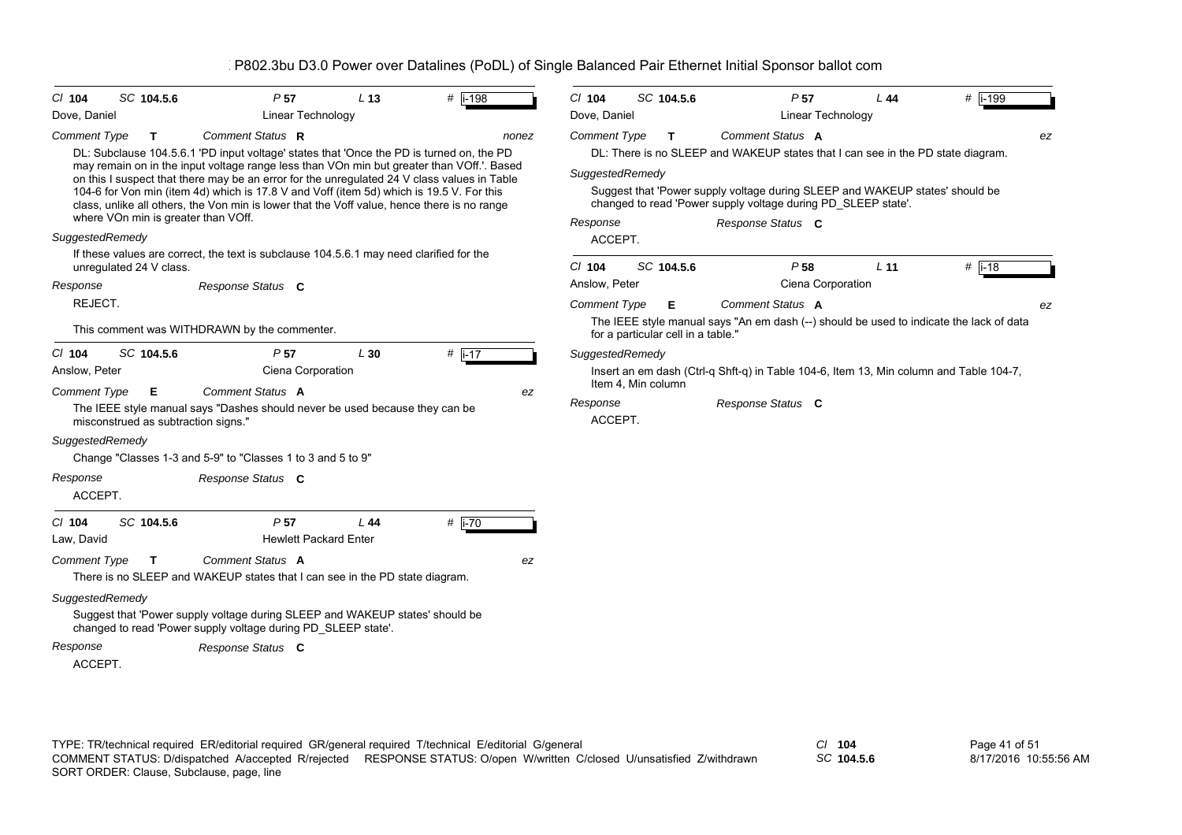| Cl **104** | SC **104.5.6** | P **57** | L **13** | # i-198 |
|---|---|---|---|---|
| Dove, Daniel | | Linear Technology | | |

*Comment Type* **T** *Comment Status* **R** *nonez*

DL: Subclause 104.5.6.1 'PD input voltage' states that 'Once the PD is turned on, the PD may remain on in the input voltage range less than VOn min but greater than VOff.'. Based on this I suspect that there may be an error for the unregulated 24 V class values in Table 104-6 for Von min (item 4d) which is 17.8 V and Voff (item 5d) which is 19.5 V. For this class, unlike all others, the Von min is lower that the Voff value, hence there is no range where VOn min is greater than VOff.

*SuggestedRemedy*

If these values are correct, the text is subclause 104.5.6.1 may need clarified for the unregulated 24 V class.

*Response* *Response Status* **C**

REJECT.

This comment was WITHDRAWN by the commenter.

---

| Cl **104** | SC **104.5.6** | P **57** | L **30** | # i-17 |
|---|---|---|---|---|
| Anslow, Peter | | Ciena Corporation | | |

*Comment Type* **E** *Comment Status* **A** *ez*

The IEEE style manual says "Dashes should never be used because they can be misconstrued as subtraction signs."

*SuggestedRemedy*

Change "Classes 1-3 and 5-9" to "Classes 1 to 3 and 5 to 9"

*Response* *Response Status* **C**

ACCEPT.

---

| Cl **104** | SC **104.5.6** | P **57** | L **44** | # i-70 |
|---|---|---|---|---|
| Law, David | | Hewlett Packard Enter | | |

*Comment Type* **T** *Comment Status* **A** *ez*

There is no SLEEP and WAKEUP states that I can see in the PD state diagram.

*SuggestedRemedy*

Suggest that 'Power supply voltage during SLEEP and WAKEUP states' should be changed to read 'Power supply voltage during PD_SLEEP state'.

*Response* *Response Status* **C**

ACCEPT.

---

| Cl **104** | SC **104.5.6** | P **57** | L **44** | # i-199 |
|---|---|---|---|---|
| Dove, Daniel | | Linear Technology | | |

*Comment Type* **T** *Comment Status* **A** *ez*

DL: There is no SLEEP and WAKEUP states that I can see in the PD state diagram.

*SuggestedRemedy*

Suggest that 'Power supply voltage during SLEEP and WAKEUP states' should be changed to read 'Power supply voltage during PD_SLEEP state'.

*Response* *Response Status* **C**

ACCEPT.

---

| Cl **104** | SC **104.5.6** | P **58** | L **11** | # i-18 |
|---|---|---|---|---|
| Anslow, Peter | | Ciena Corporation | | |

*Comment Type* **E** *Comment Status* **A** *ez*

The IEEE style manual says "An em dash (--) should be used to indicate the lack of data for a particular cell in a table."

*SuggestedRemedy*

Insert an em dash (Ctrl-q Shft-q) in Table 104-6, Item 13, Min column and Table 104-7, Item 4, Min column

*Response* *Response Status* **C**

ACCEPT.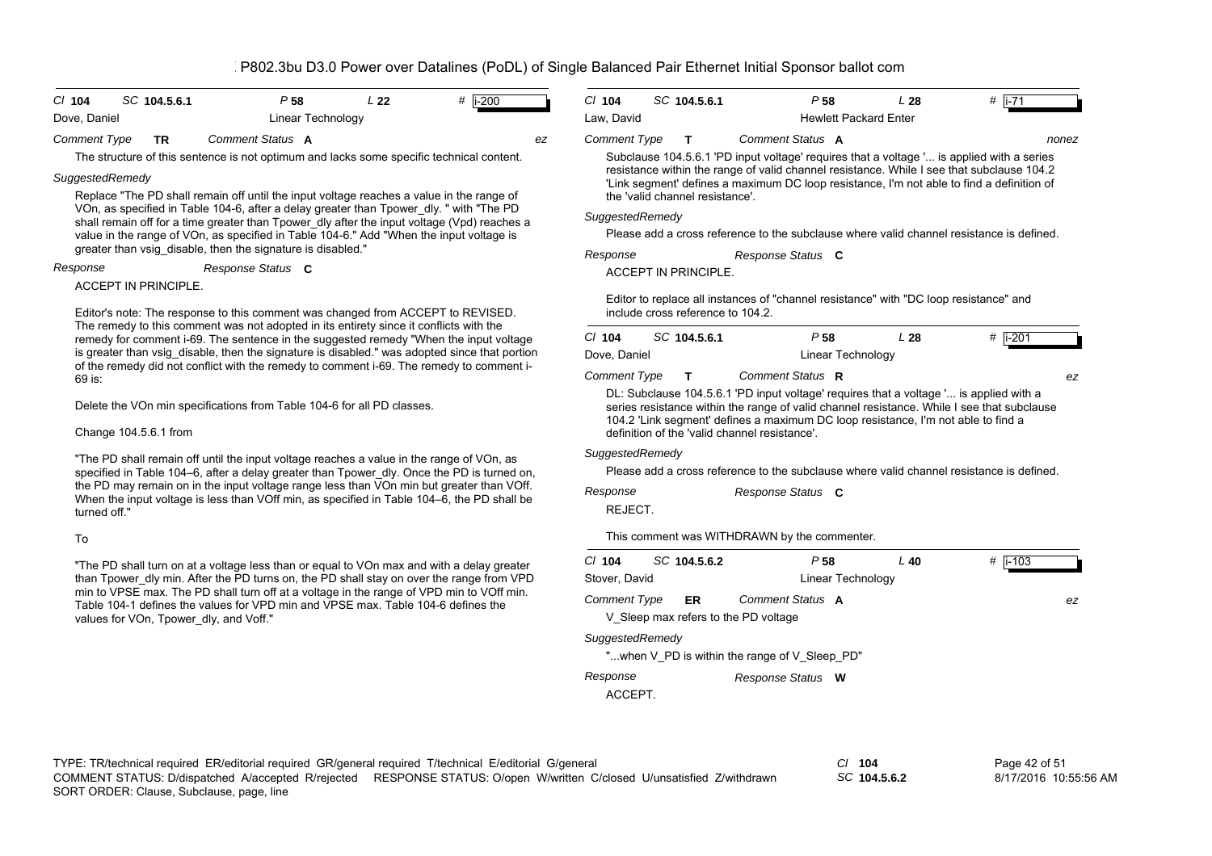| Cl 104 | SC 104.5.6.1 | P 58 | L 22 | # i-200 |
|---|---|---|---|---|
| Dove, Daniel | | Linear Technology | | |

*Comment Type* **TR** *Comment Status* **A** *ez*

The structure of this sentence is not optimum and lacks some specific technical content.

*SuggestedRemedy*

Replace "The PD shall remain off until the input voltage reaches a value in the range of VOn, as specified in Table 104-6, after a delay greater than Tpower_dly. " with "The PD shall remain off for a time greater than Tpower_dly after the input voltage (Vpd) reaches a value in the range of VOn, as specified in Table 104-6." Add "When the input voltage is greater than vsig_disable, then the signature is disabled."

*Response* *Response Status* **C**

ACCEPT IN PRINCIPLE.

Editor's note: The response to this comment was changed from ACCEPT to REVISED. The remedy to this comment was not adopted in its entirety since it conflicts with the remedy for comment i-69. The sentence in the suggested remedy "When the input voltage is greater than vsig_disable, then the signature is disabled." was adopted since that portion of the remedy did not conflict with the remedy to comment i-69. The remedy to comment i-69 is:

Delete the VOn min specifications from Table 104-6 for all PD classes.

Change 104.5.6.1 from

"The PD shall remain off until the input voltage reaches a value in the range of VOn, as specified in Table 104–6, after a delay greater than Tpower_dly. Once the PD is turned on, the PD may remain on in the input voltage range less than VOn min but greater than VOff. When the input voltage is less than VOff min, as specified in Table 104–6, the PD shall be turned off."

To

"The PD shall turn on at a voltage less than or equal to VOn max and with a delay greater than Tpower_dly min. After the PD turns on, the PD shall stay on over the range from VPD min to VPSE max. The PD shall turn off at a voltage in the range of VPD min to VOff min. Table 104-1 defines the values for VPD min and VPSE max. Table 104-6 defines the values for VOn, Tpower_dly, and Voff."

---

| Cl 104 | SC 104.5.6.1 | P 58 | L 28 | # i-71 |
|---|---|---|---|---|
| Law, David | | Hewlett Packard Enter | | |

*Comment Type* **T** *Comment Status* **A** *nonez*

Subclause 104.5.6.1 'PD input voltage' requires that a voltage '... is applied with a series resistance within the range of valid channel resistance. While I see that subclause 104.2 'Link segment' defines a maximum DC loop resistance, I'm not able to find a definition of the 'valid channel resistance'.

*SuggestedRemedy*

Please add a cross reference to the subclause where valid channel resistance is defined.

*Response* *Response Status* **C**

ACCEPT IN PRINCIPLE.

Editor to replace all instances of "channel resistance" with "DC loop resistance" and include cross reference to 104.2.

---

| Cl 104 | SC 104.5.6.1 | P 58 | L 28 | # i-201 |
|---|---|---|---|---|
| Dove, Daniel | | Linear Technology | | |

*Comment Type* **T** *Comment Status* **R** *ez*

DL: Subclause 104.5.6.1 'PD input voltage' requires that a voltage '... is applied with a series resistance within the range of valid channel resistance. While I see that subclause 104.2 'Link segment' defines a maximum DC loop resistance, I'm not able to find a definition of the 'valid channel resistance'.

*SuggestedRemedy*

Please add a cross reference to the subclause where valid channel resistance is defined.

*Response* *Response Status* **C**

REJECT.

This comment was WITHDRAWN by the commenter.

---

| Cl 104 | SC 104.5.6.2 | P 58 | L 40 | # i-103 |
|---|---|---|---|---|
| Stover, David | | Linear Technology | | |

*Comment Type* **ER** *Comment Status* **A** *ez*

V_Sleep max refers to the PD voltage

*SuggestedRemedy*

"...when V_PD is within the range of V_Sleep_PD"

*Response* *Response Status* **W**

ACCEPT.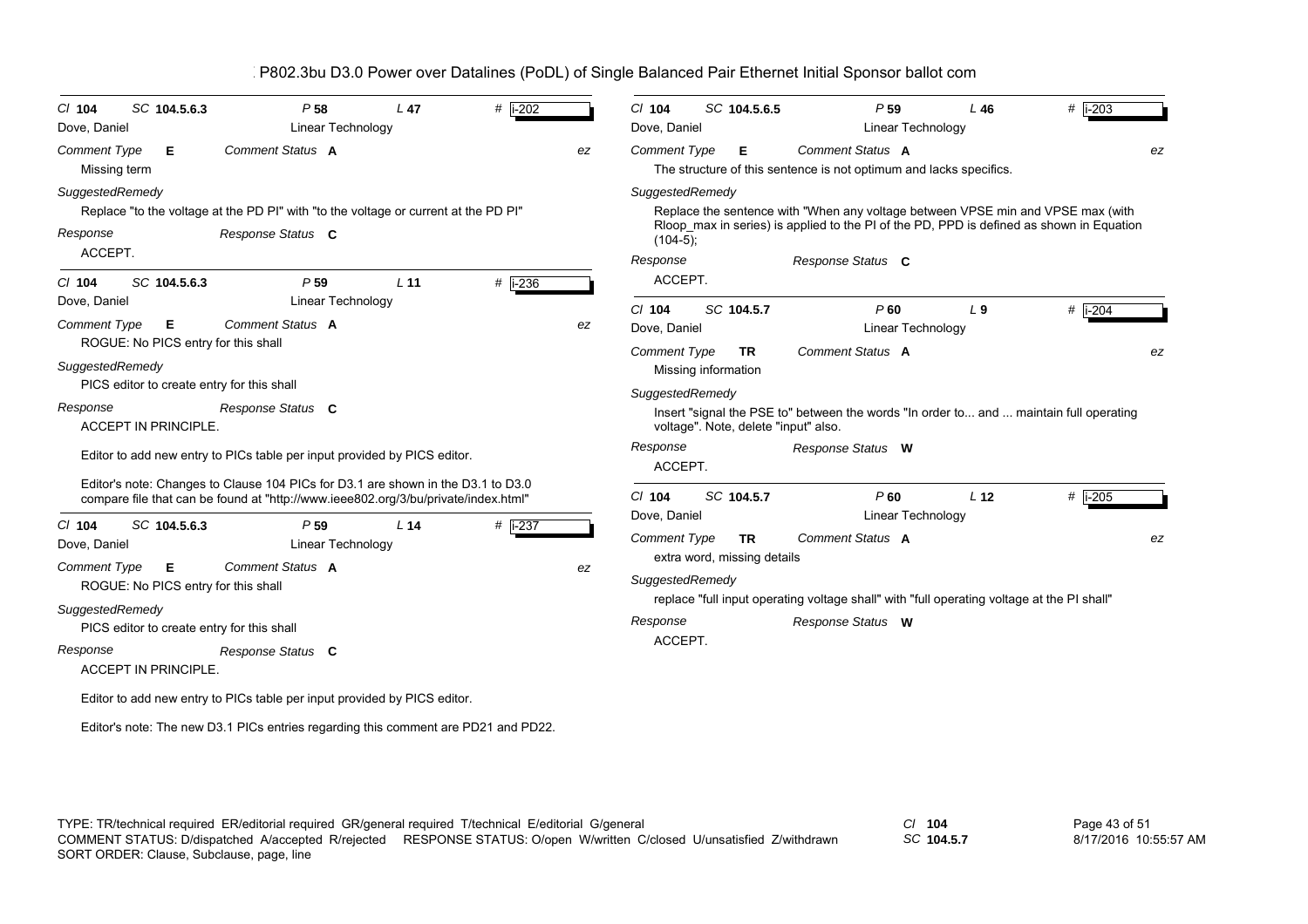P802.3bu D3.0 Power over Datalines (PoDL) of Single Balanced Pair Ethernet Initial Sponsor ballot com

---

*Cl* **104** *SC* **104.5.6.3** *P* **58** *L* **47** # i-202

Dove, Daniel — Linear Technology

*Comment Type* **E** *Comment Status* **A** *ez*

Missing term

*SuggestedRemedy*

Replace "to the voltage at the PD PI" with "to the voltage or current at the PD PI"

*Response* *Response Status* **C**

ACCEPT.

---

*Cl* **104** *SC* **104.5.6.3** *P* **59** *L* **11** # i-236

Dove, Daniel — Linear Technology

*Comment Type* **E** *Comment Status* **A** *ez*

ROGUE: No PICS entry for this shall

*SuggestedRemedy*

PICS editor to create entry for this shall

*Response* *Response Status* **C**

ACCEPT IN PRINCIPLE.

Editor to add new entry to PICs table per input provided by PICS editor.

Editor's note: Changes to Clause 104 PICs for D3.1 are shown in the D3.1 to D3.0 compare file that can be found at "http://www.ieee802.org/3/bu/private/index.html"

---

*Cl* **104** *SC* **104.5.6.3** *P* **59** *L* **14** # i-237

Dove, Daniel — Linear Technology

*Comment Type* **E** *Comment Status* **A** *ez*

ROGUE: No PICS entry for this shall

*SuggestedRemedy*

PICS editor to create entry for this shall

*Response* *Response Status* **C**

ACCEPT IN PRINCIPLE.

Editor to add new entry to PICs table per input provided by PICS editor.

Editor's note: The new D3.1 PICs entries regarding this comment are PD21 and PD22.

---

*Cl* **104** *SC* **104.5.6.5** *P* **59** *L* **46** # i-203

Dove, Daniel — Linear Technology

*Comment Type* **E** *Comment Status* **A** *ez*

The structure of this sentence is not optimum and lacks specifics.

*SuggestedRemedy*

Replace the sentence with "When any voltage between VPSE min and VPSE max (with Rloop_max in series) is applied to the PI of the PD, PPD is defined as shown in Equation (104-5);

*Response* *Response Status* **C**

ACCEPT.

---

*Cl* **104** *SC* **104.5.7** *P* **60** *L* **9** # i-204

Dove, Daniel — Linear Technology

*Comment Type* **TR** *Comment Status* **A** *ez*

Missing information

*SuggestedRemedy*

Insert "signal the PSE to" between the words "In order to... and ... maintain full operating voltage". Note, delete "input" also.

*Response* *Response Status* **W**

ACCEPT.

---

*Cl* **104** *SC* **104.5.7** *P* **60** *L* **12** # i-205

Dove, Daniel — Linear Technology

*Comment Type* **TR** *Comment Status* **A** *ez*

extra word, missing details

*SuggestedRemedy*

replace "full input operating voltage shall" with "full operating voltage at the PI shall"

*Response* *Response Status* **W**

ACCEPT.

---

TYPE: TR/technical required ER/editorial required GR/general required T/technical E/editorial G/general
COMMENT STATUS: D/dispatched A/accepted R/rejected RESPONSE STATUS: O/open W/written C/closed U/unsatisfied Z/withdrawn
SORT ORDER: Clause, Subclause, page, line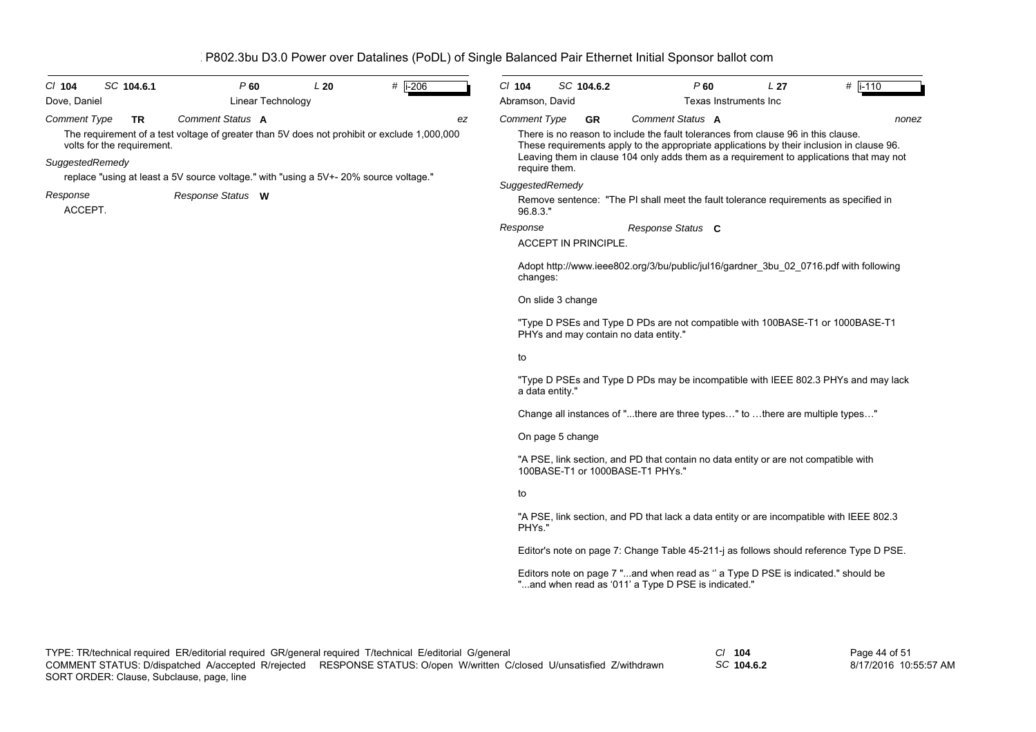P802.3bu D3.0 Power over Datalines (PoDL) of Single Balanced Pair Ethernet Initial Sponsor ballot com

**Cl** 104 **SC** 104.6.1 **P** 60 **L** 20 **#** i-206

Dove, Daniel — Linear Technology

*Comment Type* **TR** *Comment Status* **A** — ez

The requirement of a test voltage of greater than 5V does not prohibit or exclude 1,000,000 volts for the requirement.

*SuggestedRemedy*

replace "using at least a 5V source voltage." with "using a 5V+- 20% source voltage."

*Response* *Response Status* **W**

ACCEPT.

---

**Cl** 104 **SC** 104.6.2 **P** 60 **L** 27 **#** i-110

Abramson, David — Texas Instruments Inc

*Comment Type* **GR** *Comment Status* **A** — nonez

There is no reason to include the fault tolerances from clause 96 in this clause. These requirements apply to the appropriate applications by their inclusion in clause 96. Leaving them in clause 104 only adds them as a requirement to applications that may not require them.

*SuggestedRemedy*

Remove sentence: "The PI shall meet the fault tolerance requirements as specified in 96.8.3."

*Response* *Response Status* **C**

ACCEPT IN PRINCIPLE.

Adopt http://www.ieee802.org/3/bu/public/jul16/gardner_3bu_02_0716.pdf with following changes:

On slide 3 change

"Type D PSEs and Type D PDs are not compatible with 100BASE-T1 or 1000BASE-T1 PHYs and may contain no data entity."

to

"Type D PSEs and Type D PDs may be incompatible with IEEE 802.3 PHYs and may lack a data entity."

Change all instances of "...there are three types…" to …there are multiple types…"

On page 5 change

"A PSE, link section, and PD that contain no data entity or are not compatible with 100BASE-T1 or 1000BASE-T1 PHYs."

to

"A PSE, link section, and PD that lack a data entity or are incompatible with IEEE 802.3 PHYs."

Editor's note on page 7: Change Table 45-211-j as follows should reference Type D PSE.

Editors note on page 7 "...and when read as '' a Type D PSE is indicated." should be "...and when read as '011' a Type D PSE is indicated."

---

TYPE: TR/technical required ER/editorial required GR/general required T/technical E/editorial G/general
COMMENT STATUS: D/dispatched A/accepted R/rejected RESPONSE STATUS: O/open W/written C/closed U/unsatisfied Z/withdrawn
SORT ORDER: Clause, Subclause, page, line

Cl 104 SC 104.6.2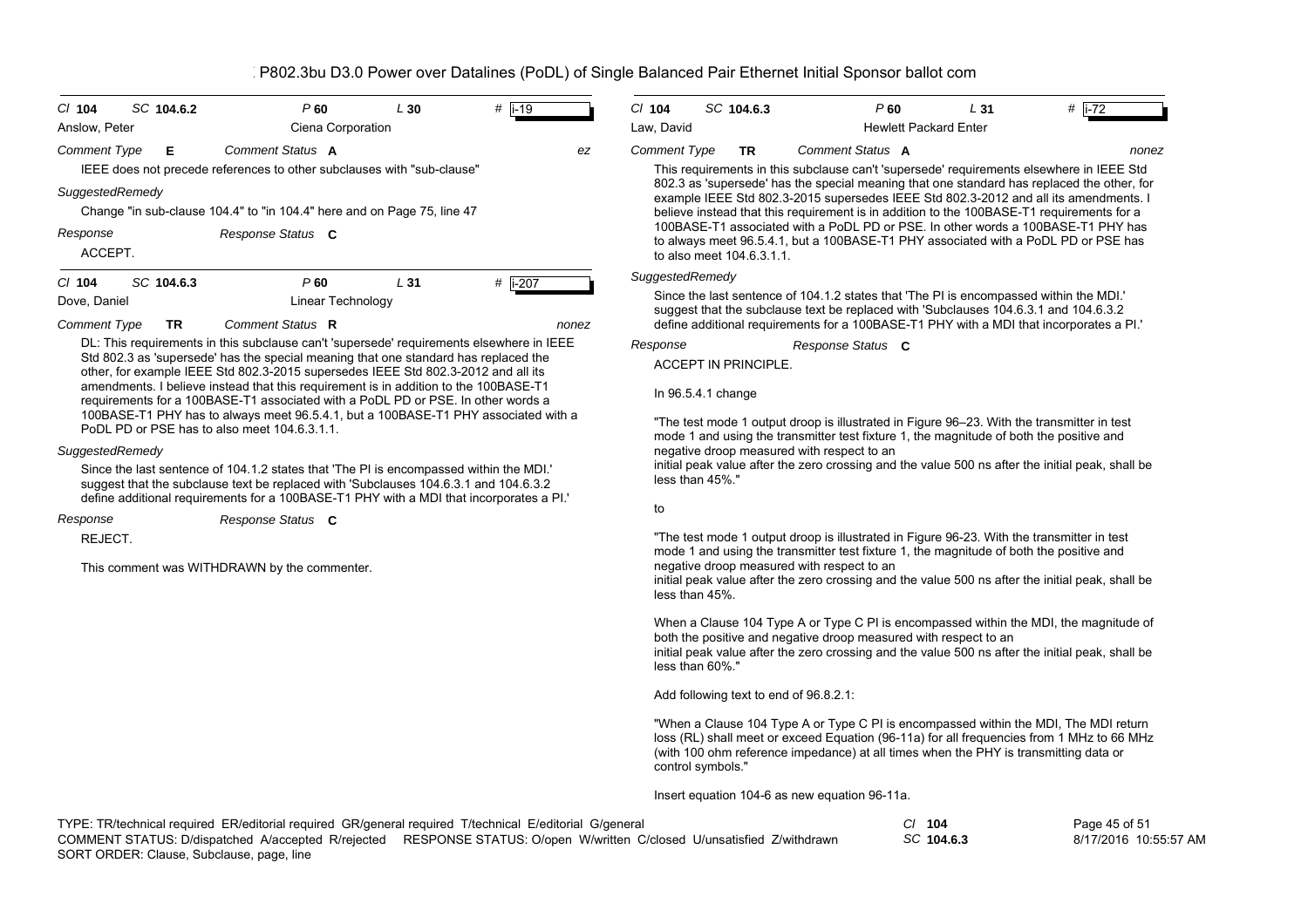P802.3bu D3.0 Power over Datalines (PoDL) of Single Balanced Pair Ethernet Initial Sponsor ballot com

**Cl** 104 **SC** 104.6.2 **P** 60 **L** 30 **#** i-19

Anslow, Peter — Ciena Corporation

**Comment Type** E **Comment Status** A — ez

IEEE does not precede references to other subclauses with "sub-clause"

*SuggestedRemedy*

Change "in sub-clause 104.4" to "in 104.4" here and on Page 75, line 47

*Response* — *Response Status* C

ACCEPT.

---

**Cl** 104 **SC** 104.6.3 **P** 60 **L** 31 **#** i-207

Dove, Daniel — Linear Technology

**Comment Type** TR **Comment Status** R — nonez

DL: This requirements in this subclause can't 'supersede' requirements elsewhere in IEEE Std 802.3 as 'supersede' has the special meaning that one standard has replaced the other, for example IEEE Std 802.3-2015 supersedes IEEE Std 802.3-2012 and all its amendments. I believe instead that this requirement is in addition to the 100BASE-T1 requirements for a 100BASE-T1 associated with a PoDL PD or PSE. In other words a 100BASE-T1 PHY has to always meet 96.5.4.1, but a 100BASE-T1 PHY associated with a PoDL PD or PSE has to also meet 104.6.3.1.1.

*SuggestedRemedy*

Since the last sentence of 104.1.2 states that 'The PI is encompassed within the MDI.' suggest that the subclause text be replaced with 'Subclauses 104.6.3.1 and 104.6.3.2 define additional requirements for a 100BASE-T1 PHY with a MDI that incorporates a PI.'

*Response* — *Response Status* C

REJECT.

This comment was WITHDRAWN by the commenter.

---

**Cl** 104 **SC** 104.6.3 **P** 60 **L** 31 **#** i-72

Law, David — Hewlett Packard Enter

**Comment Type** TR **Comment Status** A — nonez

This requirements in this subclause can't 'supersede' requirements elsewhere in IEEE Std 802.3 as 'supersede' has the special meaning that one standard has replaced the other, for example IEEE Std 802.3-2015 supersedes IEEE Std 802.3-2012 and all its amendments. I believe instead that this requirement is in addition to the 100BASE-T1 requirements for a 100BASE-T1 associated with a PoDL PD or PSE. In other words a 100BASE-T1 PHY has to always meet 96.5.4.1, but a 100BASE-T1 PHY associated with a PoDL PD or PSE has to also meet 104.6.3.1.1.

*SuggestedRemedy*

Since the last sentence of 104.1.2 states that 'The PI is encompassed within the MDI.' suggest that the subclause text be replaced with 'Subclauses 104.6.3.1 and 104.6.3.2 define additional requirements for a 100BASE-T1 PHY with a MDI that incorporates a PI.'

*Response* — *Response Status* C

ACCEPT IN PRINCIPLE.

In 96.5.4.1 change

"The test mode 1 output droop is illustrated in Figure 96–23. With the transmitter in test mode 1 and using the transmitter test fixture 1, the magnitude of both the positive and negative droop measured with respect to an
initial peak value after the zero crossing and the value 500 ns after the initial peak, shall be less than 45%."

to

"The test mode 1 output droop is illustrated in Figure 96-23. With the transmitter in test mode 1 and using the transmitter test fixture 1, the magnitude of both the positive and negative droop measured with respect to an
initial peak value after the zero crossing and the value 500 ns after the initial peak, shall be less than 45%.

When a Clause 104 Type A or Type C PI is encompassed within the MDI, the magnitude of both the positive and negative droop measured with respect to an
initial peak value after the zero crossing and the value 500 ns after the initial peak, shall be less than 60%."

Add following text to end of 96.8.2.1:

"When a Clause 104 Type A or Type C PI is encompassed within the MDI, The MDI return loss (RL) shall meet or exceed Equation (96-11a) for all frequencies from 1 MHz to 66 MHz (with 100 ohm reference impedance) at all times when the PHY is transmitting data or control symbols."

Insert equation 104-6 as new equation 96-11a.

---

TYPE: TR/technical required ER/editorial required GR/general required T/technical E/editorial G/general
COMMENT STATUS: D/dispatched A/accepted R/rejected RESPONSE STATUS: O/open W/written C/closed U/unsatisfied Z/withdrawn
SORT ORDER: Clause, Subclause, page, line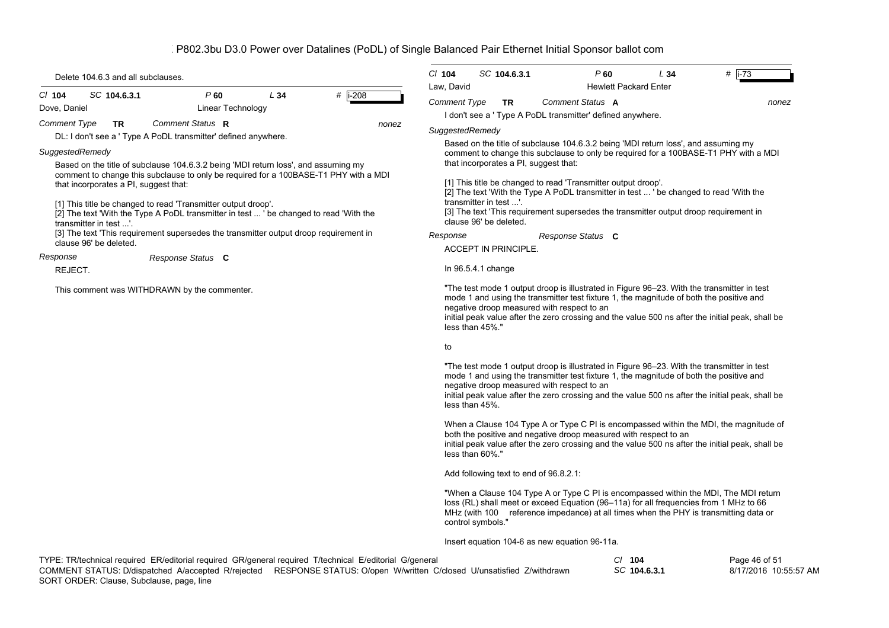# P802.3bu D3.0 Power over Datalines (PoDL) of Single Balanced Pair Ethernet Initial Sponsor ballot com

Delete 104.6.3 and all subclauses.

---

*Cl* **104** *SC* **104.6.3.1** *P* **60** *L* **34** # **i-208**

Dove, Daniel — Linear Technology

*Comment Type* **TR** *Comment Status* **R** *nonez*

DL: I don't see a ' Type A PoDL transmitter' defined anywhere.

*SuggestedRemedy*

Based on the title of subclause 104.6.3.2 being 'MDI return loss', and assuming my comment to change this subclause to only be required for a 100BASE-T1 PHY with a MDI that incorporates a PI, suggest that:

[1] This title be changed to read 'Transmitter output droop'.
[2] The text 'With the Type A PoDL transmitter in test ... ' be changed to read 'With the transmitter in test ...'.
[3] The text 'This requirement supersedes the transmitter output droop requirement in clause 96' be deleted.

*Response* *Response Status* **C**

REJECT.

This comment was WITHDRAWN by the commenter.

---

*Cl* **104** *SC* **104.6.3.1** *P* **60** *L* **34** # **i-73**

Law, David — Hewlett Packard Enter

*Comment Type* **TR** *Comment Status* **A** *nonez*

I don't see a ' Type A PoDL transmitter' defined anywhere.

*SuggestedRemedy*

Based on the title of subclause 104.6.3.2 being 'MDI return loss', and assuming my comment to change this subclause to only be required for a 100BASE-T1 PHY with a MDI that incorporates a PI, suggest that:

[1] This title be changed to read 'Transmitter output droop'.
[2] The text 'With the Type A PoDL transmitter in test ... ' be changed to read 'With the transmitter in test ...'.
[3] The text 'This requirement supersedes the transmitter output droop requirement in clause 96' be deleted.

*Response* *Response Status* **C**

ACCEPT IN PRINCIPLE.

In 96.5.4.1 change

"The test mode 1 output droop is illustrated in Figure 96–23. With the transmitter in test mode 1 and using the transmitter test fixture 1, the magnitude of both the positive and negative droop measured with respect to an initial peak value after the zero crossing and the value 500 ns after the initial peak, shall be less than 45%."

to

"The test mode 1 output droop is illustrated in Figure 96–23. With the transmitter in test mode 1 and using the transmitter test fixture 1, the magnitude of both the positive and negative droop measured with respect to an initial peak value after the zero crossing and the value 500 ns after the initial peak, shall be less than 45%.

When a Clause 104 Type A or Type C PI is encompassed within the MDI, the magnitude of both the positive and negative droop measured with respect to an initial peak value after the zero crossing and the value 500 ns after the initial peak, shall be less than 60%."

Add following text to end of 96.8.2.1:

"When a Clause 104 Type A or Type C PI is encompassed within the MDI, The MDI return loss (RL) shall meet or exceed Equation (96–11a) for all frequencies from 1 MHz to 66 MHz (with 100 reference impedance) at all times when the PHY is transmitting data or control symbols."

Insert equation 104-6 as new equation 96-11a.

---

TYPE: TR/technical required ER/editorial required GR/general required T/technical E/editorial G/general
COMMENT STATUS: D/dispatched A/accepted R/rejected RESPONSE STATUS: O/open W/written C/closed U/unsatisfied Z/withdrawn
SORT ORDER: Clause, Subclause, page, line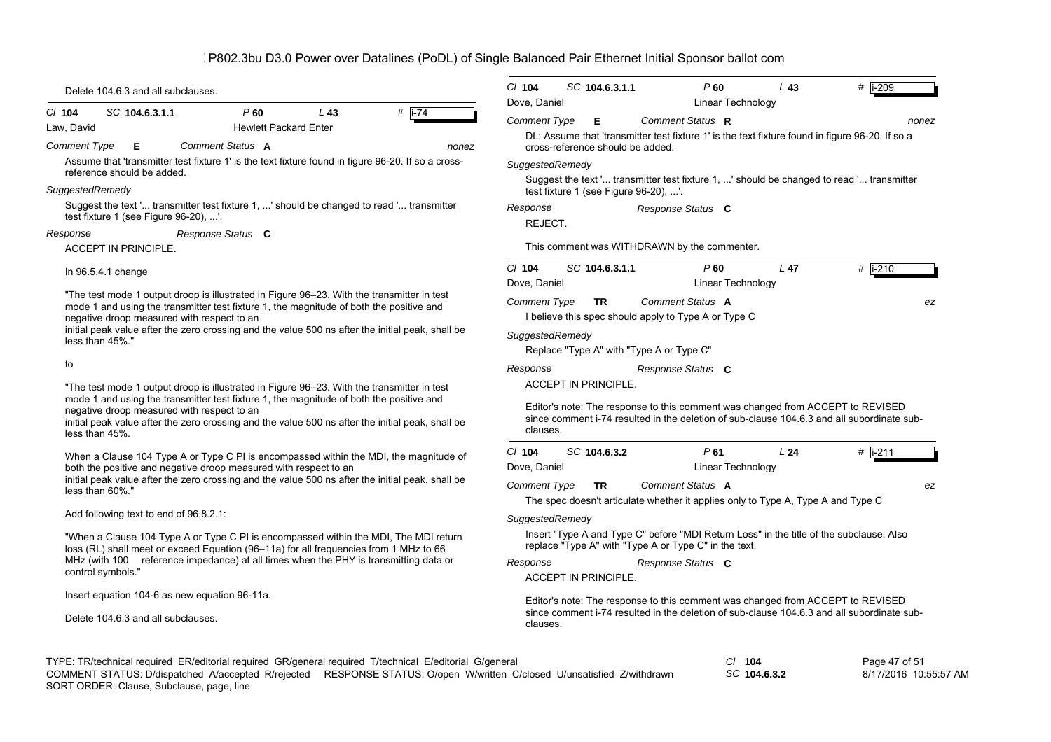Delete 104.6.3 and all subclauses.

---

Cl **104** SC **104.6.3.1.1** P **60** L **43** # **i-74**

Law, David — Hewlett Packard Enter

*Comment Type* **E** *Comment Status* **A** *nonez*

Assume that 'transmitter test fixture 1' is the text fixture found in figure 96-20. If so a cross-reference should be added.

*SuggestedRemedy*

Suggest the text '... transmitter test fixture 1, ...' should be changed to read '... transmitter test fixture 1 (see Figure 96-20), ...'.

*Response* *Response Status* **C**

ACCEPT IN PRINCIPLE.

In 96.5.4.1 change

"The test mode 1 output droop is illustrated in Figure 96–23. With the transmitter in test mode 1 and using the transmitter test fixture 1, the magnitude of both the positive and negative droop measured with respect to an initial peak value after the zero crossing and the value 500 ns after the initial peak, shall be less than 45%."

to

"The test mode 1 output droop is illustrated in Figure 96–23. With the transmitter in test mode 1 and using the transmitter test fixture 1, the magnitude of both the positive and negative droop measured with respect to an initial peak value after the zero crossing and the value 500 ns after the initial peak, shall be less than 45%.

When a Clause 104 Type A or Type C PI is encompassed within the MDI, the magnitude of both the positive and negative droop measured with respect to an initial peak value after the zero crossing and the value 500 ns after the initial peak, shall be less than 60%."

Add following text to end of 96.8.2.1:

"When a Clause 104 Type A or Type C PI is encompassed within the MDI, The MDI return loss (RL) shall meet or exceed Equation (96–11a) for all frequencies from 1 MHz to 66 MHz (with 100 reference impedance) at all times when the PHY is transmitting data or control symbols."

Insert equation 104-6 as new equation 96-11a.

Delete 104.6.3 and all subclauses.

---

Cl **104** SC **104.6.3.1.1** P **60** L **43** # **i-209**

Dove, Daniel — Linear Technology

*Comment Type* **E** *Comment Status* **R** *nonez*

DL: Assume that 'transmitter test fixture 1' is the text fixture found in figure 96-20. If so a cross-reference should be added.

*SuggestedRemedy*

Suggest the text '... transmitter test fixture 1, ...' should be changed to read '... transmitter test fixture 1 (see Figure 96-20), ...'.

*Response* *Response Status* **C**

REJECT.

This comment was WITHDRAWN by the commenter.

---

Cl **104** SC **104.6.3.1.1** P **60** L **47** # **i-210**

Dove, Daniel — Linear Technology

*Comment Type* **TR** *Comment Status* **A** *ez*

I believe this spec should apply to Type A or Type C

*SuggestedRemedy*

Replace "Type A" with "Type A or Type C"

*Response* *Response Status* **C**

ACCEPT IN PRINCIPLE.

Editor's note: The response to this comment was changed from ACCEPT to REVISED since comment i-74 resulted in the deletion of sub-clause 104.6.3 and all subordinate sub-clauses.

---

Cl **104** SC **104.6.3.2** P **61** L **24** # **i-211**

Dove, Daniel — Linear Technology

*Comment Type* **TR** *Comment Status* **A** *ez*

The spec doesn't articulate whether it applies only to Type A, Type A and Type C

*SuggestedRemedy*

Insert "Type A and Type C" before "MDI Return Loss" in the title of the subclause. Also replace "Type A" with "Type A or Type C" in the text.

*Response* *Response Status* **C**

ACCEPT IN PRINCIPLE.

Editor's note: The response to this comment was changed from ACCEPT to REVISED since comment i-74 resulted in the deletion of sub-clause 104.6.3 and all subordinate sub-clauses.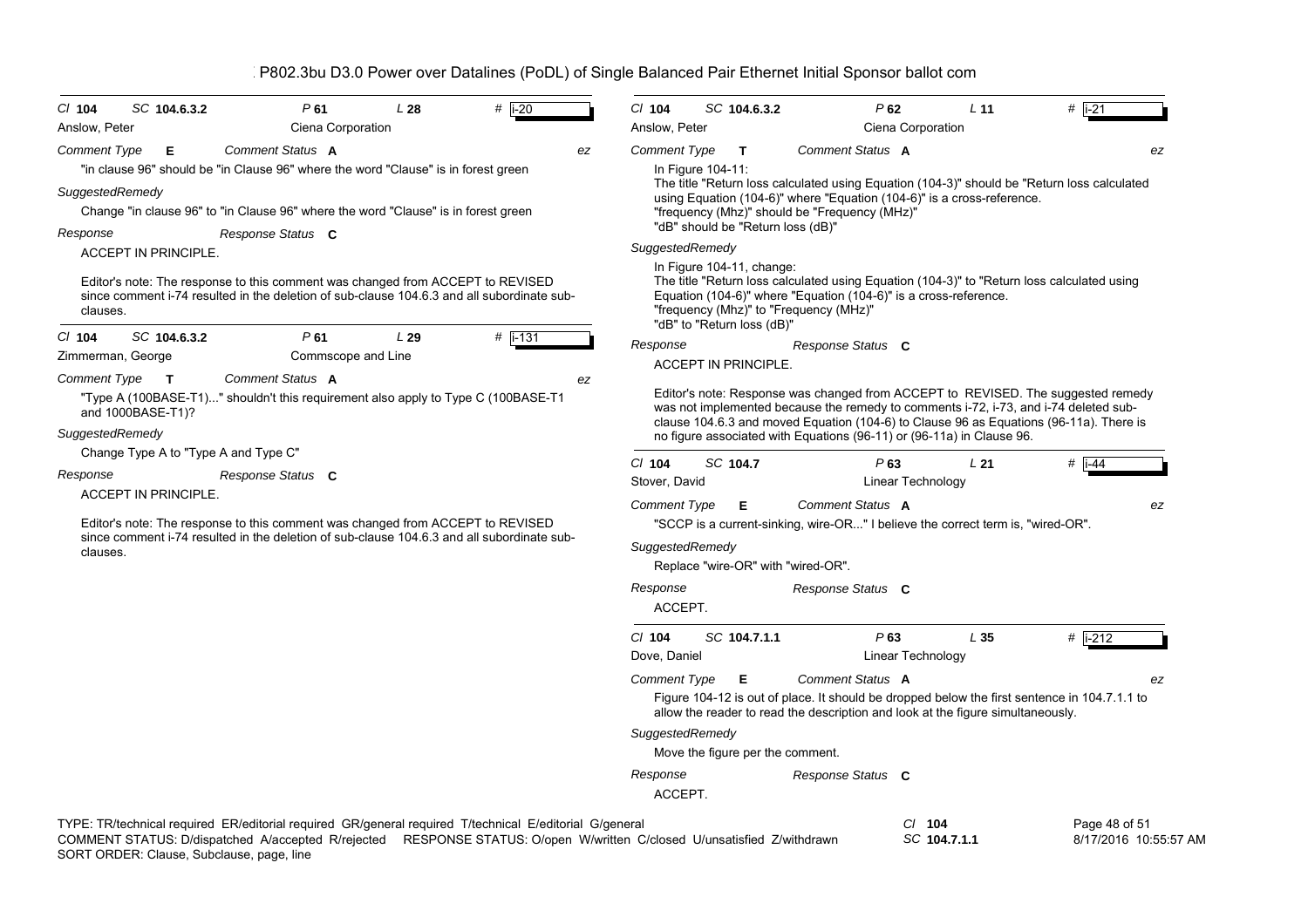P802.3bu D3.0 Power over Datalines (PoDL) of Single Balanced Pair Ethernet Initial Sponsor ballot com

---

**Cl** 104 **SC** 104.6.3.2 **P** 61 **L** 28 **#** i-20

Anslow, Peter — Ciena Corporation

*Comment Type* **E** *Comment Status* **A** *ez*

"in clause 96" should be "in Clause 96" where the word "Clause" is in forest green

*SuggestedRemedy*

Change "in clause 96" to "in Clause 96" where the word "Clause" is in forest green

*Response* *Response Status* **C**

ACCEPT IN PRINCIPLE.

Editor's note: The response to this comment was changed from ACCEPT to REVISED since comment i-74 resulted in the deletion of sub-clause 104.6.3 and all subordinate sub-clauses.

---

**Cl** 104 **SC** 104.6.3.2 **P** 61 **L** 29 **#** i-131

Zimmerman, George — Commscope and Line

*Comment Type* **T** *Comment Status* **A** *ez*

"Type A (100BASE-T1)..." shouldn't this requirement also apply to Type C (100BASE-T1 and 1000BASE-T1)?

*SuggestedRemedy*

Change Type A to "Type A and Type C"

*Response* *Response Status* **C**

ACCEPT IN PRINCIPLE.

Editor's note: The response to this comment was changed from ACCEPT to REVISED since comment i-74 resulted in the deletion of sub-clause 104.6.3 and all subordinate sub-clauses.

---

**Cl** 104 **SC** 104.6.3.2 **P** 62 **L** 11 **#** i-21

Anslow, Peter — Ciena Corporation

*Comment Type* **T** *Comment Status* **A** *ez*

In Figure 104-11:
The title "Return loss calculated using Equation (104-3)" should be "Return loss calculated using Equation (104-6)" where "Equation (104-6)" is a cross-reference.
"frequency (Mhz)" should be "Frequency (MHz)"
"dB" should be "Return loss (dB)"

*SuggestedRemedy*

In Figure 104-11, change:
The title "Return loss calculated using Equation (104-3)" to "Return loss calculated using Equation (104-6)" where "Equation (104-6)" is a cross-reference.
"frequency (Mhz)" to "Frequency (MHz)"
"dB" to "Return loss (dB)"

*Response* *Response Status* **C**

ACCEPT IN PRINCIPLE.

Editor's note: Response was changed from ACCEPT to REVISED. The suggested remedy was not implemented because the remedy to comments i-72, i-73, and i-74 deleted sub-clause 104.6.3 and moved Equation (104-6) to Clause 96 as Equations (96-11a). There is no figure associated with Equations (96-11) or (96-11a) in Clause 96.

---

**Cl** 104 **SC** 104.7 **P** 63 **L** 21 **#** i-44

Stover, David — Linear Technology

*Comment Type* **E** *Comment Status* **A** *ez*

"SCCP is a current-sinking, wire-OR..." I believe the correct term is, "wired-OR".

*SuggestedRemedy*

Replace "wire-OR" with "wired-OR".

*Response* *Response Status* **C**

ACCEPT.

---

**Cl** 104 **SC** 104.7.1.1 **P** 63 **L** 35 **#** i-212

Dove, Daniel — Linear Technology

*Comment Type* **E** *Comment Status* **A** *ez*

Figure 104-12 is out of place. It should be dropped below the first sentence in 104.7.1.1 to allow the reader to read the description and look at the figure simultaneously.

*SuggestedRemedy*

Move the figure per the comment.

*Response* *Response Status* **C**

ACCEPT.

---

TYPE: TR/technical required ER/editorial required GR/general required T/technical E/editorial G/general
COMMENT STATUS: D/dispatched A/accepted R/rejected RESPONSE STATUS: O/open W/written C/closed U/unsatisfied Z/withdrawn
SORT ORDER: Clause, Subclause, page, line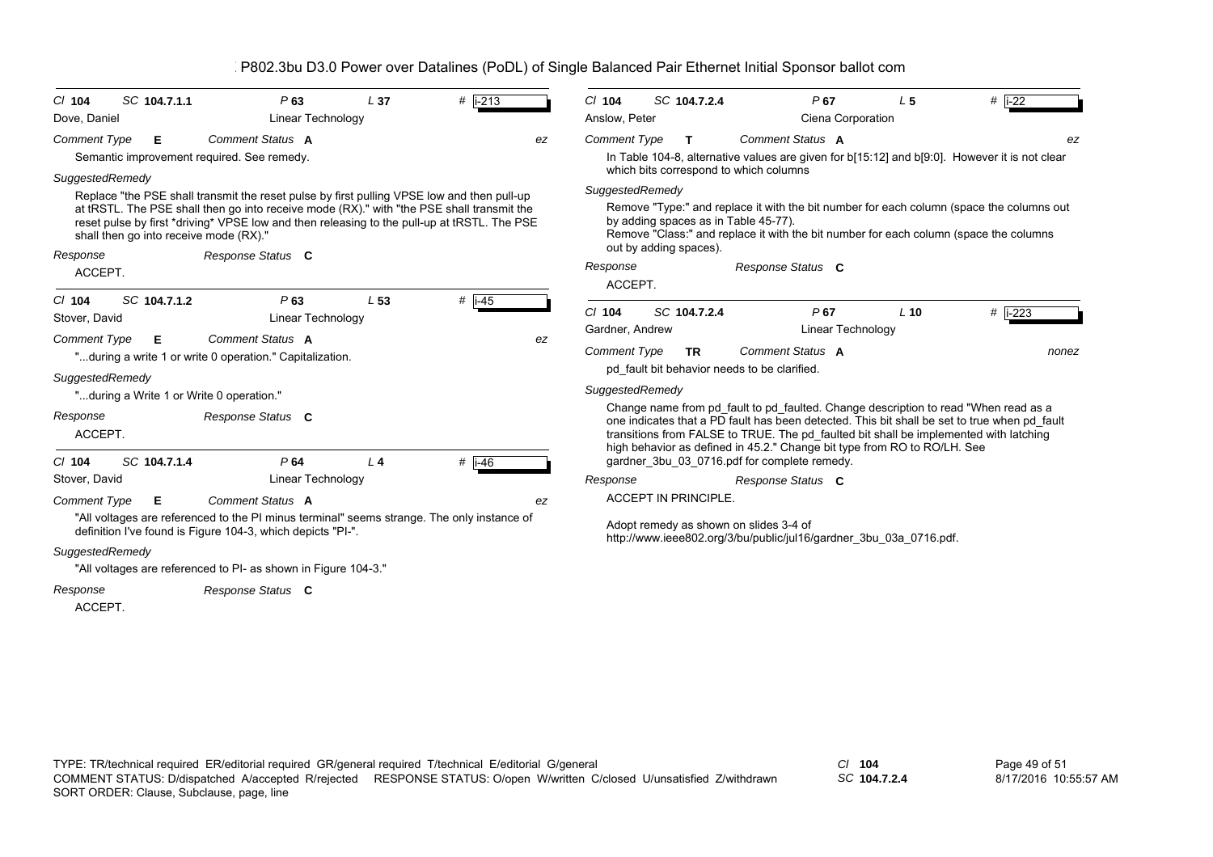P802.3bu D3.0 Power over Datalines (PoDL) of Single Balanced Pair Ethernet Initial Sponsor ballot com

---

**Cl** 104 **SC** 104.7.1.1 **P** 63 **L** 37 **#** i-213

Dove, Daniel — Linear Technology

*Comment Type* **E** *Comment Status* **A** *ez*

Semantic improvement required. See remedy.

*SuggestedRemedy*

Replace "the PSE shall transmit the reset pulse by first pulling VPSE low and then pull-up at tRSTL. The PSE shall then go into receive mode (RX)." with "the PSE shall transmit the reset pulse by first *driving* VPSE low and then releasing to the pull-up at tRSTL. The PSE shall then go into receive mode (RX)."

*Response* *Response Status* **C**

ACCEPT.

---

**Cl** 104 **SC** 104.7.1.2 **P** 63 **L** 53 **#** i-45

Stover, David — Linear Technology

*Comment Type* **E** *Comment Status* **A** *ez*

"...during a write 1 or write 0 operation." Capitalization.

*SuggestedRemedy*

"...during a Write 1 or Write 0 operation."

*Response* *Response Status* **C**

ACCEPT.

---

**Cl** 104 **SC** 104.7.1.4 **P** 64 **L** 4 **#** i-46

Stover, David — Linear Technology

*Comment Type* **E** *Comment Status* **A** *ez*

"All voltages are referenced to the PI minus terminal" seems strange. The only instance of definition I've found is Figure 104-3, which depicts "PI-".

*SuggestedRemedy*

"All voltages are referenced to PI- as shown in Figure 104-3."

*Response* *Response Status* **C**

ACCEPT.

---

**Cl** 104 **SC** 104.7.2.4 **P** 67 **L** 5 **#** i-22

Anslow, Peter — Ciena Corporation

*Comment Type* **T** *Comment Status* **A** *ez*

In Table 104-8, alternative values are given for b[15:12] and b[9:0]. However it is not clear which bits correspond to which columns

*SuggestedRemedy*

Remove "Type:" and replace it with the bit number for each column (space the columns out by adding spaces as in Table 45-77).
Remove "Class:" and replace it with the bit number for each column (space the columns out by adding spaces).

*Response* *Response Status* **C**

ACCEPT.

---

**Cl** 104 **SC** 104.7.2.4 **P** 67 **L** 10 **#** i-223

Gardner, Andrew — Linear Technology

*Comment Type* **TR** *Comment Status* **A** *nonez*

pd_fault bit behavior needs to be clarified.

*SuggestedRemedy*

Change name from pd_fault to pd_faulted. Change description to read "When read as a one indicates that a PD fault has been detected. This bit shall be set to true when pd_fault transitions from FALSE to TRUE. The pd_faulted bit shall be implemented with latching high behavior as defined in 45.2." Change bit type from RO to RO/LH. See gardner_3bu_03_0716.pdf for complete remedy.

*Response* *Response Status* **C**

ACCEPT IN PRINCIPLE.

Adopt remedy as shown on slides 3-4 of
http://www.ieee802.org/3/bu/public/jul16/gardner_3bu_03a_0716.pdf.

---

TYPE: TR/technical required ER/editorial required GR/general required T/technical E/editorial G/general
COMMENT STATUS: D/dispatched A/accepted R/rejected RESPONSE STATUS: O/open W/written C/closed U/unsatisfied Z/withdrawn
SORT ORDER: Clause, Subclause, page, line

*Cl* 104 *SC* 104.7.2.4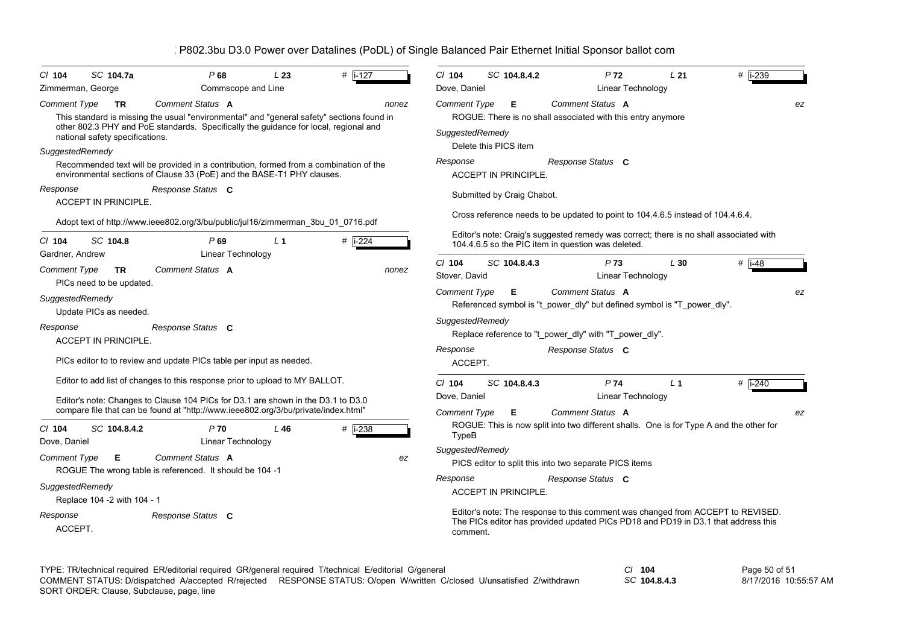**Cl 104 SC 104.7a P 68 L 23 # i-127**

Zimmerman, George — Commscope and Line

*Comment Type* **TR** *Comment Status* **A** — nonez

This standard is missing the usual "environmental" and "general safety" sections found in other 802.3 PHY and PoE standards. Specifically the guidance for local, regional and national safety specifications.

*SuggestedRemedy*

Recommended text will be provided in a contribution, formed from a combination of the environmental sections of Clause 33 (PoE) and the BASE-T1 PHY clauses.

*Response* — *Response Status* **C**

ACCEPT IN PRINCIPLE.

Adopt text of http://www.ieee802.org/3/bu/public/jul16/zimmerman_3bu_01_0716.pdf

---

**Cl 104 SC 104.8 P 69 L 1 # i-224**

Gardner, Andrew — Linear Technology

*Comment Type* **TR** *Comment Status* **A** — nonez

PICs need to be updated.

*SuggestedRemedy*

Update PICs as needed.

*Response* — *Response Status* **C**

ACCEPT IN PRINCIPLE.

PICs editor to to review and update PICs table per input as needed.

Editor to add list of changes to this response prior to upload to MY BALLOT.

Editor's note: Changes to Clause 104 PICs for D3.1 are shown in the D3.1 to D3.0 compare file that can be found at "http://www.ieee802.org/3/bu/private/index.html"

---

**Cl 104 SC 104.8.4.2 P 70 L 46 # i-238**

Dove, Daniel — Linear Technology

*Comment Type* **E** *Comment Status* **A** — ez

ROGUE The wrong table is referenced. It should be 104 -1

*SuggestedRemedy*

Replace 104 -2 with 104 - 1

*Response* — *Response Status* **C**

ACCEPT.

---

**Cl 104 SC 104.8.4.2 P 72 L 21 # i-239**

Dove, Daniel — Linear Technology

*Comment Type* **E** *Comment Status* **A** — ez

ROGUE: There is no shall associated with this entry anymore

*SuggestedRemedy*

Delete this PICS item

*Response* — *Response Status* **C**

ACCEPT IN PRINCIPLE.

Submitted by Craig Chabot.

Cross reference needs to be updated to point to 104.4.6.5 instead of 104.4.6.4.

Editor's note: Craig's suggested remedy was correct; there is no shall associated with 104.4.6.5 so the PIC item in question was deleted.

---

**Cl 104 SC 104.8.4.3 P 73 L 30 # i-48**

Stover, David — Linear Technology

*Comment Type* **E** *Comment Status* **A** — ez

Referenced symbol is "t_power_dly" but defined symbol is "T_power_dly".

*SuggestedRemedy*

Replace reference to "t_power_dly" with "T_power_dly".

*Response* — *Response Status* **C**

ACCEPT.

---

**Cl 104 SC 104.8.4.3 P 74 L 1 # i-240**

Dove, Daniel — Linear Technology

*Comment Type* **E** *Comment Status* **A** — ez

ROGUE: This is now split into two different shalls. One is for Type A and the other for TypeB

*SuggestedRemedy*

PICS editor to split this into two separate PICS items

*Response* — *Response Status* **C**

ACCEPT IN PRINCIPLE.

Editor's note: The response to this comment was changed from ACCEPT to REVISED. The PICs editor has provided updated PICs PD18 and PD19 in D3.1 that address this comment.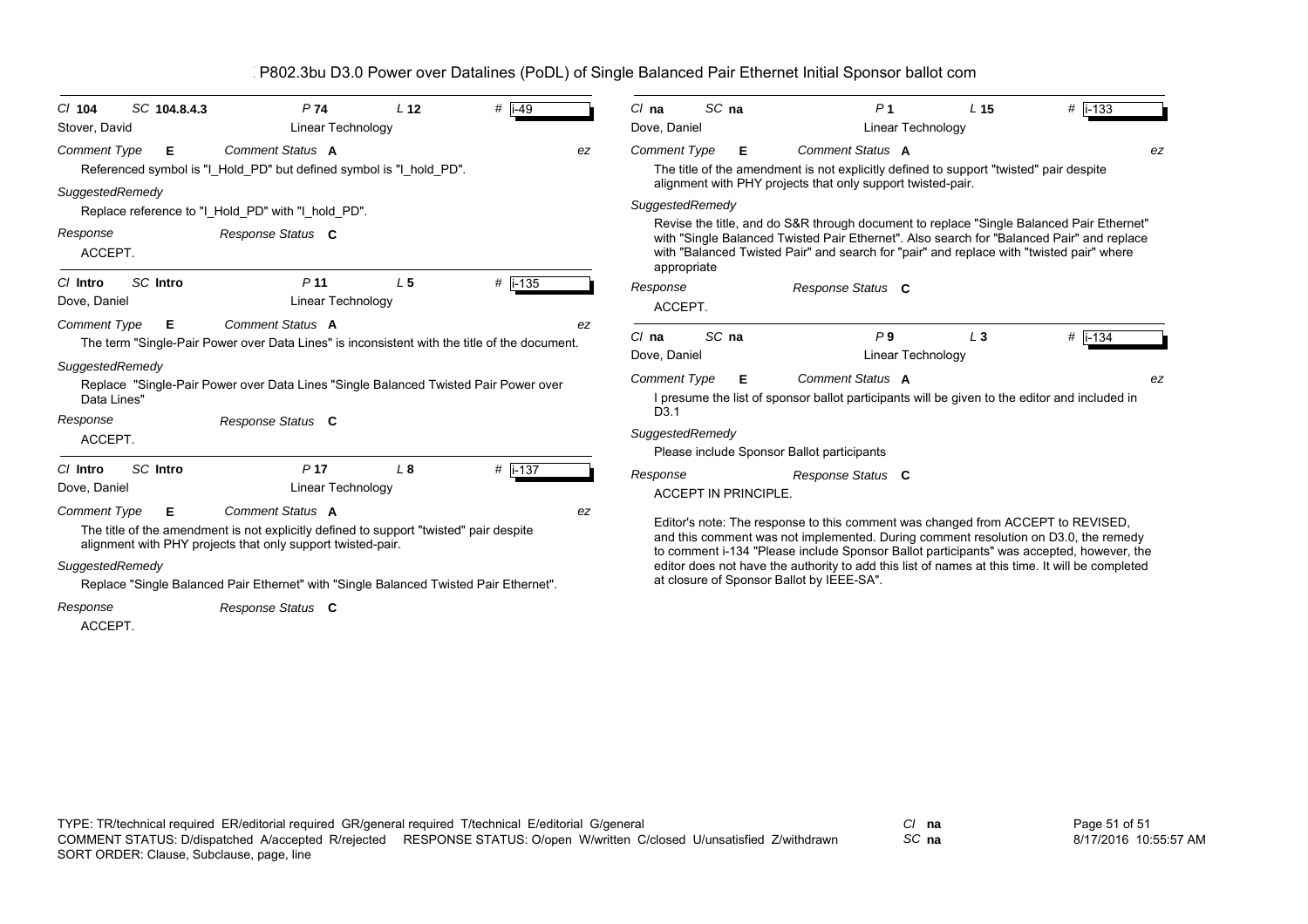P802.3bu D3.0 Power over Datalines (PoDL) of Single Balanced Pair Ethernet Initial Sponsor ballot com

---

*Cl* **104** *SC* **104.8.4.3** *P* **74** *L* **12** *#* **i-49**

Stover, David — Linear Technology

*Comment Type* **E** *Comment Status* **A** *ez*

Referenced symbol is "I_Hold_PD" but defined symbol is "I_hold_PD".

*SuggestedRemedy*

Replace reference to "I_Hold_PD" with "I_hold_PD".

*Response* *Response Status* **C**

ACCEPT.

---

*Cl* **Intro** *SC* **Intro** *P* **11** *L* **5** *#* **i-135**

Dove, Daniel — Linear Technology

*Comment Type* **E** *Comment Status* **A** *ez*

The term "Single-Pair Power over Data Lines" is inconsistent with the title of the document.

*SuggestedRemedy*

Replace "Single-Pair Power over Data Lines "Single Balanced Twisted Pair Power over Data Lines"

*Response* *Response Status* **C**

ACCEPT.

---

*Cl* **Intro** *SC* **Intro** *P* **17** *L* **8** *#* **i-137**

Dove, Daniel — Linear Technology

*Comment Type* **E** *Comment Status* **A** *ez*

The title of the amendment is not explicitly defined to support "twisted" pair despite alignment with PHY projects that only support twisted-pair.

*SuggestedRemedy*

Replace "Single Balanced Pair Ethernet" with "Single Balanced Twisted Pair Ethernet".

*Response* *Response Status* **C**

ACCEPT.

---

*Cl* **na** *SC* **na** *P* **1** *L* **15** *#* **i-133**

Dove, Daniel — Linear Technology

*Comment Type* **E** *Comment Status* **A** *ez*

The title of the amendment is not explicitly defined to support "twisted" pair despite alignment with PHY projects that only support twisted-pair.

*SuggestedRemedy*

Revise the title, and do S&R through document to replace "Single Balanced Pair Ethernet" with "Single Balanced Twisted Pair Ethernet". Also search for "Balanced Pair" and replace with "Balanced Twisted Pair" and search for "pair" and replace with "twisted pair" where appropriate

*Response* *Response Status* **C**

ACCEPT.

---

*Cl* **na** *SC* **na** *P* **9** *L* **3** *#* **i-134**

Dove, Daniel — Linear Technology

*Comment Type* **E** *Comment Status* **A** *ez*

I presume the list of sponsor ballot participants will be given to the editor and included in D3.1

*SuggestedRemedy*

Please include Sponsor Ballot participants

*Response* *Response Status* **C**

ACCEPT IN PRINCIPLE.

Editor's note: The response to this comment was changed from ACCEPT to REVISED, and this comment was not implemented. During comment resolution on D3.0, the remedy to comment i-134 "Please include Sponsor Ballot participants" was accepted, however, the editor does not have the authority to add this list of names at this time. It will be completed at closure of Sponsor Ballot by IEEE-SA".

---

TYPE: TR/technical required ER/editorial required GR/general required T/technical E/editorial G/general
COMMENT STATUS: D/dispatched A/accepted R/rejected RESPONSE STATUS: O/open W/written C/closed U/unsatisfied Z/withdrawn
SORT ORDER: Clause, Subclause, page, line